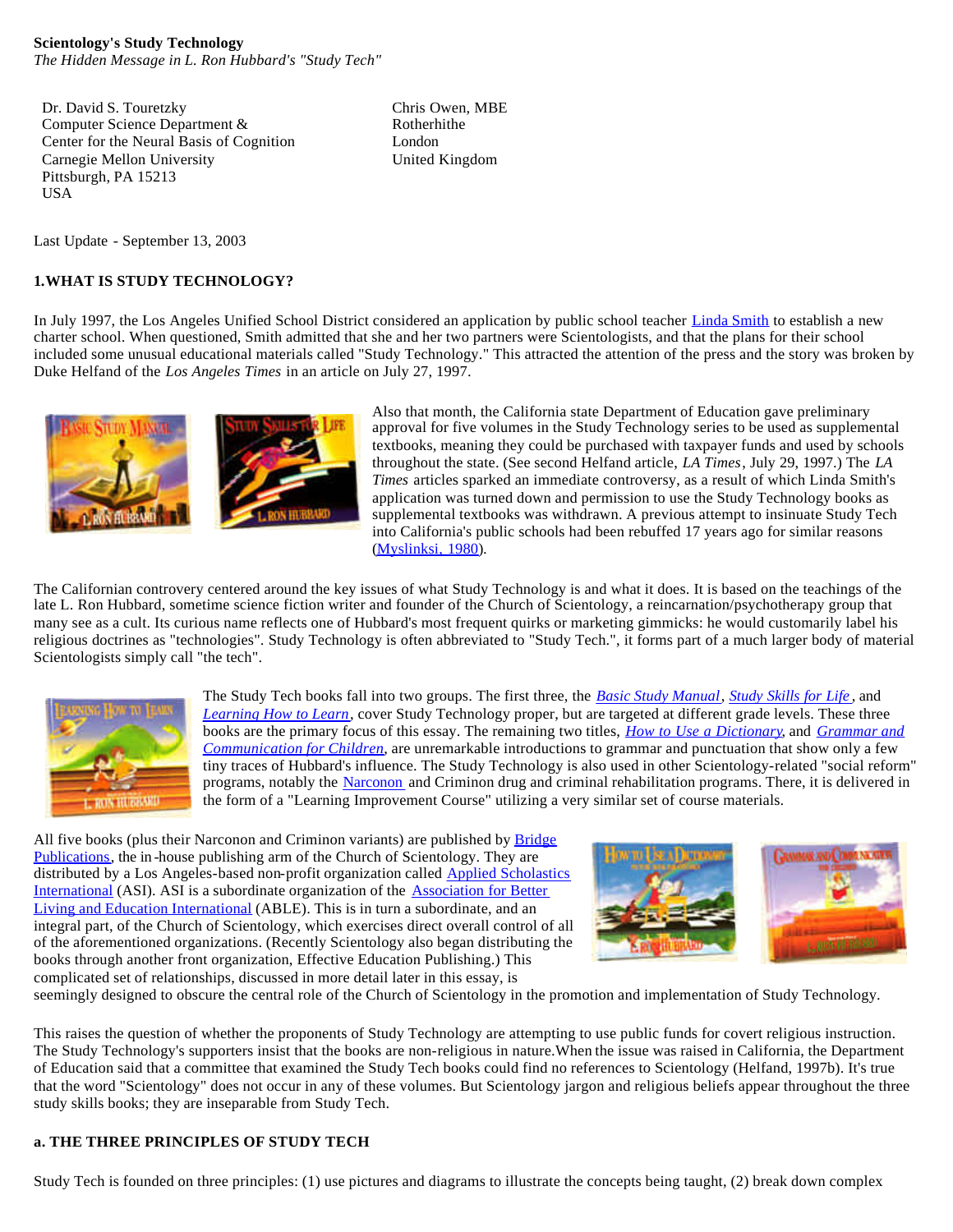**Scientology's Study Technology**
*The Hidden Message in L. Ron Hubbard's "Study Tech"*

Dr. David S. Touretzky
Computer Science Department &
Center for the Neural Basis of Cognition
Carnegie Mellon University
Pittsburgh, PA 15213
USA

Chris Owen, MBE
Rotherhithe
London
United Kingdom

Last Update - September 13, 2003

**1.WHAT IS STUDY TECHNOLOGY?**

In July 1997, the Los Angeles Unified School District considered an application by public school teacher Linda Smith to establish a new charter school. When questioned, Smith admitted that she and her two partners were Scientologists, and that the plans for their school included some unusual educational materials called "Study Technology." This attracted the attention of the press and the story was broken by Duke Helfand of the *Los Angeles Times* in an article on July 27, 1997.

Also that month, the California state Department of Education gave preliminary approval for five volumes in the Study Technology series to be used as supplemental textbooks, meaning they could be purchased with taxpayer funds and used by schools throughout the state. (See second Helfand article, *LA Times*, July 29, 1997.) The *LA Times* articles sparked an immediate controversy, as a result of which Linda Smith's application was turned down and permission to use the Study Technology books as supplemental textbooks was withdrawn. A previous attempt to insinuate Study Tech into California's public schools had been rebuffed 17 years ago for similar reasons (Myslinksi, 1980).

The Californian controvery centered around the key issues of what Study Technology is and what it does. It is based on the teachings of the late L. Ron Hubbard, sometime science fiction writer and founder of the Church of Scientology, a reincarnation/psychotherapy group that many see as a cult. Its curious name reflects one of Hubbard's most frequent quirks or marketing gimmicks: he would customarily label his religious doctrines as "technologies". Study Technology is often abbreviated to "Study Tech.", it forms part of a much larger body of material Scientologists simply call "the tech".

The Study Tech books fall into two groups. The first three, the *Basic Study Manual*, *Study Skills for Life*, and *Learning How to Learn*, cover Study Technology proper, but are targeted at different grade levels. These three books are the primary focus of this essay. The remaining two titles, *How to Use a Dictionary*, and *Grammar and Communication for Children*, are unremarkable introductions to grammar and punctuation that show only a few tiny traces of Hubbard's influence. The Study Technology is also used in other Scientology-related "social reform" programs, notably the Narconon and Criminon drug and criminal rehabilitation programs. There, it is delivered in the form of a "Learning Improvement Course" utilizing a very similar set of course materials.

All five books (plus their Narconon and Criminon variants) are published by Bridge Publications, the in-house publishing arm of the Church of Scientology. They are distributed by a Los Angeles-based non-profit organization called Applied Scholastics International (ASI). ASI is a subordinate organization of the Association for Better Living and Education International (ABLE). This is in turn a subordinate, and an integral part, of the Church of Scientology, which exercises direct overall control of all of the aforementioned organizations. (Recently Scientology also began distributing the books through another front organization, Effective Education Publishing.) This complicated set of relationships, discussed in more detail later in this essay, is seemingly designed to obscure the central role of the Church of Scientology in the promotion and implementation of Study Technology.

This raises the question of whether the proponents of Study Technology are attempting to use public funds for covert religious instruction. The Study Technology's supporters insist that the books are non-religious in nature.When the issue was raised in California, the Department of Education said that a committee that examined the Study Tech books could find no references to Scientology (Helfand, 1997b). It's true that the word "Scientology" does not occur in any of these volumes. But Scientology jargon and religious beliefs appear throughout the three study skills books; they are inseparable from Study Tech.

**a. THE THREE PRINCIPLES OF STUDY TECH**

Study Tech is founded on three principles: (1) use pictures and diagrams to illustrate the concepts being taught, (2) break down complex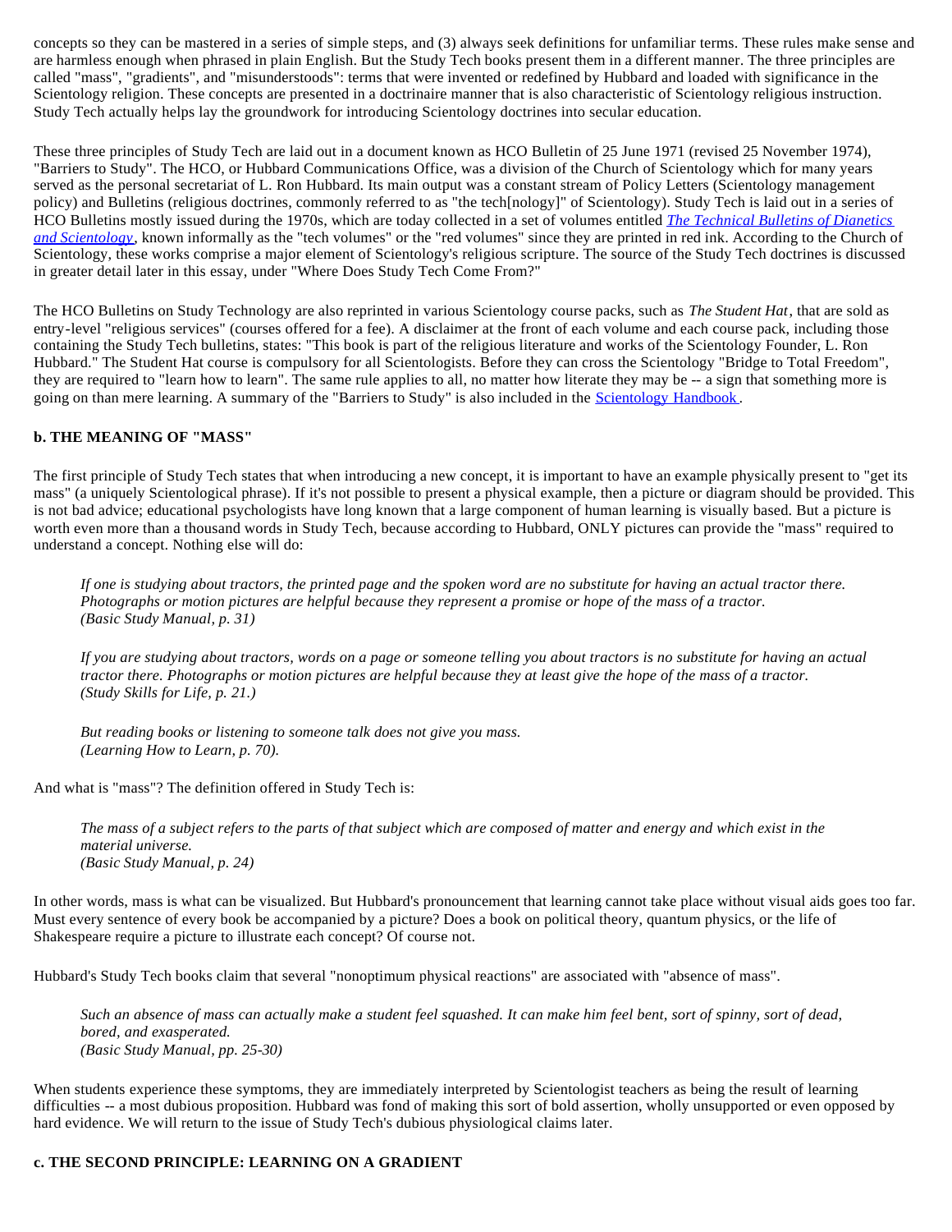concepts so they can be mastered in a series of simple steps, and (3) always seek definitions for unfamiliar terms. These rules make sense and are harmless enough when phrased in plain English. But the Study Tech books present them in a different manner. The three principles are called "mass", "gradients", and "misunderstoods": terms that were invented or redefined by Hubbard and loaded with significance in the Scientology religion. These concepts are presented in a doctrinaire manner that is also characteristic of Scientology religious instruction. Study Tech actually helps lay the groundwork for introducing Scientology doctrines into secular education.

These three principles of Study Tech are laid out in a document known as HCO Bulletin of 25 June 1971 (revised 25 November 1974), "Barriers to Study". The HCO, or Hubbard Communications Office, was a division of the Church of Scientology which for many years served as the personal secretariat of L. Ron Hubbard. Its main output was a constant stream of Policy Letters (Scientology management policy) and Bulletins (religious doctrines, commonly referred to as "the tech[nology]" of Scientology). Study Tech is laid out in a series of HCO Bulletins mostly issued during the 1970s, which are today collected in a set of volumes entitled [*The Technical Bulletins of Dianetics and Scientology*], known informally as the "tech volumes" or the "red volumes" since they are printed in red ink. According to the Church of Scientology, these works comprise a major element of Scientology's religious scripture. The source of the Study Tech doctrines is discussed in greater detail later in this essay, under "Where Does Study Tech Come From?"

The HCO Bulletins on Study Technology are also reprinted in various Scientology course packs, such as *The Student Hat*, that are sold as entry-level "religious services" (courses offered for a fee). A disclaimer at the front of each volume and each course pack, including those containing the Study Tech bulletins, states: "This book is part of the religious literature and works of the Scientology Founder, L. Ron Hubbard." The Student Hat course is compulsory for all Scientologists. Before they can cross the Scientology "Bridge to Total Freedom", they are required to "learn how to learn". The same rule applies to all, no matter how literate they may be -- a sign that something more is going on than mere learning. A summary of the "Barriers to Study" is also included in the [Scientology Handbook].

**b. THE MEANING OF "MASS"**

The first principle of Study Tech states that when introducing a new concept, it is important to have an example physically present to "get its mass" (a uniquely Scientological phrase). If it's not possible to present a physical example, then a picture or diagram should be provided. This is not bad advice; educational psychologists have long known that a large component of human learning is visually based. But a picture is worth even more than a thousand words in Study Tech, because according to Hubbard, ONLY pictures can provide the "mass" required to understand a concept. Nothing else will do:

> *If one is studying about tractors, the printed page and the spoken word are no substitute for having an actual tractor there. Photographs or motion pictures are helpful because they represent a promise or hope of the mass of a tractor.*
> *(Basic Study Manual, p. 31)*

> *If you are studying about tractors, words on a page or someone telling you about tractors is no substitute for having an actual tractor there. Photographs or motion pictures are helpful because they at least give the hope of the mass of a tractor.*
> *(Study Skills for Life, p. 21.)*

> *But reading books or listening to someone talk does not give you mass.*
> *(Learning How to Learn, p. 70).*

And what is "mass"? The definition offered in Study Tech is:

> *The mass of a subject refers to the parts of that subject which are composed of matter and energy and which exist in the material universe.*
> *(Basic Study Manual, p. 24)*

In other words, mass is what can be visualized. But Hubbard's pronouncement that learning cannot take place without visual aids goes too far. Must every sentence of every book be accompanied by a picture? Does a book on political theory, quantum physics, or the life of Shakespeare require a picture to illustrate each concept? Of course not.

Hubbard's Study Tech books claim that several "nonoptimum physical reactions" are associated with "absence of mass".

> *Such an absence of mass can actually make a student feel squashed. It can make him feel bent, sort of spinny, sort of dead, bored, and exasperated.*
> *(Basic Study Manual, pp. 25-30)*

When students experience these symptoms, they are immediately interpreted by Scientologist teachers as being the result of learning difficulties -- a most dubious proposition. Hubbard was fond of making this sort of bold assertion, wholly unsupported or even opposed by hard evidence. We will return to the issue of Study Tech's dubious physiological claims later.

**c. THE SECOND PRINCIPLE: LEARNING ON A GRADIENT**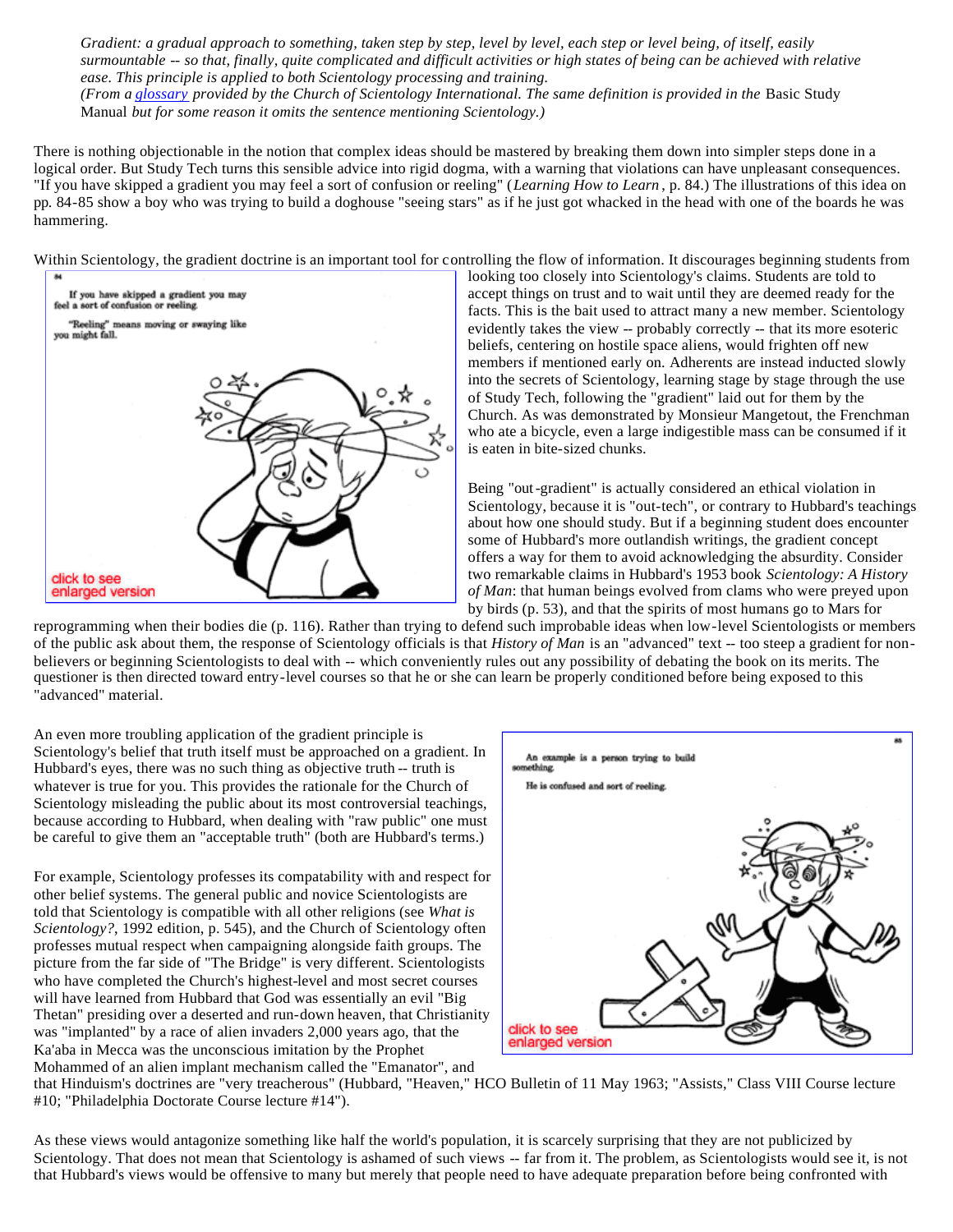*Gradient: a gradual approach to something, taken step by step, level by level, each step or level being, of itself, easily surmountable -- so that, finally, quite complicated and difficult activities or high states of being can be achieved with relative ease. This principle is applied to both Scientology processing and training.*
*(From a glossary provided by the Church of Scientology International. The same definition is provided in the* Basic Study Manual *but for some reason it omits the sentence mentioning Scientology.)*

There is nothing objectionable in the notion that complex ideas should be mastered by breaking them down into simpler steps done in a logical order. But Study Tech turns this sensible advice into rigid dogma, with a warning that violations can have unpleasant consequences. "If you have skipped a gradient you may feel a sort of confusion or reeling" (*Learning How to Learn*, p. 84.) The illustrations of this idea on pp. 84-85 show a boy who was trying to build a doghouse "seeing stars" as if he just got whacked in the head with one of the boards he was hammering.

Within Scientology, the gradient doctrine is an important tool for controlling the flow of information. It discourages beginning students from looking too closely into Scientology's claims. Students are told to accept things on trust and to wait until they are deemed ready for the facts. This is the bait used to attract many a new member. Scientology evidently takes the view -- probably correctly -- that its more esoteric beliefs, centering on hostile space aliens, would frighten off new members if mentioned early on. Adherents are instead inducted slowly into the secrets of Scientology, learning stage by stage through the use of Study Tech, following the "gradient" laid out for them by the Church. As was demonstrated by Monsieur Mangetout, the Frenchman who ate a bicycle, even a large indigestible mass can be consumed if it is eaten in bite-sized chunks.

Being "out-gradient" is actually considered an ethical violation in Scientology, because it is "out-tech", or contrary to Hubbard's teachings about how one should study. But if a beginning student does encounter some of Hubbard's more outlandish writings, the gradient concept offers a way for them to avoid acknowledging the absurdity. Consider two remarkable claims in Hubbard's 1953 book *Scientology: A History of Man*: that human beings evolved from clams who were preyed upon by birds (p. 53), and that the spirits of most humans go to Mars for reprogramming when their bodies die (p. 116). Rather than trying to defend such improbable ideas when low-level Scientologists or members of the public ask about them, the response of Scientology officials is that *History of Man* is an "advanced" text -- too steep a gradient for non-believers or beginning Scientologists to deal with -- which conveniently rules out any possibility of debating the book on its merits. The questioner is then directed toward entry-level courses so that he or she can learn be properly conditioned before being exposed to this "advanced" material.

An even more troubling application of the gradient principle is Scientology's belief that truth itself must be approached on a gradient. In Hubbard's eyes, there was no such thing as objective truth -- truth is whatever is true for you. This provides the rationale for the Church of Scientology misleading the public about its most controversial teachings, because according to Hubbard, when dealing with "raw public" one must be careful to give them an "acceptable truth" (both are Hubbard's terms.)

For example, Scientology professes its compatability with and respect for other belief systems. The general public and novice Scientologists are told that Scientology is compatible with all other religions (see *What is Scientology?*, 1992 edition, p. 545), and the Church of Scientology often professes mutual respect when campaigning alongside faith groups. The picture from the far side of "The Bridge" is very different. Scientologists who have completed the Church's highest-level and most secret courses will have learned from Hubbard that God was essentially an evil "Big Thetan" presiding over a deserted and run-down heaven, that Christianity was "implanted" by a race of alien invaders 2,000 years ago, that the Ka'aba in Mecca was the unconscious imitation by the Prophet Mohammed of an alien implant mechanism called the "Emanator", and that Hinduism's doctrines are "very treacherous" (Hubbard, "Heaven," HCO Bulletin of 11 May 1963; "Assists," Class VIII Course lecture #10; "Philadelphia Doctorate Course lecture #14").

As these views would antagonize something like half the world's population, it is scarcely surprising that they are not publicized by Scientology. That does not mean that Scientology is ashamed of such views -- far from it. The problem, as Scientologists would see it, is not that Hubbard's views would be offensive to many but merely that people need to have adequate preparation before being confronted with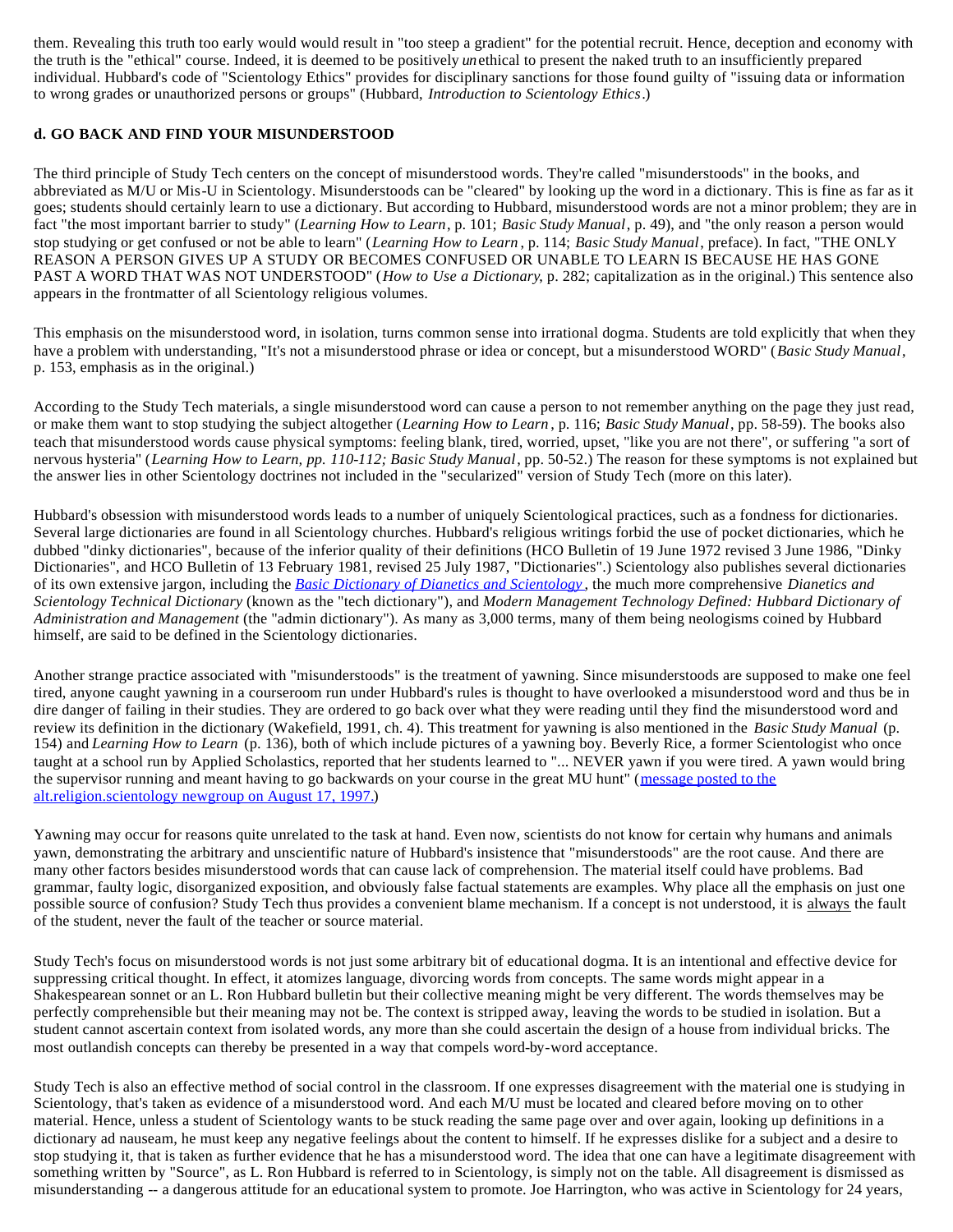them. Revealing this truth too early would would result in "too steep a gradient" for the potential recruit. Hence, deception and economy with the truth is the "ethical" course. Indeed, it is deemed to be positively *un*ethical to present the naked truth to an insufficiently prepared individual. Hubbard's code of "Scientology Ethics" provides for disciplinary sanctions for those found guilty of "issuing data or information to wrong grades or unauthorized persons or groups" (Hubbard, *Introduction to Scientology Ethics*.)

### d. GO BACK AND FIND YOUR MISUNDERSTOOD

The third principle of Study Tech centers on the concept of misunderstood words. They're called "misunderstoods" in the books, and abbreviated as M/U or Mis-U in Scientology. Misunderstoods can be "cleared" by looking up the word in a dictionary. This is fine as far as it goes; students should certainly learn to use a dictionary. But according to Hubbard, misunderstood words are not a minor problem; they are in fact "the most important barrier to study" (*Learning How to Learn*, p. 101; *Basic Study Manual*, p. 49), and "the only reason a person would stop studying or get confused or not be able to learn" (*Learning How to Learn*, p. 114; *Basic Study Manual*, preface). In fact, "THE ONLY REASON A PERSON GIVES UP A STUDY OR BECOMES CONFUSED OR UNABLE TO LEARN IS BECAUSE HE HAS GONE PAST A WORD THAT WAS NOT UNDERSTOOD" (*How to Use a Dictionary,* p. 282; capitalization as in the original.) This sentence also appears in the frontmatter of all Scientology religious volumes.

This emphasis on the misunderstood word, in isolation, turns common sense into irrational dogma. Students are told explicitly that when they have a problem with understanding, "It's not a misunderstood phrase or idea or concept, but a misunderstood WORD" (*Basic Study Manual*, p. 153, emphasis as in the original.)

According to the Study Tech materials, a single misunderstood word can cause a person to not remember anything on the page they just read, or make them want to stop studying the subject altogether (*Learning How to Learn*, p. 116; *Basic Study Manual*, pp. 58-59). The books also teach that misunderstood words cause physical symptoms: feeling blank, tired, worried, upset, "like you are not there", or suffering "a sort of nervous hysteria" (*Learning How to Learn, pp. 110-112; Basic Study Manual*, pp. 50-52.) The reason for these symptoms is not explained but the answer lies in other Scientology doctrines not included in the "secularized" version of Study Tech (more on this later).

Hubbard's obsession with misunderstood words leads to a number of uniquely Scientological practices, such as a fondness for dictionaries. Several large dictionaries are found in all Scientology churches. Hubbard's religious writings forbid the use of pocket dictionaries, which he dubbed "dinky dictionaries", because of the inferior quality of their definitions (HCO Bulletin of 19 June 1972 revised 3 June 1986, "Dinky Dictionaries", and HCO Bulletin of 13 February 1981, revised 25 July 1987, "Dictionaries".) Scientology also publishes several dictionaries of its own extensive jargon, including the *Basic Dictionary of Dianetics and Scientology*, the much more comprehensive *Dianetics and Scientology Technical Dictionary* (known as the "tech dictionary"), and *Modern Management Technology Defined: Hubbard Dictionary of Administration and Management* (the "admin dictionary"). As many as 3,000 terms, many of them being neologisms coined by Hubbard himself, are said to be defined in the Scientology dictionaries.

Another strange practice associated with "misunderstoods" is the treatment of yawning. Since misunderstoods are supposed to make one feel tired, anyone caught yawning in a courseroom run under Hubbard's rules is thought to have overlooked a misunderstood word and thus be in dire danger of failing in their studies. They are ordered to go back over what they were reading until they find the misunderstood word and review its definition in the dictionary (Wakefield, 1991, ch. 4). This treatment for yawning is also mentioned in the *Basic Study Manual* (p. 154) and *Learning How to Learn* (p. 136), both of which include pictures of a yawning boy. Beverly Rice, a former Scientologist who once taught at a school run by Applied Scholastics, reported that her students learned to "... NEVER yawn if you were tired. A yawn would bring the supervisor running and meant having to go backwards on your course in the great MU hunt" (message posted to the alt.religion.scientology newgroup on August 17, 1997.)

Yawning may occur for reasons quite unrelated to the task at hand. Even now, scientists do not know for certain why humans and animals yawn, demonstrating the arbitrary and unscientific nature of Hubbard's insistence that "misunderstoods" are the root cause. And there are many other factors besides misunderstood words that can cause lack of comprehension. The material itself could have problems. Bad grammar, faulty logic, disorganized exposition, and obviously false factual statements are examples. Why place all the emphasis on just one possible source of confusion? Study Tech thus provides a convenient blame mechanism. If a concept is not understood, it is always the fault of the student, never the fault of the teacher or source material.

Study Tech's focus on misunderstood words is not just some arbitrary bit of educational dogma. It is an intentional and effective device for suppressing critical thought. In effect, it atomizes language, divorcing words from concepts. The same words might appear in a Shakespearean sonnet or an L. Ron Hubbard bulletin but their collective meaning might be very different. The words themselves may be perfectly comprehensible but their meaning may not be. The context is stripped away, leaving the words to be studied in isolation. But a student cannot ascertain context from isolated words, any more than she could ascertain the design of a house from individual bricks. The most outlandish concepts can thereby be presented in a way that compels word-by-word acceptance.

Study Tech is also an effective method of social control in the classroom. If one expresses disagreement with the material one is studying in Scientology, that's taken as evidence of a misunderstood word. And each M/U must be located and cleared before moving on to other material. Hence, unless a student of Scientology wants to be stuck reading the same page over and over again, looking up definitions in a dictionary ad nauseam, he must keep any negative feelings about the content to himself. If he expresses dislike for a subject and a desire to stop studying it, that is taken as further evidence that he has a misunderstood word. The idea that one can have a legitimate disagreement with something written by "Source", as L. Ron Hubbard is referred to in Scientology, is simply not on the table. All disagreement is dismissed as misunderstanding -- a dangerous attitude for an educational system to promote. Joe Harrington, who was active in Scientology for 24 years,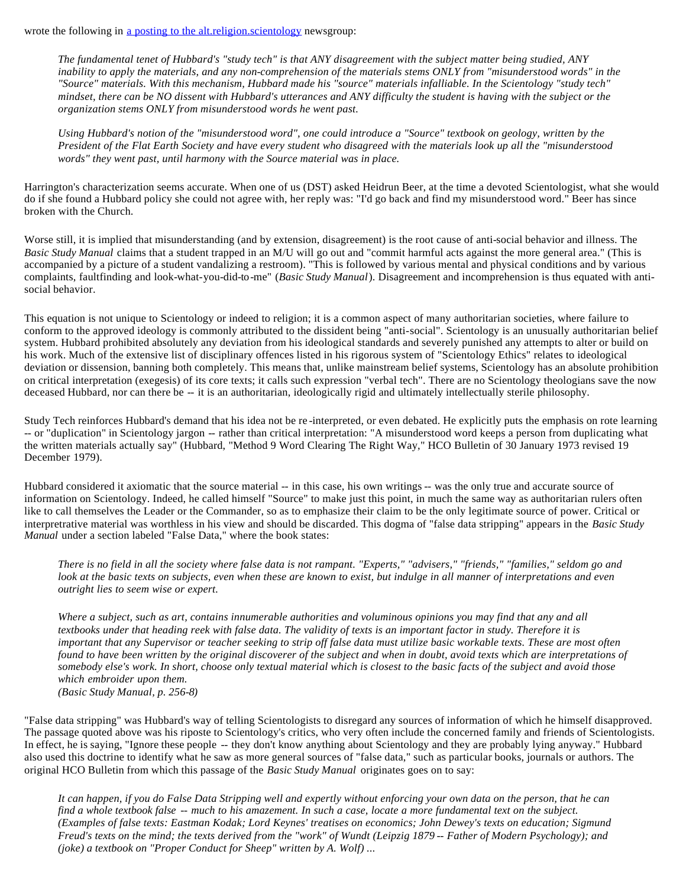wrote the following in [a posting to the alt.religion.scientology](#) newsgroup:

> *The fundamental tenet of Hubbard's "study tech" is that ANY disagreement with the subject matter being studied, ANY inability to apply the materials, and any non-comprehension of the materials stems ONLY from "misunderstood words" in the "Source" materials. With this mechanism, Hubbard made his "source" materials infalliable. In the Scientology "study tech" mindset, there can be NO dissent with Hubbard's utterances and ANY difficulty the student is having with the subject or the organization stems ONLY from misunderstood words he went past.*
>
> *Using Hubbard's notion of the "misunderstood word", one could introduce a "Source" textbook on geology, written by the President of the Flat Earth Society and have every student who disagreed with the materials look up all the "misunderstood words" they went past, until harmony with the Source material was in place.*

Harrington's characterization seems accurate. When one of us (DST) asked Heidrun Beer, at the time a devoted Scientologist, what she would do if she found a Hubbard policy she could not agree with, her reply was: "I'd go back and find my misunderstood word." Beer has since broken with the Church.

Worse still, it is implied that misunderstanding (and by extension, disagreement) is the root cause of anti-social behavior and illness. The *Basic Study Manual* claims that a student trapped in an M/U will go out and "commit harmful acts against the more general area." (This is accompanied by a picture of a student vandalizing a restroom). "This is followed by various mental and physical conditions and by various complaints, faultfinding and look-what-you-did-to-me" (*Basic Study Manual*). Disagreement and incomprehension is thus equated with anti-social behavior.

This equation is not unique to Scientology or indeed to religion; it is a common aspect of many authoritarian societies, where failure to conform to the approved ideology is commonly attributed to the dissident being "anti-social". Scientology is an unusually authoritarian belief system. Hubbard prohibited absolutely any deviation from his ideological standards and severely punished any attempts to alter or build on his work. Much of the extensive list of disciplinary offences listed in his rigorous system of "Scientology Ethics" relates to ideological deviation or dissension, banning both completely. This means that, unlike mainstream belief systems, Scientology has an absolute prohibition on critical interpretation (exegesis) of its core texts; it calls such expression "verbal tech". There are no Scientology theologians save the now deceased Hubbard, nor can there be -- it is an authoritarian, ideologically rigid and ultimately intellectually sterile philosophy.

Study Tech reinforces Hubbard's demand that his idea not be re-interpreted, or even debated. He explicitly puts the emphasis on rote learning -- or "duplication" in Scientology jargon -- rather than critical interpretation: "A misunderstood word keeps a person from duplicating what the written materials actually say" (Hubbard, "Method 9 Word Clearing The Right Way," HCO Bulletin of 30 January 1973 revised 19 December 1979).

Hubbard considered it axiomatic that the source material -- in this case, his own writings -- was the only true and accurate source of information on Scientology. Indeed, he called himself "Source" to make just this point, in much the same way as authoritarian rulers often like to call themselves the Leader or the Commander, so as to emphasize their claim to be the only legitimate source of power. Critical or interpretrative material was worthless in his view and should be discarded. This dogma of "false data stripping" appears in the *Basic Study Manual* under a section labeled "False Data," where the book states:

> *There is no field in all the society where false data is not rampant. "Experts," "advisers," "friends," "families," seldom go and look at the basic texts on subjects, even when these are known to exist, but indulge in all manner of interpretations and even outright lies to seem wise or expert.*
>
> *Where a subject, such as art, contains innumerable authorities and voluminous opinions you may find that any and all textbooks under that heading reek with false data. The validity of texts is an important factor in study. Therefore it is important that any Supervisor or teacher seeking to strip off false data must utilize basic workable texts. These are most often found to have been written by the original discoverer of the subject and when in doubt, avoid texts which are interpretations of somebody else's work. In short, choose only textual material which is closest to the basic facts of the subject and avoid those which embroider upon them.*
> *(Basic Study Manual, p. 256-8)*

"False data stripping" was Hubbard's way of telling Scientologists to disregard any sources of information of which he himself disapproved. The passage quoted above was his riposte to Scientology's critics, who very often include the concerned family and friends of Scientologists. In effect, he is saying, "Ignore these people -- they don't know anything about Scientology and they are probably lying anyway." Hubbard also used this doctrine to identify what he saw as more general sources of "false data," such as particular books, journals or authors. The original HCO Bulletin from which this passage of the *Basic Study Manual* originates goes on to say:

> *It can happen, if you do False Data Stripping well and expertly without enforcing your own data on the person, that he can find a whole textbook false -- much to his amazement. In such a case, locate a more fundamental text on the subject. (Examples of false texts: Eastman Kodak; Lord Keynes' treatises on economics; John Dewey's texts on education; Sigmund Freud's texts on the mind; the texts derived from the "work" of Wundt (Leipzig 1879 -- Father of Modern Psychology); and (joke) a textbook on "Proper Conduct for Sheep" written by A. Wolf) ...*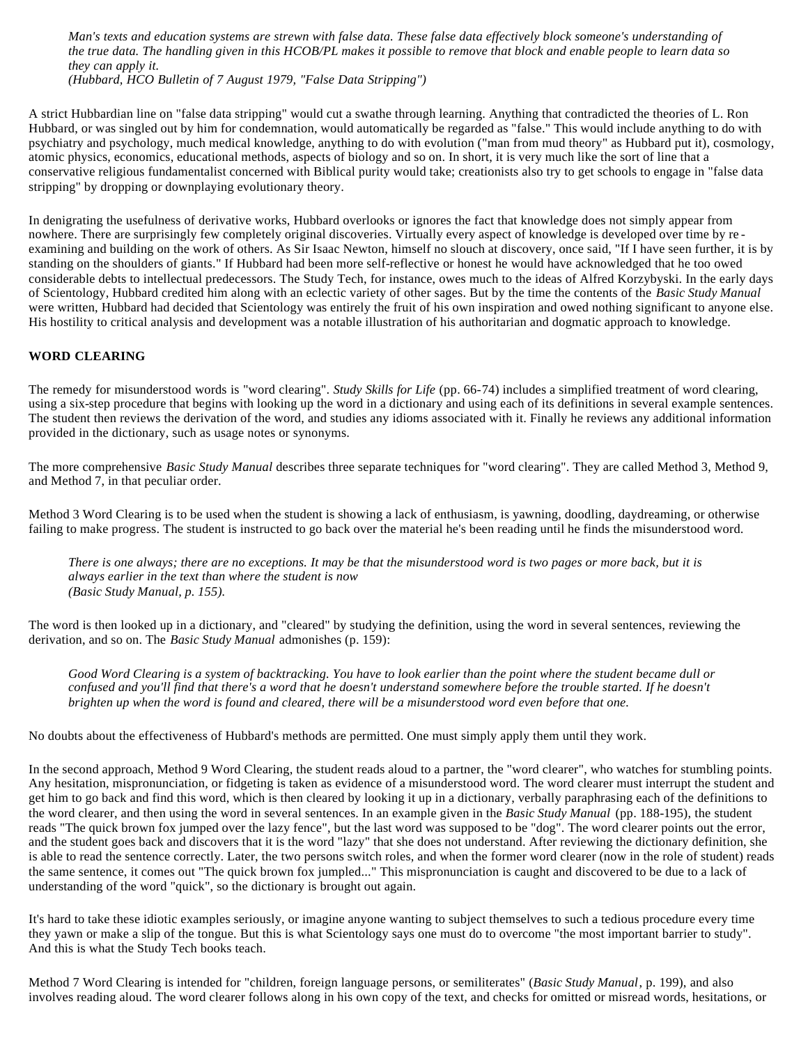> *Man's texts and education systems are strewn with false data. These false data effectively block someone's understanding of the true data. The handling given in this HCOB/PL makes it possible to remove that block and enable people to learn data so they can apply it.*
> *(Hubbard, HCO Bulletin of 7 August 1979, "False Data Stripping")*

A strict Hubbardian line on "false data stripping" would cut a swathe through learning. Anything that contradicted the theories of L. Ron Hubbard, or was singled out by him for condemnation, would automatically be regarded as "false." This would include anything to do with psychiatry and psychology, much medical knowledge, anything to do with evolution ("man from mud theory" as Hubbard put it), cosmology, atomic physics, economics, educational methods, aspects of biology and so on. In short, it is very much like the sort of line that a conservative religious fundamentalist concerned with Biblical purity would take; creationists also try to get schools to engage in "false data stripping" by dropping or downplaying evolutionary theory.

In denigrating the usefulness of derivative works, Hubbard overlooks or ignores the fact that knowledge does not simply appear from nowhere. There are surprisingly few completely original discoveries. Virtually every aspect of knowledge is developed over time by re-examining and building on the work of others. As Sir Isaac Newton, himself no slouch at discovery, once said, "If I have seen further, it is by standing on the shoulders of giants." If Hubbard had been more self-reflective or honest he would have acknowledged that he too owed considerable debts to intellectual predecessors. The Study Tech, for instance, owes much to the ideas of Alfred Korzybyski. In the early days of Scientology, Hubbard credited him along with an eclectic variety of other sages. But by the time the contents of the *Basic Study Manual* were written, Hubbard had decided that Scientology was entirely the fruit of his own inspiration and owed nothing significant to anyone else. His hostility to critical analysis and development was a notable illustration of his authoritarian and dogmatic approach to knowledge.

## WORD CLEARING

The remedy for misunderstood words is "word clearing". *Study Skills for Life* (pp. 66-74) includes a simplified treatment of word clearing, using a six-step procedure that begins with looking up the word in a dictionary and using each of its definitions in several example sentences. The student then reviews the derivation of the word, and studies any idioms associated with it. Finally he reviews any additional information provided in the dictionary, such as usage notes or synonyms.

The more comprehensive *Basic Study Manual* describes three separate techniques for "word clearing". They are called Method 3, Method 9, and Method 7, in that peculiar order.

Method 3 Word Clearing is to be used when the student is showing a lack of enthusiasm, is yawning, doodling, daydreaming, or otherwise failing to make progress. The student is instructed to go back over the material he's been reading until he finds the misunderstood word.

> *There is one always; there are no exceptions. It may be that the misunderstood word is two pages or more back, but it is always earlier in the text than where the student is now*
> *(Basic Study Manual, p. 155).*

The word is then looked up in a dictionary, and "cleared" by studying the definition, using the word in several sentences, reviewing the derivation, and so on. The *Basic Study Manual* admonishes (p. 159):

> *Good Word Clearing is a system of backtracking. You have to look earlier than the point where the student became dull or confused and you'll find that there's a word that he doesn't understand somewhere before the trouble started. If he doesn't brighten up when the word is found and cleared, there will be a misunderstood word even before that one.*

No doubts about the effectiveness of Hubbard's methods are permitted. One must simply apply them until they work.

In the second approach, Method 9 Word Clearing, the student reads aloud to a partner, the "word clearer", who watches for stumbling points. Any hesitation, mispronunciation, or fidgeting is taken as evidence of a misunderstood word. The word clearer must interrupt the student and get him to go back and find this word, which is then cleared by looking it up in a dictionary, verbally paraphrasing each of the definitions to the word clearer, and then using the word in several sentences. In an example given in the *Basic Study Manual* (pp. 188-195), the student reads "The quick brown fox jumped over the lazy fence", but the last word was supposed to be "dog". The word clearer points out the error, and the student goes back and discovers that it is the word "lazy" that she does not understand. After reviewing the dictionary definition, she is able to read the sentence correctly. Later, the two persons switch roles, and when the former word clearer (now in the role of student) reads the same sentence, it comes out "The quick brown fox jumpled..." This mispronunciation is caught and discovered to be due to a lack of understanding of the word "quick", so the dictionary is brought out again.

It's hard to take these idiotic examples seriously, or imagine anyone wanting to subject themselves to such a tedious procedure every time they yawn or make a slip of the tongue. But this is what Scientology says one must do to overcome "the most important barrier to study". And this is what the Study Tech books teach.

Method 7 Word Clearing is intended for "children, foreign language persons, or semiliterates" (*Basic Study Manual*, p. 199), and also involves reading aloud. The word clearer follows along in his own copy of the text, and checks for omitted or misread words, hesitations, or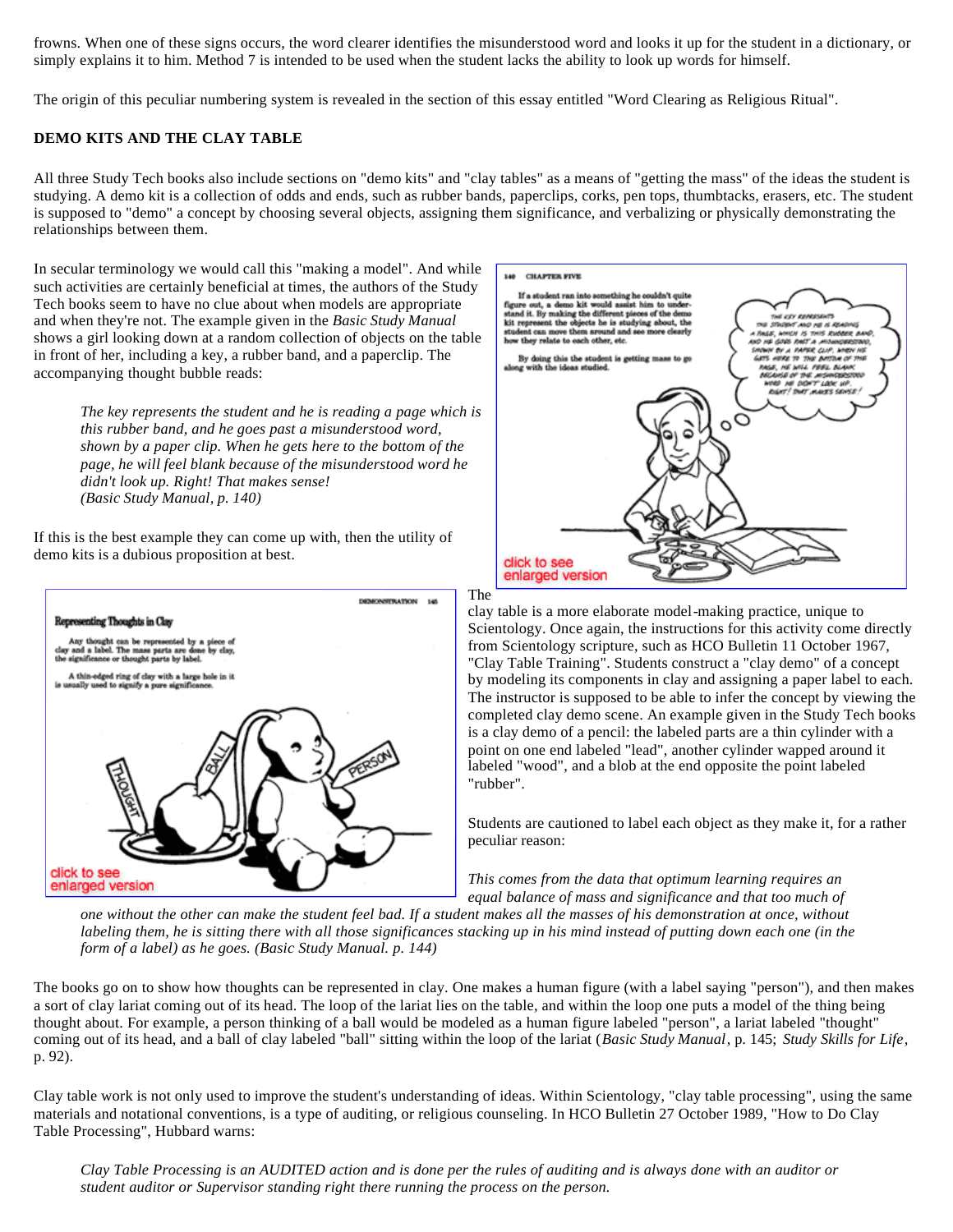frowns. When one of these signs occurs, the word clearer identifies the misunderstood word and looks it up for the student in a dictionary, or simply explains it to him. Method 7 is intended to be used when the student lacks the ability to look up words for himself.

The origin of this peculiar numbering system is revealed in the section of this essay entitled "Word Clearing as Religious Ritual".

**DEMO KITS AND THE CLAY TABLE**

All three Study Tech books also include sections on "demo kits" and "clay tables" as a means of "getting the mass" of the ideas the student is studying. A demo kit is a collection of odds and ends, such as rubber bands, paperclips, corks, pen tops, thumbtacks, erasers, etc. The student is supposed to "demo" a concept by choosing several objects, assigning them significance, and verbalizing or physically demonstrating the relationships between them.

In secular terminology we would call this "making a model". And while such activities are certainly beneficial at times, the authors of the Study Tech books seem to have no clue about when models are appropriate and when they're not. The example given in the *Basic Study Manual* shows a girl looking down at a random collection of objects on the table in front of her, including a key, a rubber band, and a paperclip. The accompanying thought bubble reads:

> *The key represents the student and he is reading a page which is this rubber band, and he goes past a misunderstood word, shown by a paper clip. When he gets here to the bottom of the page, he will feel blank because of the misunderstood word he didn't look up. Right! That makes sense!*
> *(Basic Study Manual, p. 140)*

If this is the best example they can come up with, then the utility of demo kits is a dubious proposition at best.

click to see enlarged version

The clay table is a more elaborate model-making practice, unique to Scientology. Once again, the instructions for this activity come directly from Scientology scripture, such as HCO Bulletin 11 October 1967, "Clay Table Training". Students construct a "clay demo" of a concept by modeling its components in clay and assigning a paper label to each. The instructor is supposed to be able to infer the concept by viewing the completed clay demo scene. An example given in the Study Tech books is a clay demo of a pencil: the labeled parts are a thin cylinder with a point on one end labeled "lead", another cylinder wapped around it labeled "wood", and a blob at the end opposite the point labeled "rubber".

click to see enlarged version

Students are cautioned to label each object as they make it, for a rather peculiar reason:

> *This comes from the data that optimum learning requires an equal balance of mass and significance and that too much of one without the other can make the student feel bad. If a student makes all the masses of his demonstration at once, without labeling them, he is sitting there with all those significances stacking up in his mind instead of putting down each one (in the form of a label) as he goes. (Basic Study Manual. p. 144)*

The books go on to show how thoughts can be represented in clay. One makes a human figure (with a label saying "person"), and then makes a sort of clay lariat coming out of its head. The loop of the lariat lies on the table, and within the loop one puts a model of the thing being thought about. For example, a person thinking of a ball would be modeled as a human figure labeled "person", a lariat labeled "thought" coming out of its head, and a ball of clay labeled "ball" sitting within the loop of the lariat (*Basic Study Manual*, p. 145; *Study Skills for Life*, p. 92).

Clay table work is not only used to improve the student's understanding of ideas. Within Scientology, "clay table processing", using the same materials and notational conventions, is a type of auditing, or religious counseling. In HCO Bulletin 27 October 1989, "How to Do Clay Table Processing", Hubbard warns:

> *Clay Table Processing is an AUDITED action and is done per the rules of auditing and is always done with an auditor or student auditor or Supervisor standing right there running the process on the person.*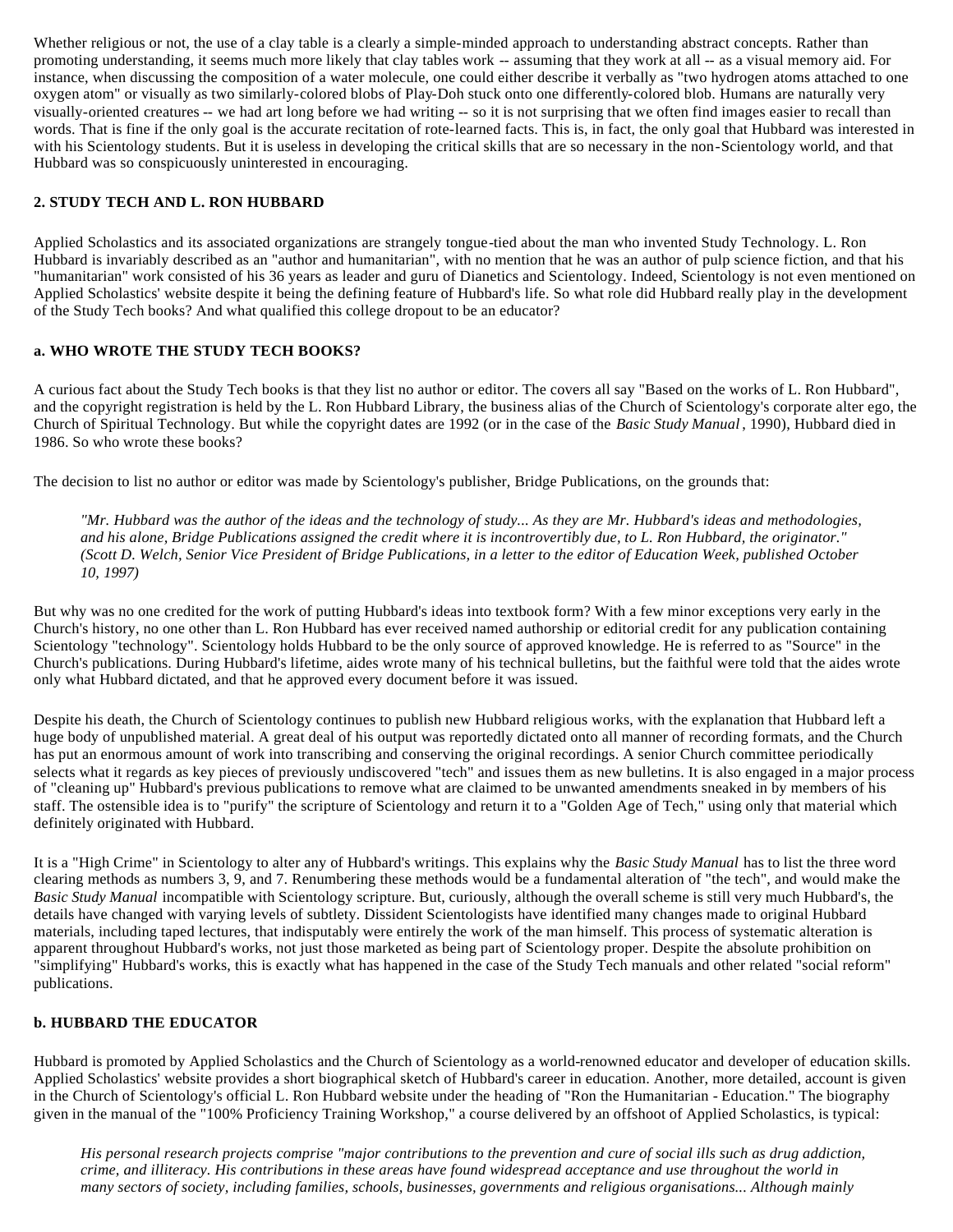Whether religious or not, the use of a clay table is a clearly a simple-minded approach to understanding abstract concepts. Rather than promoting understanding, it seems much more likely that clay tables work -- assuming that they work at all -- as a visual memory aid. For instance, when discussing the composition of a water molecule, one could either describe it verbally as "two hydrogen atoms attached to one oxygen atom" or visually as two similarly-colored blobs of Play-Doh stuck onto one differently-colored blob. Humans are naturally very visually-oriented creatures -- we had art long before we had writing -- so it is not surprising that we often find images easier to recall than words. That is fine if the only goal is the accurate recitation of rote-learned facts. This is, in fact, the only goal that Hubbard was interested in with his Scientology students. But it is useless in developing the critical skills that are so necessary in the non-Scientology world, and that Hubbard was so conspicuously uninterested in encouraging.

## 2. STUDY TECH AND L. RON HUBBARD

Applied Scholastics and its associated organizations are strangely tongue-tied about the man who invented Study Technology. L. Ron Hubbard is invariably described as an "author and humanitarian", with no mention that he was an author of pulp science fiction, and that his "humanitarian" work consisted of his 36 years as leader and guru of Dianetics and Scientology. Indeed, Scientology is not even mentioned on Applied Scholastics' website despite it being the defining feature of Hubbard's life. So what role did Hubbard really play in the development of the Study Tech books? And what qualified this college dropout to be an educator?

### a. WHO WROTE THE STUDY TECH BOOKS?

A curious fact about the Study Tech books is that they list no author or editor. The covers all say "Based on the works of L. Ron Hubbard", and the copyright registration is held by the L. Ron Hubbard Library, the business alias of the Church of Scientology's corporate alter ego, the Church of Spiritual Technology. But while the copyright dates are 1992 (or in the case of the *Basic Study Manual*, 1990), Hubbard died in 1986. So who wrote these books?

The decision to list no author or editor was made by Scientology's publisher, Bridge Publications, on the grounds that:

> *"Mr. Hubbard was the author of the ideas and the technology of study... As they are Mr. Hubbard's ideas and methodologies, and his alone, Bridge Publications assigned the credit where it is incontrovertibly due, to L. Ron Hubbard, the originator." (Scott D. Welch, Senior Vice President of Bridge Publications, in a letter to the editor of Education Week, published October 10, 1997)*

But why was no one credited for the work of putting Hubbard's ideas into textbook form? With a few minor exceptions very early in the Church's history, no one other than L. Ron Hubbard has ever received named authorship or editorial credit for any publication containing Scientology "technology". Scientology holds Hubbard to be the only source of approved knowledge. He is referred to as "Source" in the Church's publications. During Hubbard's lifetime, aides wrote many of his technical bulletins, but the faithful were told that the aides wrote only what Hubbard dictated, and that he approved every document before it was issued.

Despite his death, the Church of Scientology continues to publish new Hubbard religious works, with the explanation that Hubbard left a huge body of unpublished material. A great deal of his output was reportedly dictated onto all manner of recording formats, and the Church has put an enormous amount of work into transcribing and conserving the original recordings. A senior Church committee periodically selects what it regards as key pieces of previously undiscovered "tech" and issues them as new bulletins. It is also engaged in a major process of "cleaning up" Hubbard's previous publications to remove what are claimed to be unwanted amendments sneaked in by members of his staff. The ostensible idea is to "purify" the scripture of Scientology and return it to a "Golden Age of Tech," using only that material which definitely originated with Hubbard.

It is a "High Crime" in Scientology to alter any of Hubbard's writings. This explains why the *Basic Study Manual* has to list the three word clearing methods as numbers 3, 9, and 7. Renumbering these methods would be a fundamental alteration of "the tech", and would make the *Basic Study Manual* incompatible with Scientology scripture. But, curiously, although the overall scheme is still very much Hubbard's, the details have changed with varying levels of subtlety. Dissident Scientologists have identified many changes made to original Hubbard materials, including taped lectures, that indisputably were entirely the work of the man himself. This process of systematic alteration is apparent throughout Hubbard's works, not just those marketed as being part of Scientology proper. Despite the absolute prohibition on "simplifying" Hubbard's works, this is exactly what has happened in the case of the Study Tech manuals and other related "social reform" publications.

### b. HUBBARD THE EDUCATOR

Hubbard is promoted by Applied Scholastics and the Church of Scientology as a world-renowned educator and developer of education skills. Applied Scholastics' website provides a short biographical sketch of Hubbard's career in education. Another, more detailed, account is given in the Church of Scientology's official L. Ron Hubbard website under the heading of "Ron the Humanitarian - Education." The biography given in the manual of the "100% Proficiency Training Workshop," a course delivered by an offshoot of Applied Scholastics, is typical:

> *His personal research projects comprise "major contributions to the prevention and cure of social ills such as drug addiction, crime, and illiteracy. His contributions in these areas have found widespread acceptance and use throughout the world in many sectors of society, including families, schools, businesses, governments and religious organisations... Although mainly*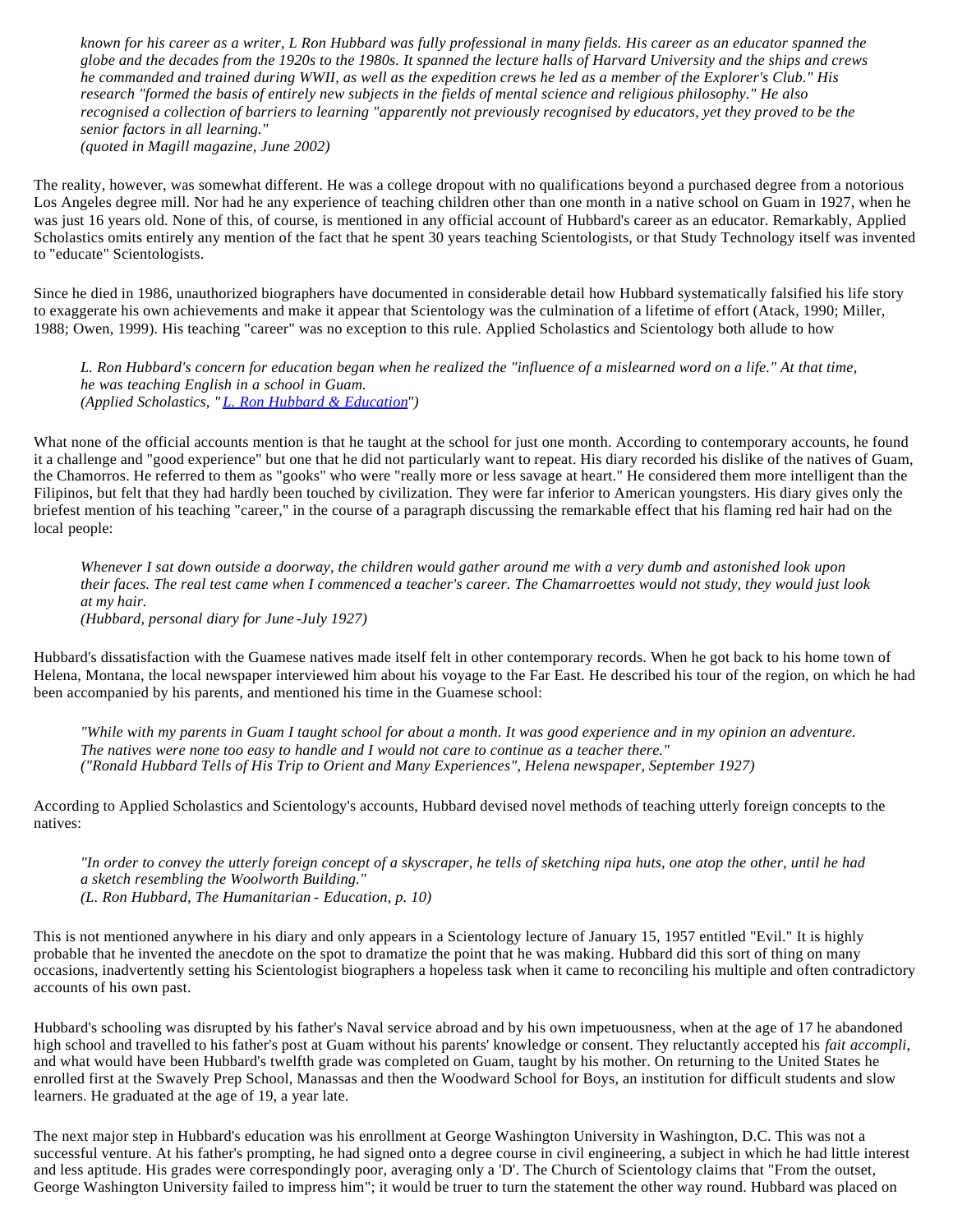> *known for his career as a writer, L Ron Hubbard was fully professional in many fields. His career as an educator spanned the globe and the decades from the 1920s to the 1980s. It spanned the lecture halls of Harvard University and the ships and crews he commanded and trained during WWII, as well as the expedition crews he led as a member of the Explorer's Club." His research "formed the basis of entirely new subjects in the fields of mental science and religious philosophy." He also recognised a collection of barriers to learning "apparently not previously recognised by educators, yet they proved to be the senior factors in all learning."*
> *(quoted in Magill magazine, June 2002)*

The reality, however, was somewhat different. He was a college dropout with no qualifications beyond a purchased degree from a notorious Los Angeles degree mill. Nor had he any experience of teaching children other than one month in a native school on Guam in 1927, when he was just 16 years old. None of this, of course, is mentioned in any official account of Hubbard's career as an educator. Remarkably, Applied Scholastics omits entirely any mention of the fact that he spent 30 years teaching Scientologists, or that Study Technology itself was invented to "educate" Scientologists.

Since he died in 1986, unauthorized biographers have documented in considerable detail how Hubbard systematically falsified his life story to exaggerate his own achievements and make it appear that Scientology was the culmination of a lifetime of effort (Atack, 1990; Miller, 1988; Owen, 1999). His teaching "career" was no exception to this rule. Applied Scholastics and Scientology both allude to how

> *L. Ron Hubbard's concern for education began when he realized the "influence of a mislearned word on a life." At that time, he was teaching English in a school in Guam.*
> *(Applied Scholastics, "[L. Ron Hubbard & Education](#)")*

What none of the official accounts mention is that he taught at the school for just one month. According to contemporary accounts, he found it a challenge and "good experience" but one that he did not particularly want to repeat. His diary recorded his dislike of the natives of Guam, the Chamorros. He referred to them as "gooks" who were "really more or less savage at heart." He considered them more intelligent than the Filipinos, but felt that they had hardly been touched by civilization. They were far inferior to American youngsters. His diary gives only the briefest mention of his teaching "career," in the course of a paragraph discussing the remarkable effect that his flaming red hair had on the local people:

> *Whenever I sat down outside a doorway, the children would gather around me with a very dumb and astonished look upon their faces. The real test came when I commenced a teacher's career. The Chamarroettes would not study, they would just look at my hair.*
> *(Hubbard, personal diary for June-July 1927)*

Hubbard's dissatisfaction with the Guamese natives made itself felt in other contemporary records. When he got back to his home town of Helena, Montana, the local newspaper interviewed him about his voyage to the Far East. He described his tour of the region, on which he had been accompanied by his parents, and mentioned his time in the Guamese school:

> *"While with my parents in Guam I taught school for about a month. It was good experience and in my opinion an adventure. The natives were none too easy to handle and I would not care to continue as a teacher there."*
> *("Ronald Hubbard Tells of His Trip to Orient and Many Experiences", Helena newspaper, September 1927)*

According to Applied Scholastics and Scientology's accounts, Hubbard devised novel methods of teaching utterly foreign concepts to the natives:

> *"In order to convey the utterly foreign concept of a skyscraper, he tells of sketching nipa huts, one atop the other, until he had a sketch resembling the Woolworth Building."*
> *(L. Ron Hubbard, The Humanitarian - Education, p. 10)*

This is not mentioned anywhere in his diary and only appears in a Scientology lecture of January 15, 1957 entitled "Evil." It is highly probable that he invented the anecdote on the spot to dramatize the point that he was making. Hubbard did this sort of thing on many occasions, inadvertently setting his Scientologist biographers a hopeless task when it came to reconciling his multiple and often contradictory accounts of his own past.

Hubbard's schooling was disrupted by his father's Naval service abroad and by his own impetuousness, when at the age of 17 he abandoned high school and travelled to his father's post at Guam without his parents' knowledge or consent. They reluctantly accepted his *fait accompli*, and what would have been Hubbard's twelfth grade was completed on Guam, taught by his mother. On returning to the United States he enrolled first at the Swavely Prep School, Manassas and then the Woodward School for Boys, an institution for difficult students and slow learners. He graduated at the age of 19, a year late.

The next major step in Hubbard's education was his enrollment at George Washington University in Washington, D.C. This was not a successful venture. At his father's prompting, he had signed onto a degree course in civil engineering, a subject in which he had little interest and less aptitude. His grades were correspondingly poor, averaging only a 'D'. The Church of Scientology claims that "From the outset, George Washington University failed to impress him"; it would be truer to turn the statement the other way round. Hubbard was placed on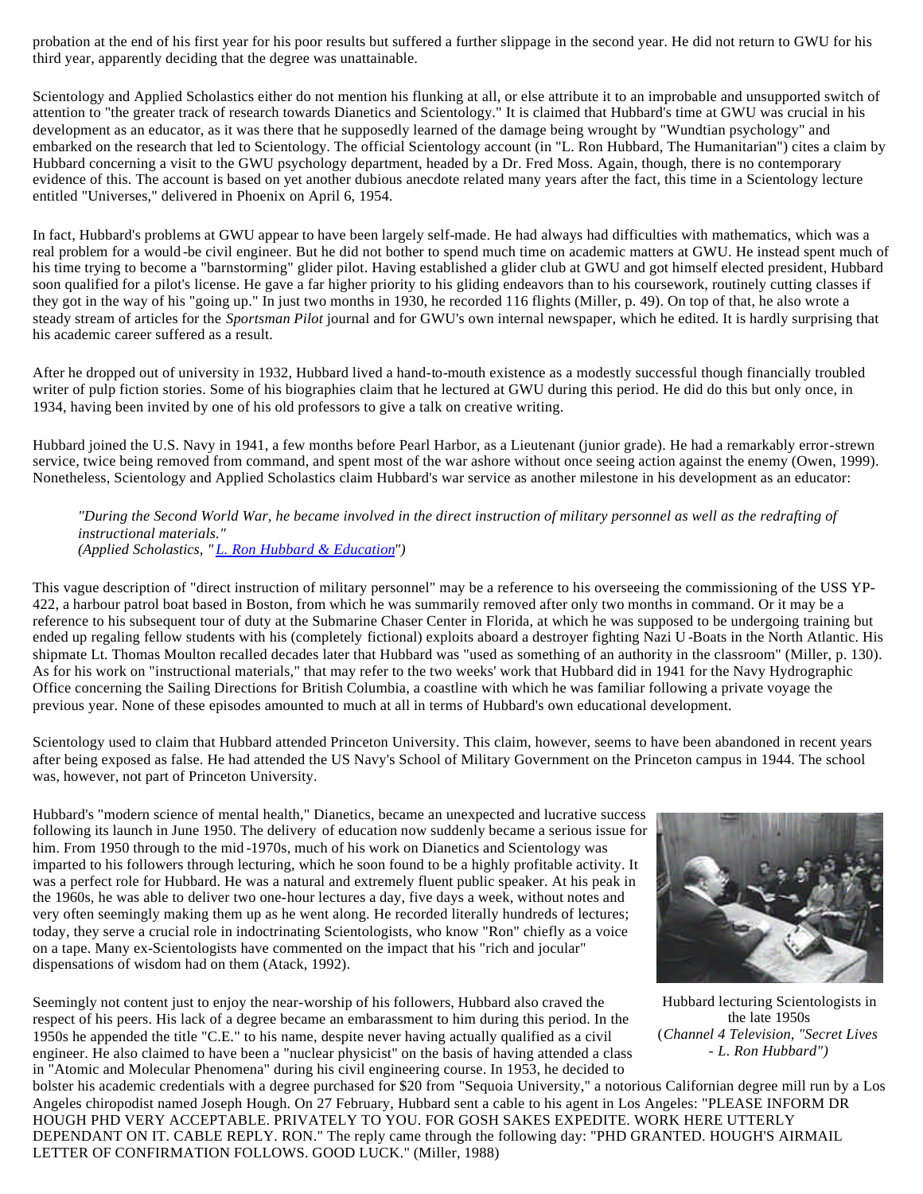probation at the end of his first year for his poor results but suffered a further slippage in the second year. He did not return to GWU for his third year, apparently deciding that the degree was unattainable.

Scientology and Applied Scholastics either do not mention his flunking at all, or else attribute it to an improbable and unsupported switch of attention to "the greater track of research towards Dianetics and Scientology." It is claimed that Hubbard's time at GWU was crucial in his development as an educator, as it was there that he supposedly learned of the damage being wrought by "Wundtian psychology" and embarked on the research that led to Scientology. The official Scientology account (in "L. Ron Hubbard, The Humanitarian") cites a claim by Hubbard concerning a visit to the GWU psychology department, headed by a Dr. Fred Moss. Again, though, there is no contemporary evidence of this. The account is based on yet another dubious anecdote related many years after the fact, this time in a Scientology lecture entitled "Universes," delivered in Phoenix on April 6, 1954.

In fact, Hubbard's problems at GWU appear to have been largely self-made. He had always had difficulties with mathematics, which was a real problem for a would-be civil engineer. But he did not bother to spend much time on academic matters at GWU. He instead spent much of his time trying to become a "barnstorming" glider pilot. Having established a glider club at GWU and got himself elected president, Hubbard soon qualified for a pilot's license. He gave a far higher priority to his gliding endeavors than to his coursework, routinely cutting classes if they got in the way of his "going up." In just two months in 1930, he recorded 116 flights (Miller, p. 49). On top of that, he also wrote a steady stream of articles for the *Sportsman Pilot* journal and for GWU's own internal newspaper, which he edited. It is hardly surprising that his academic career suffered as a result.

After he dropped out of university in 1932, Hubbard lived a hand-to-mouth existence as a modestly successful though financially troubled writer of pulp fiction stories. Some of his biographies claim that he lectured at GWU during this period. He did do this but only once, in 1934, having been invited by one of his old professors to give a talk on creative writing.

Hubbard joined the U.S. Navy in 1941, a few months before Pearl Harbor, as a Lieutenant (junior grade). He had a remarkably error-strewn service, twice being removed from command, and spent most of the war ashore without once seeing action against the enemy (Owen, 1999). Nonetheless, Scientology and Applied Scholastics claim Hubbard's war service as another milestone in his development as an educator:

> *"During the Second World War, he became involved in the direct instruction of military personnel as well as the redrafting of instructional materials."*
> *(Applied Scholastics, "L. Ron Hubbard & Education")*

This vague description of "direct instruction of military personnel" may be a reference to his overseeing the commissioning of the USS YP-422, a harbour patrol boat based in Boston, from which he was summarily removed after only two months in command. Or it may be a reference to his subsequent tour of duty at the Submarine Chaser Center in Florida, at which he was supposed to be undergoing training but ended up regaling fellow students with his (completely fictional) exploits aboard a destroyer fighting Nazi U-Boats in the North Atlantic. His shipmate Lt. Thomas Moulton recalled decades later that Hubbard was "used as something of an authority in the classroom" (Miller, p. 130). As for his work on "instructional materials," that may refer to the two weeks' work that Hubbard did in 1941 for the Navy Hydrographic Office concerning the Sailing Directions for British Columbia, a coastline with which he was familiar following a private voyage the previous year. None of these episodes amounted to much at all in terms of Hubbard's own educational development.

Scientology used to claim that Hubbard attended Princeton University. This claim, however, seems to have been abandoned in recent years after being exposed as false. He had attended the US Navy's School of Military Government on the Princeton campus in 1944. The school was, however, not part of Princeton University.

Hubbard's "modern science of mental health," Dianetics, became an unexpected and lucrative success following its launch in June 1950. The delivery of education now suddenly became a serious issue for him. From 1950 through to the mid-1970s, much of his work on Dianetics and Scientology was imparted to his followers through lecturing, which he soon found to be a highly profitable activity. It was a perfect role for Hubbard. He was a natural and extremely fluent public speaker. At his peak in the 1960s, he was able to deliver two one-hour lectures a day, five days a week, without notes and very often seemingly making them up as he went along. He recorded literally hundreds of lectures; today, they serve a crucial role in indoctrinating Scientologists, who know "Ron" chiefly as a voice on a tape. Many ex-Scientologists have commented on the impact that his "rich and jocular" dispensations of wisdom had on them (Atack, 1992).

Hubbard lecturing Scientologists in the late 1950s
(*Channel 4 Television, "Secret Lives - L. Ron Hubbard"*)

Seemingly not content just to enjoy the near-worship of his followers, Hubbard also craved the respect of his peers. His lack of a degree became an embarassment to him during this period. In the 1950s he appended the title "C.E." to his name, despite never having actually qualified as a civil engineer. He also claimed to have been a "nuclear physicist" on the basis of having attended a class in "Atomic and Molecular Phenomena" during his civil engineering course. In 1953, he decided to bolster his academic credentials with a degree purchased for $20 from "Sequoia University," a notorious Californian degree mill run by a Los Angeles chiropodist named Joseph Hough. On 27 February, Hubbard sent a cable to his agent in Los Angeles: "PLEASE INFORM DR HOUGH PHD VERY ACCEPTABLE. PRIVATELY TO YOU. FOR GOSH SAKES EXPEDITE. WORK HERE UTTERLY DEPENDANT ON IT. CABLE REPLY. RON." The reply came through the following day: "PHD GRANTED. HOUGH'S AIRMAIL LETTER OF CONFIRMATION FOLLOWS. GOOD LUCK." (Miller, 1988)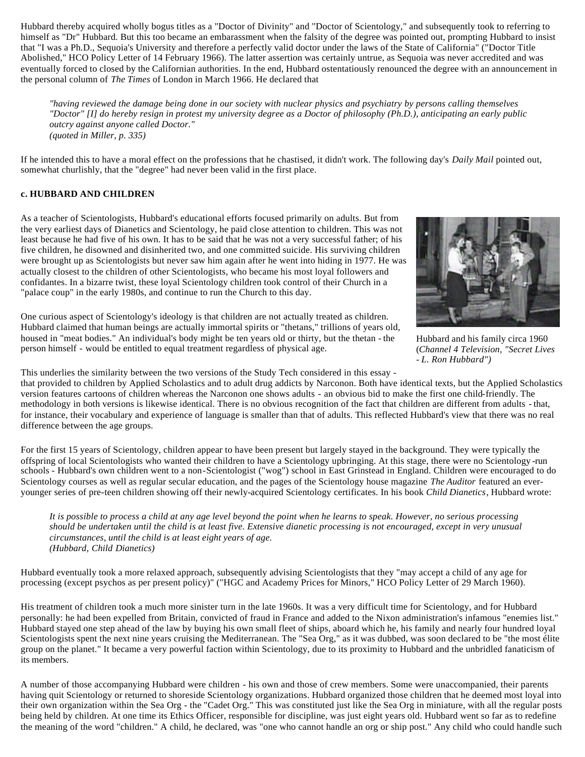Hubbard thereby acquired wholly bogus titles as a "Doctor of Divinity" and "Doctor of Scientology," and subsequently took to referring to himself as "Dr" Hubbard. But this too became an embarassment when the falsity of the degree was pointed out, prompting Hubbard to insist that "I was a Ph.D., Sequoia's University and therefore a perfectly valid doctor under the laws of the State of California" ("Doctor Title Abolished," HCO Policy Letter of 14 February 1966). The latter assertion was certainly untrue, as Sequoia was never accredited and was eventually forced to closed by the Californian authorities. In the end, Hubbard ostentatiously renounced the degree with an announcement in the personal column of *The Times* of London in March 1966. He declared that

> *"having reviewed the damage being done in our society with nuclear physics and psychiatry by persons calling themselves "Doctor" [I] do hereby resign in protest my university degree as a Doctor of philosophy (Ph.D.), anticipating an early public outcry against anyone called Doctor."*
> *(quoted in Miller, p. 335)*

If he intended this to have a moral effect on the professions that he chastised, it didn't work. The following day's *Daily Mail* pointed out, somewhat churlishly, that the "degree" had never been valid in the first place.

**c. HUBBARD AND CHILDREN**

As a teacher of Scientologists, Hubbard's educational efforts focused primarily on adults. But from the very earliest days of Dianetics and Scientology, he paid close attention to children. This was not least because he had five of his own. It has to be said that he was not a very successful father; of his five children, he disowned and disinherited two, and one committed suicide. His surviving children were brought up as Scientologists but never saw him again after he went into hiding in 1977. He was actually closest to the children of other Scientologists, who became his most loyal followers and confidantes. In a bizarre twist, these loyal Scientology children took control of their Church in a "palace coup" in the early 1980s, and continue to run the Church to this day.

Hubbard and his family circa 1960 (*Channel 4 Television, "Secret Lives - L. Ron Hubbard")*

One curious aspect of Scientology's ideology is that children are not actually treated as children. Hubbard claimed that human beings are actually immortal spirits or "thetans," trillions of years old, housed in "meat bodies." An individual's body might be ten years old or thirty, but the thetan - the person himself - would be entitled to equal treatment regardless of physical age.

This underlies the similarity between the two versions of the Study Tech considered in this essay - that provided to children by Applied Scholastics and to adult drug addicts by Narconon. Both have identical texts, but the Applied Scholastics version features cartoons of children whereas the Narconon one shows adults - an obvious bid to make the first one child-friendly. The methodology in both versions is likewise identical. There is no obvious recognition of the fact that children are different from adults - that, for instance, their vocabulary and experience of language is smaller than that of adults. This reflected Hubbard's view that there was no real difference between the age groups.

For the first 15 years of Scientology, children appear to have been present but largely stayed in the background. They were typically the offspring of local Scientologists who wanted their children to have a Scientology upbringing. At this stage, there were no Scientology-run schools - Hubbard's own children went to a non-Scientologist ("wog") school in East Grinstead in England. Children were encouraged to do Scientology courses as well as regular secular education, and the pages of the Scientology house magazine *The Auditor* featured an ever-younger series of pre-teen children showing off their newly-acquired Scientology certificates. In his book *Child Dianetics*, Hubbard wrote:

> *It is possible to process a child at any age level beyond the point when he learns to speak. However, no serious processing should be undertaken until the child is at least five. Extensive dianetic processing is not encouraged, except in very unusual circumstances, until the child is at least eight years of age.*
> *(Hubbard, Child Dianetics)*

Hubbard eventually took a more relaxed approach, subsequently advising Scientologists that they "may accept a child of any age for processing (except psychos as per present policy)" ("HGC and Academy Prices for Minors," HCO Policy Letter of 29 March 1960).

His treatment of children took a much more sinister turn in the late 1960s. It was a very difficult time for Scientology, and for Hubbard personally: he had been expelled from Britain, convicted of fraud in France and added to the Nixon administration's infamous "enemies list." Hubbard stayed one step ahead of the law by buying his own small fleet of ships, aboard which he, his family and nearly four hundred loyal Scientologists spent the next nine years cruising the Mediterranean. The "Sea Org," as it was dubbed, was soon declared to be "the most élite group on the planet." It became a very powerful faction within Scientology, due to its proximity to Hubbard and the unbridled fanaticism of its members.

A number of those accompanying Hubbard were children - his own and those of crew members. Some were unaccompanied, their parents having quit Scientology or returned to shoreside Scientology organizations. Hubbard organized those children that he deemed most loyal into their own organization within the Sea Org - the "Cadet Org." This was constituted just like the Sea Org in miniature, with all the regular posts being held by children. At one time its Ethics Officer, responsible for discipline, was just eight years old. Hubbard went so far as to redefine the meaning of the word "children." A child, he declared, was "one who cannot handle an org or ship post." Any child who could handle such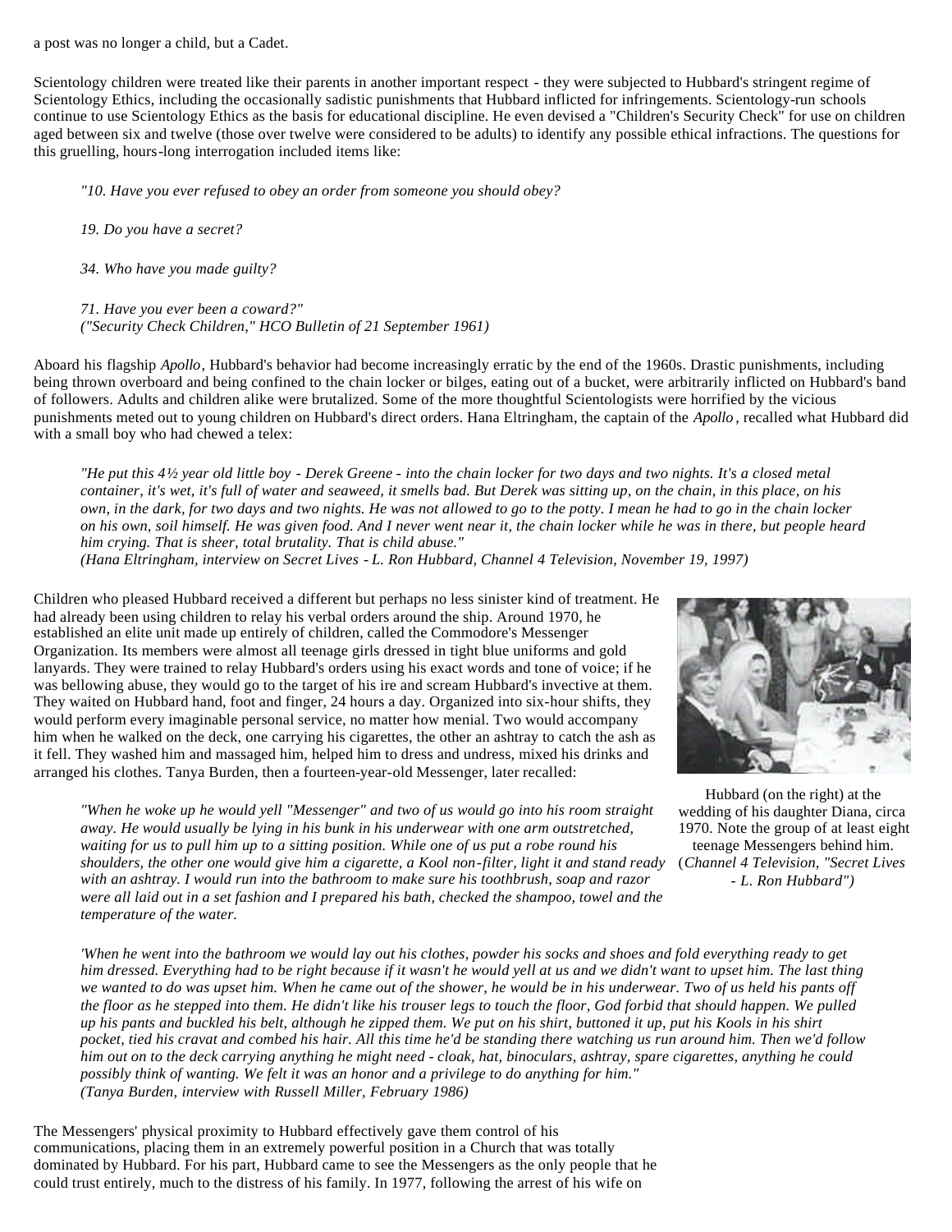a post was no longer a child, but a Cadet.

Scientology children were treated like their parents in another important respect - they were subjected to Hubbard's stringent regime of Scientology Ethics, including the occasionally sadistic punishments that Hubbard inflicted for infringements. Scientology-run schools continue to use Scientology Ethics as the basis for educational discipline. He even devised a "Children's Security Check" for use on children aged between six and twelve (those over twelve were considered to be adults) to identify any possible ethical infractions. The questions for this gruelling, hours-long interrogation included items like:

> *"10. Have you ever refused to obey an order from someone you should obey?*
>
> *19. Do you have a secret?*
>
> *34. Who have you made guilty?*
>
> *71. Have you ever been a coward?"*
> *("Security Check Children," HCO Bulletin of 21 September 1961)*

Aboard his flagship *Apollo*, Hubbard's behavior had become increasingly erratic by the end of the 1960s. Drastic punishments, including being thrown overboard and being confined to the chain locker or bilges, eating out of a bucket, were arbitrarily inflicted on Hubbard's band of followers. Adults and children alike were brutalized. Some of the more thoughtful Scientologists were horrified by the vicious punishments meted out to young children on Hubbard's direct orders. Hana Eltringham, the captain of the *Apollo*, recalled what Hubbard did with a small boy who had chewed a telex:

> *"He put this 4½ year old little boy - Derek Greene - into the chain locker for two days and two nights. It's a closed metal container, it's wet, it's full of water and seaweed, it smells bad. But Derek was sitting up, on the chain, in this place, on his own, in the dark, for two days and two nights. He was not allowed to go to the potty. I mean he had to go in the chain locker on his own, soil himself. He was given food. And I never went near it, the chain locker while he was in there, but people heard him crying. That is sheer, total brutality. That is child abuse."*
> *(Hana Eltringham, interview on Secret Lives - L. Ron Hubbard, Channel 4 Television, November 19, 1997)*

Children who pleased Hubbard received a different but perhaps no less sinister kind of treatment. He had already been using children to relay his verbal orders around the ship. Around 1970, he established an elite unit made up entirely of children, called the Commodore's Messenger Organization. Its members were almost all teenage girls dressed in tight blue uniforms and gold lanyards. They were trained to relay Hubbard's orders using his exact words and tone of voice; if he was bellowing abuse, they would go to the target of his ire and scream Hubbard's invective at them. They waited on Hubbard hand, foot and finger, 24 hours a day. Organized into six-hour shifts, they would perform every imaginable personal service, no matter how menial. Two would accompany him when he walked on the deck, one carrying his cigarettes, the other an ashtray to catch the ash as it fell. They washed him and massaged him, helped him to dress and undress, mixed his drinks and arranged his clothes. Tanya Burden, then a fourteen-year-old Messenger, later recalled:

Hubbard (on the right) at the wedding of his daughter Diana, circa 1970. Note the group of at least eight teenage Messengers behind him. (*Channel 4 Television, "Secret Lives - L. Ron Hubbard")*

> *"When he woke up he would yell "Messenger" and two of us would go into his room straight away. He would usually be lying in his bunk in his underwear with one arm outstretched, waiting for us to pull him up to a sitting position. While one of us put a robe round his shoulders, the other one would give him a cigarette, a Kool non-filter, light it and stand ready with an ashtray. I would run into the bathroom to make sure his toothbrush, soap and razor were all laid out in a set fashion and I prepared his bath, checked the shampoo, towel and the temperature of the water.*
>
> *'When he went into the bathroom we would lay out his clothes, powder his socks and shoes and fold everything ready to get him dressed. Everything had to be right because if it wasn't he would yell at us and we didn't want to upset him. The last thing we wanted to do was upset him. When he came out of the shower, he would be in his underwear. Two of us held his pants off the floor as he stepped into them. He didn't like his trouser legs to touch the floor, God forbid that should happen. We pulled up his pants and buckled his belt, although he zipped them. We put on his shirt, buttoned it up, put his Kools in his shirt pocket, tied his cravat and combed his hair. All this time he'd be standing there watching us run around him. Then we'd follow him out on to the deck carrying anything he might need - cloak, hat, binoculars, ashtray, spare cigarettes, anything he could possibly think of wanting. We felt it was an honor and a privilege to do anything for him."*
> *(Tanya Burden, interview with Russell Miller, February 1986)*

The Messengers' physical proximity to Hubbard effectively gave them control of his communications, placing them in an extremely powerful position in a Church that was totally dominated by Hubbard. For his part, Hubbard came to see the Messengers as the only people that he could trust entirely, much to the distress of his family. In 1977, following the arrest of his wife on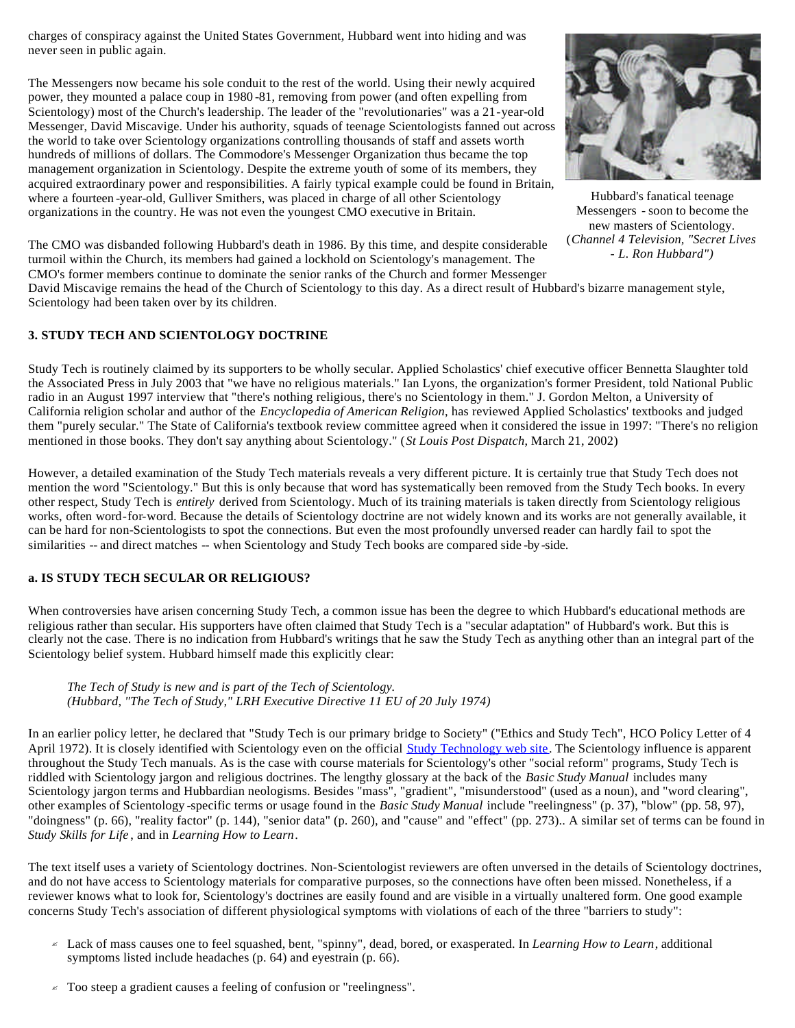charges of conspiracy against the United States Government, Hubbard went into hiding and was never seen in public again.

The Messengers now became his sole conduit to the rest of the world. Using their newly acquired power, they mounted a palace coup in 1980-81, removing from power (and often expelling from Scientology) most of the Church's leadership. The leader of the "revolutionaries" was a 21-year-old Messenger, David Miscavige. Under his authority, squads of teenage Scientologists fanned out across the world to take over Scientology organizations controlling thousands of staff and assets worth hundreds of millions of dollars. The Commodore's Messenger Organization thus became the top management organization in Scientology. Despite the extreme youth of some of its members, they acquired extraordinary power and responsibilities. A fairly typical example could be found in Britain, where a fourteen-year-old, Gulliver Smithers, was placed in charge of all other Scientology organizations in the country. He was not even the youngest CMO executive in Britain.

Hubbard's fanatical teenage Messengers - soon to become the new masters of Scientology. (*Channel 4 Television, "Secret Lives - L. Ron Hubbard"*)

The CMO was disbanded following Hubbard's death in 1986. By this time, and despite considerable turmoil within the Church, its members had gained a lockhold on Scientology's management. The CMO's former members continue to dominate the senior ranks of the Church and former Messenger David Miscavige remains the head of the Church of Scientology to this day. As a direct result of Hubbard's bizarre management style, Scientology had been taken over by its children.

### 3. STUDY TECH AND SCIENTOLOGY DOCTRINE

Study Tech is routinely claimed by its supporters to be wholly secular. Applied Scholastics' chief executive officer Bennetta Slaughter told the Associated Press in July 2003 that "we have no religious materials." Ian Lyons, the organization's former President, told National Public radio in an August 1997 interview that "there's nothing religious, there's no Scientology in them." J. Gordon Melton, a University of California religion scholar and author of the *Encyclopedia of American Religion*, has reviewed Applied Scholastics' textbooks and judged them "purely secular." The State of California's textbook review committee agreed when it considered the issue in 1997: "There's no religion mentioned in those books. They don't say anything about Scientology." (*St Louis Post Dispatch*, March 21, 2002)

However, a detailed examination of the Study Tech materials reveals a very different picture. It is certainly true that Study Tech does not mention the word "Scientology." But this is only because that word has systematically been removed from the Study Tech books. In every other respect, Study Tech is *entirely* derived from Scientology. Much of its training materials is taken directly from Scientology religious works, often word-for-word. Because the details of Scientology doctrine are not widely known and its works are not generally available, it can be hard for non-Scientologists to spot the connections. But even the most profoundly unversed reader can hardly fail to spot the similarities -- and direct matches -- when Scientology and Study Tech books are compared side-by-side.

#### a. IS STUDY TECH SECULAR OR RELIGIOUS?

When controversies have arisen concerning Study Tech, a common issue has been the degree to which Hubbard's educational methods are religious rather than secular. His supporters have often claimed that Study Tech is a "secular adaptation" of Hubbard's work. But this is clearly not the case. There is no indication from Hubbard's writings that he saw the Study Tech as anything other than an integral part of the Scientology belief system. Hubbard himself made this explicitly clear:

> *The Tech of Study is new and is part of the Tech of Scientology.*
> *(Hubbard, "The Tech of Study," LRH Executive Directive 11 EU of 20 July 1974)*

In an earlier policy letter, he declared that "Study Tech is our primary bridge to Society" ("Ethics and Study Tech", HCO Policy Letter of 4 April 1972). It is closely identified with Scientology even on the official Study Technology web site. The Scientology influence is apparent throughout the Study Tech manuals. As is the case with course materials for Scientology's other "social reform" programs, Study Tech is riddled with Scientology jargon and religious doctrines. The lengthy glossary at the back of the *Basic Study Manual* includes many Scientology jargon terms and Hubbardian neologisms. Besides "mass", "gradient", "misunderstood" (used as a noun), and "word clearing", other examples of Scientology-specific terms or usage found in the *Basic Study Manual* include "reelingness" (p. 37), "blow" (pp. 58, 97), "doingness" (p. 66), "reality factor" (p. 144), "senior data" (p. 260), and "cause" and "effect" (pp. 273).. A similar set of terms can be found in *Study Skills for Life*, and in *Learning How to Learn*.

The text itself uses a variety of Scientology doctrines. Non-Scientologist reviewers are often unversed in the details of Scientology doctrines, and do not have access to Scientology materials for comparative purposes, so the connections have often been missed. Nonetheless, if a reviewer knows what to look for, Scientology's doctrines are easily found and are visible in a virtually unaltered form. One good example concerns Study Tech's association of different physiological symptoms with violations of each of the three "barriers to study":

- Lack of mass causes one to feel squashed, bent, "spinny", dead, bored, or exasperated. In *Learning How to Learn*, additional symptoms listed include headaches (p. 64) and eyestrain (p. 66).
- Too steep a gradient causes a feeling of confusion or "reelingness".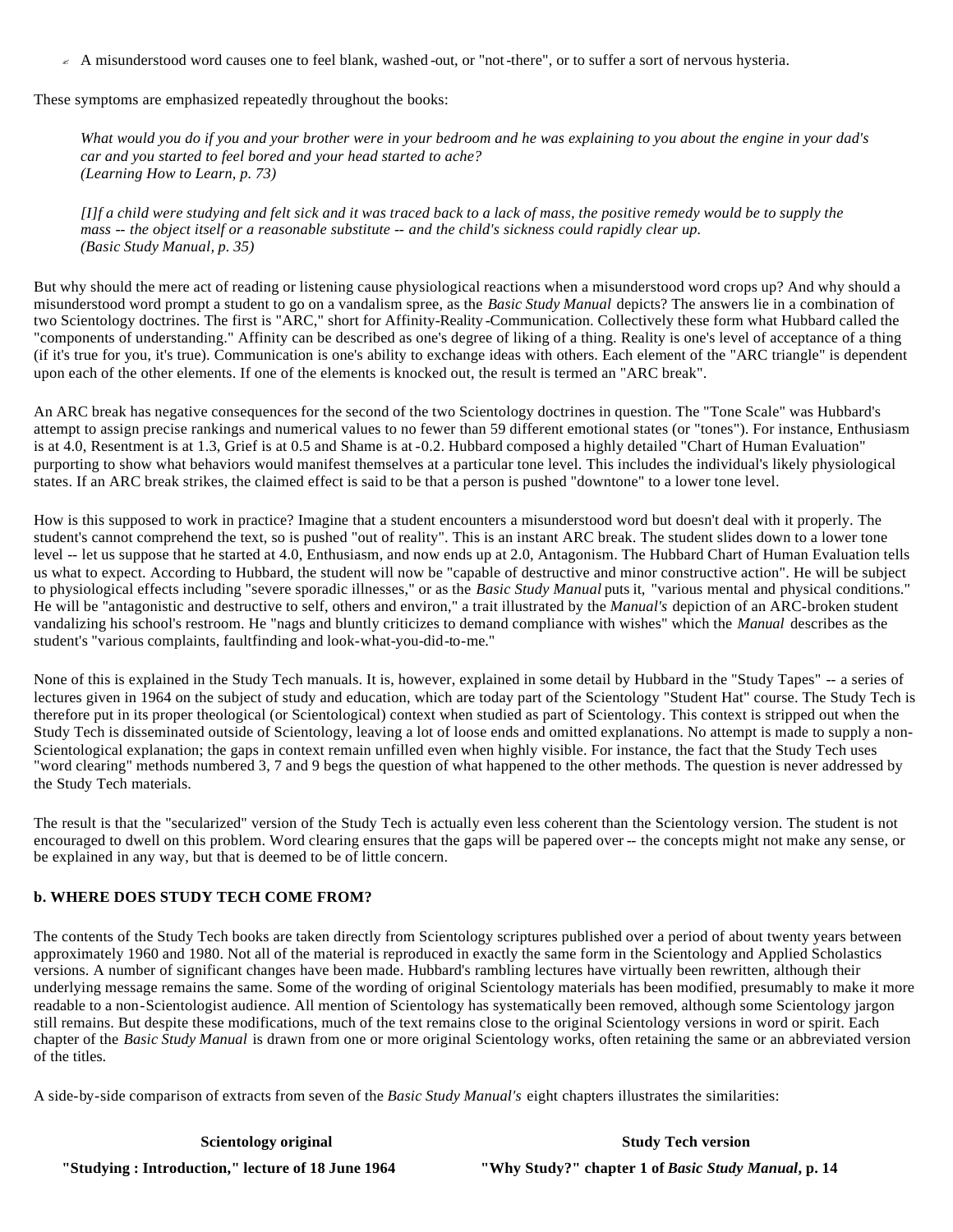- A misunderstood word causes one to feel blank, washed-out, or "not-there", or to suffer a sort of nervous hysteria.

These symptoms are emphasized repeatedly throughout the books:

> *What would you do if you and your brother were in your bedroom and he was explaining to you about the engine in your dad's car and you started to feel bored and your head started to ache?*
> *(Learning How to Learn, p. 73)*

> *[I]f a child were studying and felt sick and it was traced back to a lack of mass, the positive remedy would be to supply the mass -- the object itself or a reasonable substitute -- and the child's sickness could rapidly clear up.*
> *(Basic Study Manual, p. 35)*

But why should the mere act of reading or listening cause physiological reactions when a misunderstood word crops up? And why should a misunderstood word prompt a student to go on a vandalism spree, as the *Basic Study Manual* depicts? The answers lie in a combination of two Scientology doctrines. The first is "ARC," short for Affinity-Reality-Communication. Collectively these form what Hubbard called the "components of understanding." Affinity can be described as one's degree of liking of a thing. Reality is one's level of acceptance of a thing (if it's true for you, it's true). Communication is one's ability to exchange ideas with others. Each element of the "ARC triangle" is dependent upon each of the other elements. If one of the elements is knocked out, the result is termed an "ARC break".

An ARC break has negative consequences for the second of the two Scientology doctrines in question. The "Tone Scale" was Hubbard's attempt to assign precise rankings and numerical values to no fewer than 59 different emotional states (or "tones"). For instance, Enthusiasm is at 4.0, Resentment is at 1.3, Grief is at 0.5 and Shame is at -0.2. Hubbard composed a highly detailed "Chart of Human Evaluation" purporting to show what behaviors would manifest themselves at a particular tone level. This includes the individual's likely physiological states. If an ARC break strikes, the claimed effect is said to be that a person is pushed "downtone" to a lower tone level.

How is this supposed to work in practice? Imagine that a student encounters a misunderstood word but doesn't deal with it properly. The student's cannot comprehend the text, so is pushed "out of reality". This is an instant ARC break. The student slides down to a lower tone level -- let us suppose that he started at 4.0, Enthusiasm, and now ends up at 2.0, Antagonism. The Hubbard Chart of Human Evaluation tells us what to expect. According to Hubbard, the student will now be "capable of destructive and minor constructive action". He will be subject to physiological effects including "severe sporadic illnesses," or as the *Basic Study Manual* puts it, "various mental and physical conditions." He will be "antagonistic and destructive to self, others and environ," a trait illustrated by the *Manual's* depiction of an ARC-broken student vandalizing his school's restroom. He "nags and bluntly criticizes to demand compliance with wishes" which the *Manual* describes as the student's "various complaints, faultfinding and look-what-you-did-to-me."

None of this is explained in the Study Tech manuals. It is, however, explained in some detail by Hubbard in the "Study Tapes" -- a series of lectures given in 1964 on the subject of study and education, which are today part of the Scientology "Student Hat" course. The Study Tech is therefore put in its proper theological (or Scientological) context when studied as part of Scientology. This context is stripped out when the Study Tech is disseminated outside of Scientology, leaving a lot of loose ends and omitted explanations. No attempt is made to supply a non-Scientological explanation; the gaps in context remain unfilled even when highly visible. For instance, the fact that the Study Tech uses "word clearing" methods numbered 3, 7 and 9 begs the question of what happened to the other methods. The question is never addressed by the Study Tech materials.

The result is that the "secularized" version of the Study Tech is actually even less coherent than the Scientology version. The student is not encouraged to dwell on this problem. Word clearing ensures that the gaps will be papered over -- the concepts might not make any sense, or be explained in any way, but that is deemed to be of little concern.

### b. WHERE DOES STUDY TECH COME FROM?

The contents of the Study Tech books are taken directly from Scientology scriptures published over a period of about twenty years between approximately 1960 and 1980. Not all of the material is reproduced in exactly the same form in the Scientology and Applied Scholastics versions. A number of significant changes have been made. Hubbard's rambling lectures have virtually been rewritten, although their underlying message remains the same. Some of the wording of original Scientology materials has been modified, presumably to make it more readable to a non-Scientologist audience. All mention of Scientology has systematically been removed, although some Scientology jargon still remains. But despite these modifications, much of the text remains close to the original Scientology versions in word or spirit. Each chapter of the *Basic Study Manual* is drawn from one or more original Scientology works, often retaining the same or an abbreviated version of the titles.

A side-by-side comparison of extracts from seven of the *Basic Study Manual's* eight chapters illustrates the similarities:

| Scientology original | Study Tech version |
| --- | --- |
| **"Studying : Introduction," lecture of 18 June 1964** | **"Why Study?" chapter 1 of *Basic Study Manual*, p. 14** |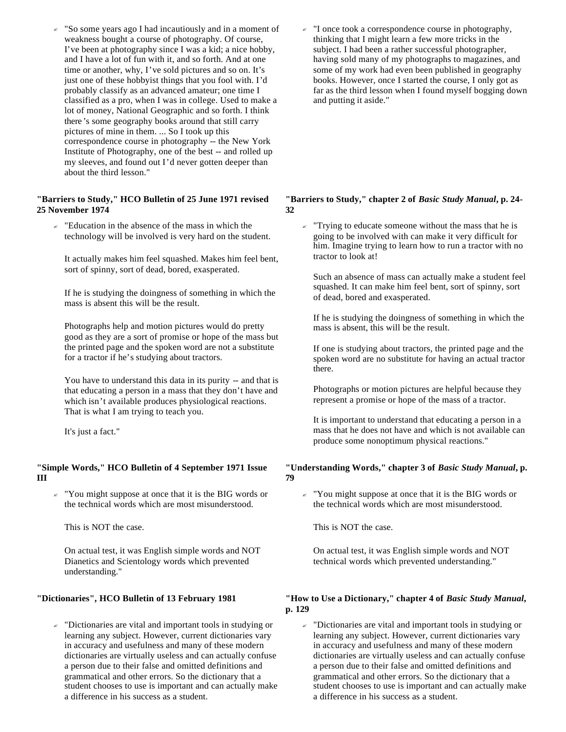- "So some years ago I had incautiously and in a moment of weakness bought a course of photography. Of course, I've been at photography since I was a kid; a nice hobby, and I have a lot of fun with it, and so forth. And at one time or another, why, I've sold pictures and so on. It's just one of these hobbyist things that you fool with. I'd probably classify as an advanced amateur; one time I classified as a pro, when I was in college. Used to make a lot of money, National Geographic and so forth. I think there's some geography books around that still carry pictures of mine in them. ... So I took up this correspondence course in photography -- the New York Institute of Photography, one of the best -- and rolled up my sleeves, and found out I'd never gotten deeper than about the third lesson."

- "I once took a correspondence course in photography, thinking that I might learn a few more tricks in the subject. I had been a rather successful photographer, having sold many of my photographs to magazines, and some of my work had even been published in geography books. However, once I started the course, I only got as far as the third lesson when I found myself bogging down and putting it aside."

**"Barriers to Study," HCO Bulletin of 25 June 1971 revised 25 November 1974**

- "Education in the absence of the mass in which the technology will be involved is very hard on the student.

  It actually makes him feel squashed. Makes him feel bent, sort of spinny, sort of dead, bored, exasperated.

  If he is studying the doingness of something in which the mass is absent this will be the result.

  Photographs help and motion pictures would do pretty good as they are a sort of promise or hope of the mass but the printed page and the spoken word are not a substitute for a tractor if he's studying about tractors.

  You have to understand this data in its purity -- and that is that educating a person in a mass that they don't have and which isn't available produces physiological reactions. That is what I am trying to teach you.

  It's just a fact."

**"Barriers to Study," chapter 2 of *Basic Study Manual*, p. 24-32**

- "Trying to educate someone without the mass that he is going to be involved with can make it very difficult for him. Imagine trying to learn how to run a tractor with no tractor to look at!

  Such an absence of mass can actually make a student feel squashed. It can make him feel bent, sort of spinny, sort of dead, bored and exasperated.

  If he is studying the doingness of something in which the mass is absent, this will be the result.

  If one is studying about tractors, the printed page and the spoken word are no substitute for having an actual tractor there.

  Photographs or motion pictures are helpful because they represent a promise or hope of the mass of a tractor.

  It is important to understand that educating a person in a mass that he does not have and which is not available can produce some nonoptimum physical reactions."

**"Simple Words," HCO Bulletin of 4 September 1971 Issue III**

- "You might suppose at once that it is the BIG words or the technical words which are most misunderstood.

  This is NOT the case.

  On actual test, it was English simple words and NOT Dianetics and Scientology words which prevented understanding."

**"Understanding Words," chapter 3 of *Basic Study Manual*, p. 79**

- "You might suppose at once that it is the BIG words or the technical words which are most misunderstood.

  This is NOT the case.

  On actual test, it was English simple words and NOT technical words which prevented understanding."

**"Dictionaries", HCO Bulletin of 13 February 1981**

- "Dictionaries are vital and important tools in studying or learning any subject. However, current dictionaries vary in accuracy and usefulness and many of these modern dictionaries are virtually useless and can actually confuse a person due to their false and omitted definitions and grammatical and other errors. So the dictionary that a student chooses to use is important and can actually make a difference in his success as a student.

**"How to Use a Dictionary," chapter 4 of *Basic Study Manual*, p. 129**

- "Dictionaries are vital and important tools in studying or learning any subject. However, current dictionaries vary in accuracy and usefulness and many of these modern dictionaries are virtually useless and can actually confuse a person due to their false and omitted definitions and grammatical and other errors. So the dictionary that a student chooses to use is important and can actually make a difference in his success as a student.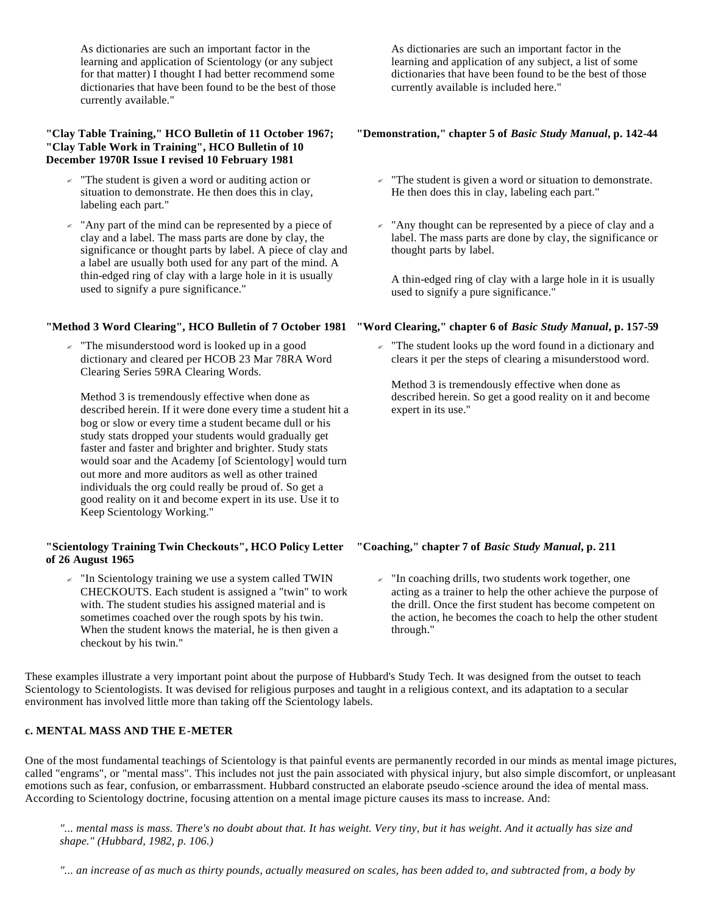| | |
|---|---|
| As dictionaries are such an important factor in the learning and application of Scientology (or any subject for that matter) I thought I had better recommend some dictionaries that have been found to be the best of those currently available." | As dictionaries are such an important factor in the learning and application of any subject, a list of some dictionaries that have been found to be the best of those currently available is included here." |
| **"Clay Table Training," HCO Bulletin of 11 October 1967; "Clay Table Work in Training", HCO Bulletin of 10 December 1970R Issue I revised 10 February 1981** | **"Demonstration," chapter 5 of *Basic Study Manual*, p. 142-44** |
| - "The student is given a word or auditing action or situation to demonstrate. He then does this in clay, labeling each part." | - "The student is given a word or situation to demonstrate. He then does this in clay, labeling each part." |
| - "Any part of the mind can be represented by a piece of clay and a label. The mass parts are done by clay, the significance or thought parts by label. A piece of clay and a label are usually both used for any part of the mind. A thin-edged ring of clay with a large hole in it is usually used to signify a pure significance." | - "Any thought can be represented by a piece of clay and a label. The mass parts are done by clay, the significance or thought parts by label. A thin-edged ring of clay with a large hole in it is usually used to signify a pure significance." |
| **"Method 3 Word Clearing", HCO Bulletin of 7 October 1981** | **"Word Clearing," chapter 6 of *Basic Study Manual*, p. 157-59** |
| - "The misunderstood word is looked up in a good dictionary and cleared per HCOB 23 Mar 78RA Word Clearing Series 59RA Clearing Words. Method 3 is tremendously effective when done as described herein. If it were done every time a student hit a bog or slow or every time a student became dull or his study stats dropped your students would gradually get faster and faster and brighter and brighter. Study stats would soar and the Academy [of Scientology] would turn out more and more auditors as well as other trained individuals the org could really be proud of. So get a good reality on it and become expert in its use. Use it to Keep Scientology Working." | - "The student looks up the word found in a dictionary and clears it per the steps of clearing a misunderstood word. Method 3 is tremendously effective when done as described herein. So get a good reality on it and become expert in its use." |
| **"Scientology Training Twin Checkouts", HCO Policy Letter of 26 August 1965** | **"Coaching," chapter 7 of *Basic Study Manual*, p. 211** |
| - "In Scientology training we use a system called TWIN CHECKOUTS. Each student is assigned a "twin" to work with. The student studies his assigned material and is sometimes coached over the rough spots by his twin. When the student knows the material, he is then given a checkout by his twin." | - "In coaching drills, two students work together, one acting as a trainer to help the other achieve the purpose of the drill. Once the first student has become competent on the action, he becomes the coach to help the other student through." |

These examples illustrate a very important point about the purpose of Hubbard's Study Tech. It was designed from the outset to teach Scientology to Scientologists. It was devised for religious purposes and taught in a religious context, and its adaptation to a secular environment has involved little more than taking off the Scientology labels.

### c. MENTAL MASS AND THE E-METER

One of the most fundamental teachings of Scientology is that painful events are permanently recorded in our minds as mental image pictures, called "engrams", or "mental mass". This includes not just the pain associated with physical injury, but also simple discomfort, or unpleasant emotions such as fear, confusion, or embarrassment. Hubbard constructed an elaborate pseudo-science around the idea of mental mass. According to Scientology doctrine, focusing attention on a mental image picture causes its mass to increase. And:

> *"... mental mass is mass. There's no doubt about that. It has weight. Very tiny, but it has weight. And it actually has size and shape." (Hubbard, 1982, p. 106.)*

> *"... an increase of as much as thirty pounds, actually measured on scales, has been added to, and subtracted from, a body by*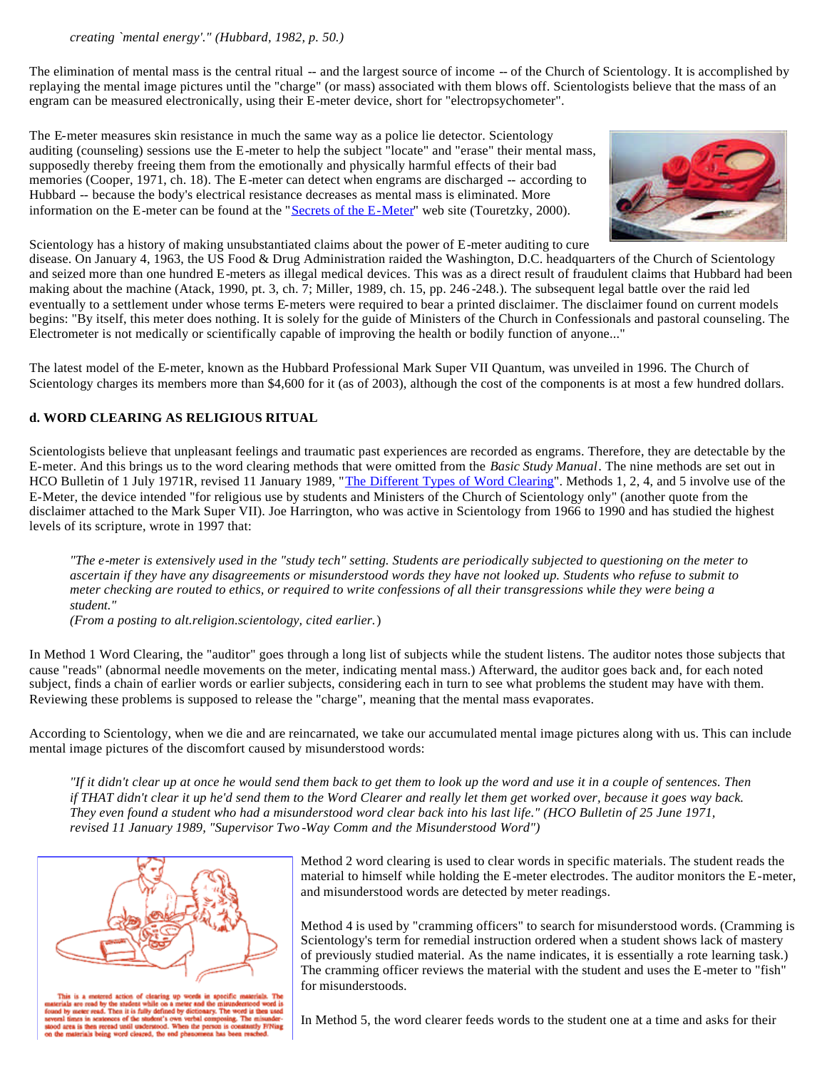*creating `mental energy'." (Hubbard, 1982, p. 50.)*

The elimination of mental mass is the central ritual -- and the largest source of income -- of the Church of Scientology. It is accomplished by replaying the mental image pictures until the "charge" (or mass) associated with them blows off. Scientologists believe that the mass of an engram can be measured electronically, using their E-meter device, short for "electropsychometer".

The E-meter measures skin resistance in much the same way as a police lie detector. Scientology auditing (counseling) sessions use the E-meter to help the subject "locate" and "erase" their mental mass, supposedly thereby freeing them from the emotionally and physically harmful effects of their bad memories (Cooper, 1971, ch. 18). The E-meter can detect when engrams are discharged -- according to Hubbard -- because the body's electrical resistance decreases as mental mass is eliminated. More information on the E-meter can be found at the "Secrets of the E-Meter" web site (Touretzky, 2000).

Scientology has a history of making unsubstantiated claims about the power of E-meter auditing to cure disease. On January 4, 1963, the US Food & Drug Administration raided the Washington, D.C. headquarters of the Church of Scientology and seized more than one hundred E-meters as illegal medical devices. This was as a direct result of fraudulent claims that Hubbard had been making about the machine (Atack, 1990, pt. 3, ch. 7; Miller, 1989, ch. 15, pp. 246-248.). The subsequent legal battle over the raid led eventually to a settlement under whose terms E-meters were required to bear a printed disclaimer. The disclaimer found on current models begins: "By itself, this meter does nothing. It is solely for the guide of Ministers of the Church in Confessionals and pastoral counseling. The Electrometer is not medically or scientifically capable of improving the health or bodily function of anyone..."

The latest model of the E-meter, known as the Hubbard Professional Mark Super VII Quantum, was unveiled in 1996. The Church of Scientology charges its members more than $4,600 for it (as of 2003), although the cost of the components is at most a few hundred dollars.

### d. WORD CLEARING AS RELIGIOUS RITUAL

Scientologists believe that unpleasant feelings and traumatic past experiences are recorded as engrams. Therefore, they are detectable by the E-meter. And this brings us to the word clearing methods that were omitted from the *Basic Study Manual*. The nine methods are set out in HCO Bulletin of 1 July 1971R, revised 11 January 1989, "The Different Types of Word Clearing". Methods 1, 2, 4, and 5 involve use of the E-Meter, the device intended "for religious use by students and Ministers of the Church of Scientology only" (another quote from the disclaimer attached to the Mark Super VII). Joe Harrington, who was active in Scientology from 1966 to 1990 and has studied the highest levels of its scripture, wrote in 1997 that:

> *"The e-meter is extensively used in the "study tech" setting. Students are periodically subjected to questioning on the meter to ascertain if they have any disagreements or misunderstood words they have not looked up. Students who refuse to submit to meter checking are routed to ethics, or required to write confessions of all their transgressions while they were being a student."*
> *(From a posting to alt.religion.scientology, cited earlier.)*

In Method 1 Word Clearing, the "auditor" goes through a long list of subjects while the student listens. The auditor notes those subjects that cause "reads" (abnormal needle movements on the meter, indicating mental mass.) Afterward, the auditor goes back and, for each noted subject, finds a chain of earlier words or earlier subjects, considering each in turn to see what problems the student may have with them. Reviewing these problems is supposed to release the "charge", meaning that the mental mass evaporates.

According to Scientology, when we die and are reincarnated, we take our accumulated mental image pictures along with us. This can include mental image pictures of the discomfort caused by misunderstood words:

> *"If it didn't clear up at once he would send them back to get them to look up the word and use it in a couple of sentences. Then if THAT didn't clear it up he'd send them to the Word Clearer and really let them get worked over, because it goes way back. They even found a student who had a misunderstood word clear back into his last life." (HCO Bulletin of 25 June 1971, revised 11 January 1989, "Supervisor Two-Way Comm and the Misunderstood Word")*

This is a metered action of clearing up words in specific materials. The materials are read by the student while on a meter and the misunderstood word is found by meter read. Then it is fully defined by dictionary. The word is then used several times in sentences of the student's own verbal composing. The misunderstood area is then reread until understood. When the person is constantly F/Ning on the materials being word cleared, the end phenomena has been reached.

Method 2 word clearing is used to clear words in specific materials. The student reads the material to himself while holding the E-meter electrodes. The auditor monitors the E-meter, and misunderstood words are detected by meter readings.

Method 4 is used by "cramming officers" to search for misunderstood words. (Cramming is Scientology's term for remedial instruction ordered when a student shows lack of mastery of previously studied material. As the name indicates, it is essentially a rote learning task.) The cramming officer reviews the material with the student and uses the E-meter to "fish" for misunderstoods.

In Method 5, the word clearer feeds words to the student one at a time and asks for their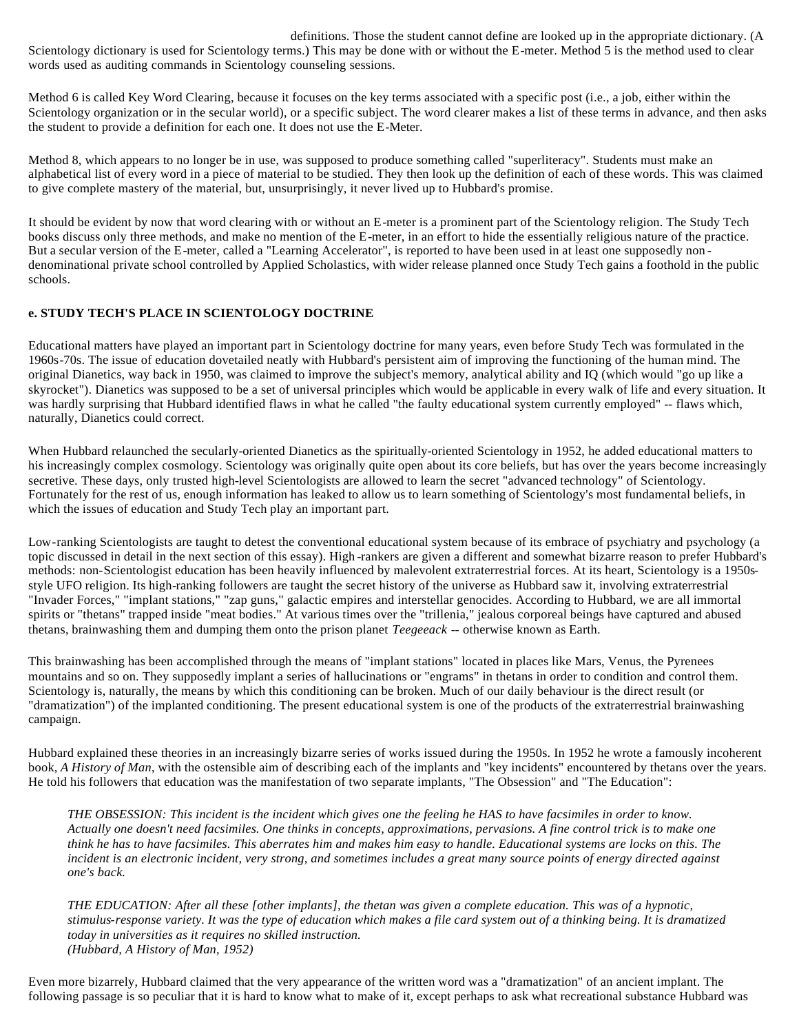definitions. Those the student cannot define are looked up in the appropriate dictionary. (A Scientology dictionary is used for Scientology terms.) This may be done with or without the E-meter. Method 5 is the method used to clear words used as auditing commands in Scientology counseling sessions.

Method 6 is called Key Word Clearing, because it focuses on the key terms associated with a specific post (i.e., a job, either within the Scientology organization or in the secular world), or a specific subject. The word clearer makes a list of these terms in advance, and then asks the student to provide a definition for each one. It does not use the E-Meter.

Method 8, which appears to no longer be in use, was supposed to produce something called "superliteracy". Students must make an alphabetical list of every word in a piece of material to be studied. They then look up the definition of each of these words. This was claimed to give complete mastery of the material, but, unsurprisingly, it never lived up to Hubbard's promise.

It should be evident by now that word clearing with or without an E-meter is a prominent part of the Scientology religion. The Study Tech books discuss only three methods, and make no mention of the E-meter, in an effort to hide the essentially religious nature of the practice. But a secular version of the E-meter, called a "Learning Accelerator", is reported to have been used in at least one supposedly non-denominational private school controlled by Applied Scholastics, with wider release planned once Study Tech gains a foothold in the public schools.

**e. STUDY TECH'S PLACE IN SCIENTOLOGY DOCTRINE**

Educational matters have played an important part in Scientology doctrine for many years, even before Study Tech was formulated in the 1960s-70s. The issue of education dovetailed neatly with Hubbard's persistent aim of improving the functioning of the human mind. The original Dianetics, way back in 1950, was claimed to improve the subject's memory, analytical ability and IQ (which would "go up like a skyrocket"). Dianetics was supposed to be a set of universal principles which would be applicable in every walk of life and every situation. It was hardly surprising that Hubbard identified flaws in what he called "the faulty educational system currently employed" -- flaws which, naturally, Dianetics could correct.

When Hubbard relaunched the secularly-oriented Dianetics as the spiritually-oriented Scientology in 1952, he added educational matters to his increasingly complex cosmology. Scientology was originally quite open about its core beliefs, but has over the years become increasingly secretive. These days, only trusted high-level Scientologists are allowed to learn the secret "advanced technology" of Scientology. Fortunately for the rest of us, enough information has leaked to allow us to learn something of Scientology's most fundamental beliefs, in which the issues of education and Study Tech play an important part.

Low-ranking Scientologists are taught to detest the conventional educational system because of its embrace of psychiatry and psychology (a topic discussed in detail in the next section of this essay). High-rankers are given a different and somewhat bizarre reason to prefer Hubbard's methods: non-Scientologist education has been heavily influenced by malevolent extraterrestrial forces. At its heart, Scientology is a 1950s-style UFO religion. Its high-ranking followers are taught the secret history of the universe as Hubbard saw it, involving extraterrestrial "Invader Forces," "implant stations," "zap guns," galactic empires and interstellar genocides. According to Hubbard, we are all immortal spirits or "thetans" trapped inside "meat bodies." At various times over the "trillenia," jealous corporeal beings have captured and abused thetans, brainwashing them and dumping them onto the prison planet *Teegeeack* -- otherwise known as Earth.

This brainwashing has been accomplished through the means of "implant stations" located in places like Mars, Venus, the Pyrenees mountains and so on. They supposedly implant a series of hallucinations or "engrams" in thetans in order to condition and control them. Scientology is, naturally, the means by which this conditioning can be broken. Much of our daily behaviour is the direct result (or "dramatization") of the implanted conditioning. The present educational system is one of the products of the extraterrestrial brainwashing campaign.

Hubbard explained these theories in an increasingly bizarre series of works issued during the 1950s. In 1952 he wrote a famously incoherent book, *A History of Man*, with the ostensible aim of describing each of the implants and "key incidents" encountered by thetans over the years. He told his followers that education was the manifestation of two separate implants, "The Obsession" and "The Education":

> *THE OBSESSION: This incident is the incident which gives one the feeling he HAS to have facsimiles in order to know. Actually one doesn't need facsimiles. One thinks in concepts, approximations, pervasions. A fine control trick is to make one think he has to have facsimiles. This aberrates him and makes him easy to handle. Educational systems are locks on this. The incident is an electronic incident, very strong, and sometimes includes a great many source points of energy directed against one's back.*
>
> *THE EDUCATION: After all these [other implants], the thetan was given a complete education. This was of a hypnotic, stimulus-response variety. It was the type of education which makes a file card system out of a thinking being. It is dramatized today in universities as it requires no skilled instruction.*
> *(Hubbard, A History of Man, 1952)*

Even more bizarrely, Hubbard claimed that the very appearance of the written word was a "dramatization" of an ancient implant. The following passage is so peculiar that it is hard to know what to make of it, except perhaps to ask what recreational substance Hubbard was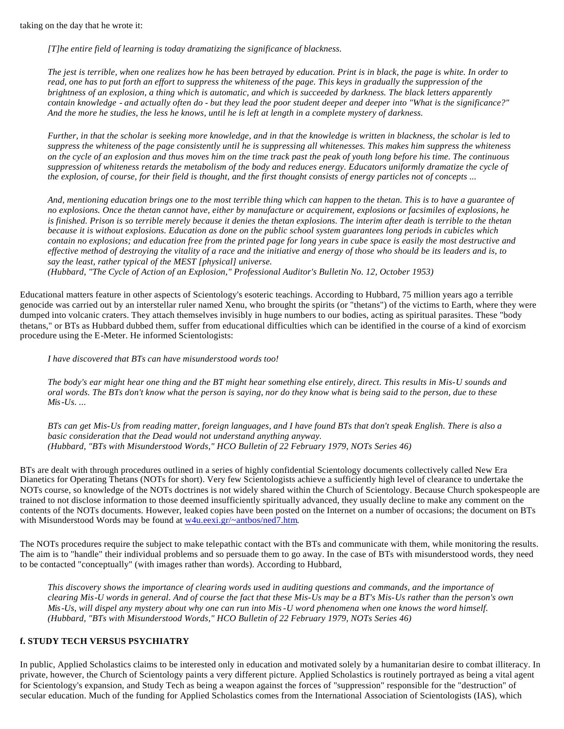taking on the day that he wrote it:

> *[T]he entire field of learning is today dramatizing the significance of blackness.*
>
> *The jest is terrible, when one realizes how he has been betrayed by education. Print is in black, the page is white. In order to read, one has to put forth an effort to suppress the whiteness of the page. This keys in gradually the suppression of the brightness of an explosion, a thing which is automatic, and which is succeeded by darkness. The black letters apparently contain knowledge - and actually often do - but they lead the poor student deeper and deeper into "What is the significance?" And the more he studies, the less he knows, until he is left at length in a complete mystery of darkness.*
>
> *Further, in that the scholar is seeking more knowledge, and in that the knowledge is written in blackness, the scholar is led to suppress the whiteness of the page consistently until he is suppressing all whitenesses. This makes him suppress the whiteness on the cycle of an explosion and thus moves him on the time track past the peak of youth long before his time. The continuous suppression of whiteness retards the metabolism of the body and reduces energy. Educators uniformly dramatize the cycle of the explosion, of course, for their field is thought, and the first thought consists of energy particles not of concepts ...*
>
> *And, mentioning education brings one to the most terrible thing which can happen to the thetan. This is to have a guarantee of no explosions. Once the thetan cannot have, either by manufacture or acquirement, explosions or facsimiles of explosions, he is finished. Prison is so terrible merely because it denies the thetan explosions. The interim after death is terrible to the thetan because it is without explosions. Education as done on the public school system guarantees long periods in cubicles which contain no explosions; and education free from the printed page for long years in cube space is easily the most destructive and effective method of destroying the vitality of a race and the initiative and energy of those who should be its leaders and is, to say the least, rather typical of the MEST [physical] universe.*
> *(Hubbard, "The Cycle of Action of an Explosion," Professional Auditor's Bulletin No. 12, October 1953)*

Educational matters feature in other aspects of Scientology's esoteric teachings. According to Hubbard, 75 million years ago a terrible genocide was carried out by an interstellar ruler named Xenu, who brought the spirits (or "thetans") of the victims to Earth, where they were dumped into volcanic craters. They attach themselves invisibly in huge numbers to our bodies, acting as spiritual parasites. These "body thetans," or BTs as Hubbard dubbed them, suffer from educational difficulties which can be identified in the course of a kind of exorcism procedure using the E-Meter. He informed Scientologists:

> *I have discovered that BTs can have misunderstood words too!*
>
> *The body's ear might hear one thing and the BT might hear something else entirely, direct. This results in Mis-U sounds and oral words. The BTs don't know what the person is saying, nor do they know what is being said to the person, due to these Mis-Us. ...*
>
> *BTs can get Mis-Us from reading matter, foreign languages, and I have found BTs that don't speak English. There is also a basic consideration that the Dead would not understand anything anyway.*
> *(Hubbard, "BTs with Misunderstood Words," HCO Bulletin of 22 February 1979, NOTs Series 46)*

BTs are dealt with through procedures outlined in a series of highly confidential Scientology documents collectively called New Era Dianetics for Operating Thetans (NOTs for short). Very few Scientologists achieve a sufficiently high level of clearance to undertake the NOTs course, so knowledge of the NOTs doctrines is not widely shared within the Church of Scientology. Because Church spokespeople are trained to not disclose information to those deemed insufficiently spiritually advanced, they usually decline to make any comment on the contents of the NOTs documents. However, leaked copies have been posted on the Internet on a number of occasions; the document on BTs with Misunderstood Words may be found at w4u.eexi.gr/~antbos/ned7.htm.

The NOTs procedures require the subject to make telepathic contact with the BTs and communicate with them, while monitoring the results. The aim is to "handle" their individual problems and so persuade them to go away. In the case of BTs with misunderstood words, they need to be contacted "conceptually" (with images rather than words). According to Hubbard,

> *This discovery shows the importance of clearing words used in auditing questions and commands, and the importance of clearing Mis-U words in general. And of course the fact that these Mis-Us may be a BT's Mis-Us rather than the person's own Mis-Us, will dispel any mystery about why one can run into Mis-U word phenomena when one knows the word himself.*
> *(Hubbard, "BTs with Misunderstood Words," HCO Bulletin of 22 February 1979, NOTs Series 46)*

### f. STUDY TECH VERSUS PSYCHIATRY

In public, Applied Scholastics claims to be interested only in education and motivated solely by a humanitarian desire to combat illiteracy. In private, however, the Church of Scientology paints a very different picture. Applied Scholastics is routinely portrayed as being a vital agent for Scientology's expansion, and Study Tech as being a weapon against the forces of "suppression" responsible for the "destruction" of secular education. Much of the funding for Applied Scholastics comes from the International Association of Scientologists (IAS), which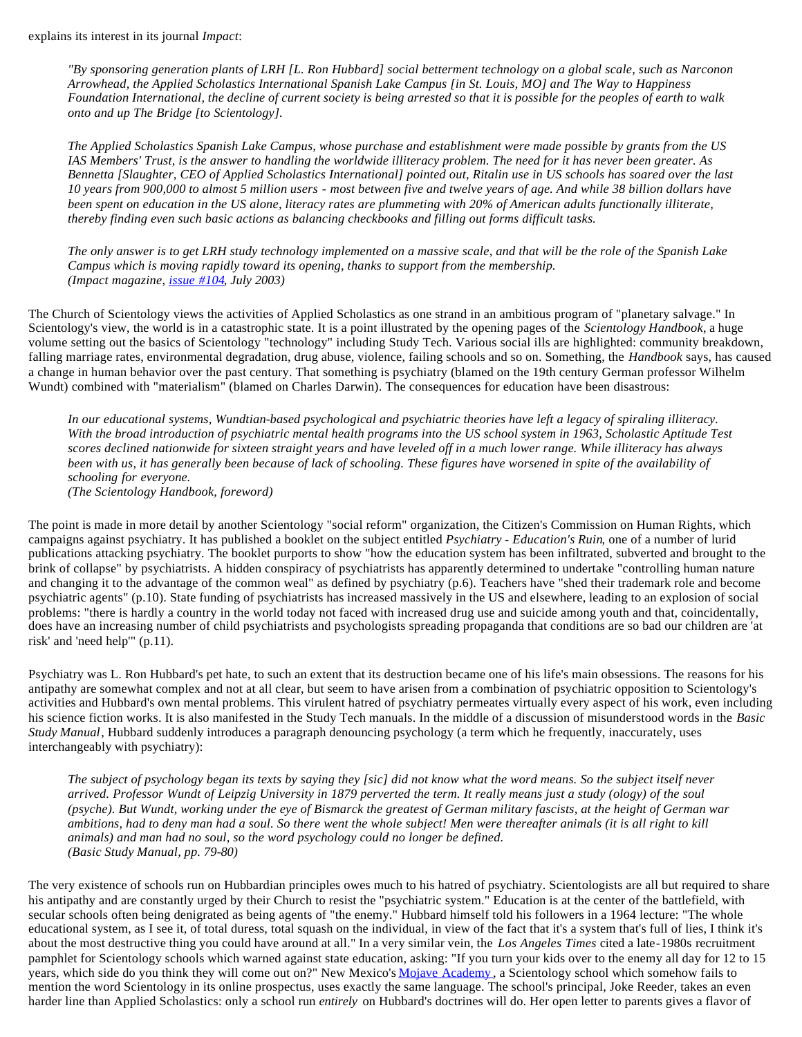explains its interest in its journal *Impact*:

> *"By sponsoring generation plants of LRH [L. Ron Hubbard] social betterment technology on a global scale, such as Narconon Arrowhead, the Applied Scholastics International Spanish Lake Campus [in St. Louis, MO] and The Way to Happiness Foundation International, the decline of current society is being arrested so that it is possible for the peoples of earth to walk onto and up The Bridge [to Scientology].*
>
> *The Applied Scholastics Spanish Lake Campus, whose purchase and establishment were made possible by grants from the US IAS Members' Trust, is the answer to handling the worldwide illiteracy problem. The need for it has never been greater. As Bennetta [Slaughter, CEO of Applied Scholastics International] pointed out, Ritalin use in US schools has soared over the last 10 years from 900,000 to almost 5 million users - most between five and twelve years of age. And while 38 billion dollars have been spent on education in the US alone, literacy rates are plummeting with 20% of American adults functionally illiterate, thereby finding even such basic actions as balancing checkbooks and filling out forms difficult tasks.*
>
> *The only answer is to get LRH study technology implemented on a massive scale, and that will be the role of the Spanish Lake Campus which is moving rapidly toward its opening, thanks to support from the membership.*
> *(Impact magazine, issue #104, July 2003)*

The Church of Scientology views the activities of Applied Scholastics as one strand in an ambitious program of "planetary salvage." In Scientology's view, the world is in a catastrophic state. It is a point illustrated by the opening pages of the *Scientology Handbook*, a huge volume setting out the basics of Scientology "technology" including Study Tech. Various social ills are highlighted: community breakdown, falling marriage rates, environmental degradation, drug abuse, violence, failing schools and so on. Something, the *Handbook* says, has caused a change in human behavior over the past century. That something is psychiatry (blamed on the 19th century German professor Wilhelm Wundt) combined with "materialism" (blamed on Charles Darwin). The consequences for education have been disastrous:

> *In our educational systems, Wundtian-based psychological and psychiatric theories have left a legacy of spiraling illiteracy. With the broad introduction of psychiatric mental health programs into the US school system in 1963, Scholastic Aptitude Test scores declined nationwide for sixteen straight years and have leveled off in a much lower range. While illiteracy has always been with us, it has generally been because of lack of schooling. These figures have worsened in spite of the availability of schooling for everyone.*
> *(The Scientology Handbook, foreword)*

The point is made in more detail by another Scientology "social reform" organization, the Citizen's Commission on Human Rights, which campaigns against psychiatry. It has published a booklet on the subject entitled *Psychiatry - Education's Ruin*, one of a number of lurid publications attacking psychiatry. The booklet purports to show "how the education system has been infiltrated, subverted and brought to the brink of collapse" by psychiatrists. A hidden conspiracy of psychiatrists has apparently determined to undertake "controlling human nature and changing it to the advantage of the common weal" as defined by psychiatry (p.6). Teachers have "shed their trademark role and become psychiatric agents" (p.10). State funding of psychiatrists has increased massively in the US and elsewhere, leading to an explosion of social problems: "there is hardly a country in the world today not faced with increased drug use and suicide among youth and that, coincidentally, does have an increasing number of child psychiatrists and psychologists spreading propaganda that conditions are so bad our children are 'at risk' and 'need help'" (p.11).

Psychiatry was L. Ron Hubbard's pet hate, to such an extent that its destruction became one of his life's main obsessions. The reasons for his antipathy are somewhat complex and not at all clear, but seem to have arisen from a combination of psychiatric opposition to Scientology's activities and Hubbard's own mental problems. This virulent hatred of psychiatry permeates virtually every aspect of his work, even including his science fiction works. It is also manifested in the Study Tech manuals. In the middle of a discussion of misunderstood words in the *Basic Study Manual*, Hubbard suddenly introduces a paragraph denouncing psychology (a term which he frequently, inaccurately, uses interchangeably with psychiatry):

> *The subject of psychology began its texts by saying they [sic] did not know what the word means. So the subject itself never arrived. Professor Wundt of Leipzig University in 1879 perverted the term. It really means just a study (ology) of the soul (psyche). But Wundt, working under the eye of Bismarck the greatest of German military fascists, at the height of German war ambitions, had to deny man had a soul. So there went the whole subject! Men were thereafter animals (it is all right to kill animals) and man had no soul, so the word psychology could no longer be defined.*
> *(Basic Study Manual, pp. 79-80)*

The very existence of schools run on Hubbardian principles owes much to his hatred of psychiatry. Scientologists are all but required to share his antipathy and are constantly urged by their Church to resist the "psychiatric system." Education is at the center of the battlefield, with secular schools often being denigrated as being agents of "the enemy." Hubbard himself told his followers in a 1964 lecture: "The whole educational system, as I see it, of total duress, total squash on the individual, in view of the fact that it's a system that's full of lies, I think it's about the most destructive thing you could have around at all." In a very similar vein, the *Los Angeles Times* cited a late-1980s recruitment pamphlet for Scientology schools which warned against state education, asking: "If you turn your kids over to the enemy all day for 12 to 15 years, which side do you think they will come out on?" New Mexico's Mojave Academy, a Scientology school which somehow fails to mention the word Scientology in its online prospectus, uses exactly the same language. The school's principal, Joke Reeder, takes an even harder line than Applied Scholastics: only a school run *entirely* on Hubbard's doctrines will do. Her open letter to parents gives a flavor of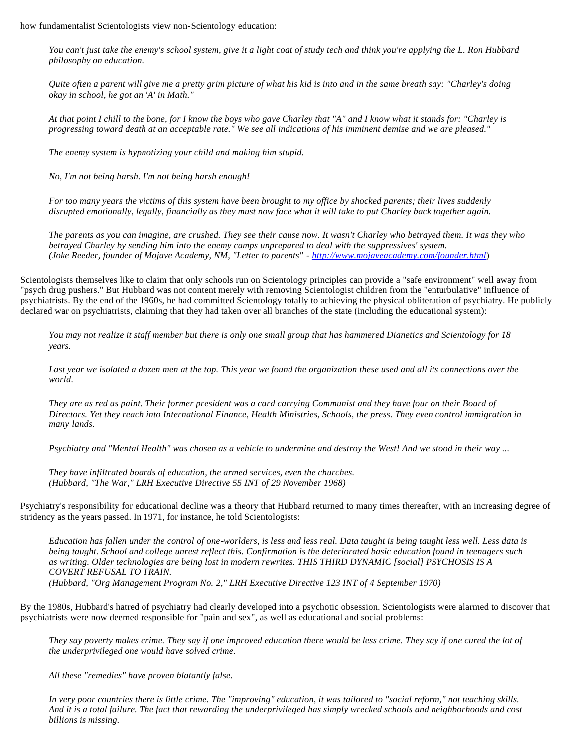how fundamentalist Scientologists view non-Scientology education:

> *You can't just take the enemy's school system, give it a light coat of study tech and think you're applying the L. Ron Hubbard philosophy on education.*
>
> *Quite often a parent will give me a pretty grim picture of what his kid is into and in the same breath say: "Charley's doing okay in school, he got an 'A' in Math."*
>
> *At that point I chill to the bone, for I know the boys who gave Charley that "A" and I know what it stands for: "Charley is progressing toward death at an acceptable rate." We see all indications of his imminent demise and we are pleased."*
>
> *The enemy system is hypnotizing your child and making him stupid.*
>
> *No, I'm not being harsh. I'm not being harsh enough!*
>
> *For too many years the victims of this system have been brought to my office by shocked parents; their lives suddenly disrupted emotionally, legally, financially as they must now face what it will take to put Charley back together again.*
>
> *The parents as you can imagine, are crushed. They see their cause now. It wasn't Charley who betrayed them. It was they who betrayed Charley by sending him into the enemy camps unprepared to deal with the suppressives' system.*
> *(Joke Reeder, founder of Mojave Academy, NM, "Letter to parents" - [http://www.mojaveacademy.com/founder.html](http://www.mojaveacademy.com/founder.html))*

Scientologists themselves like to claim that only schools run on Scientology principles can provide a "safe environment" well away from "psych drug pushers." But Hubbard was not content merely with removing Scientologist children from the "enturbulative" influence of psychiatrists. By the end of the 1960s, he had committed Scientology totally to achieving the physical obliteration of psychiatry. He publicly declared war on psychiatrists, claiming that they had taken over all branches of the state (including the educational system):

> *You may not realize it staff member but there is only one small group that has hammered Dianetics and Scientology for 18 years.*
>
> *Last year we isolated a dozen men at the top. This year we found the organization these used and all its connections over the world.*
>
> *They are as red as paint. Their former president was a card carrying Communist and they have four on their Board of Directors. Yet they reach into International Finance, Health Ministries, Schools, the press. They even control immigration in many lands.*
>
> *Psychiatry and "Mental Health" was chosen as a vehicle to undermine and destroy the West! And we stood in their way ...*
>
> *They have infiltrated boards of education, the armed services, even the churches.*
> *(Hubbard, "The War," LRH Executive Directive 55 INT of 29 November 1968)*

Psychiatry's responsibility for educational decline was a theory that Hubbard returned to many times thereafter, with an increasing degree of stridency as the years passed. In 1971, for instance, he told Scientologists:

> *Education has fallen under the control of one-worlders, is less and less real. Data taught is being taught less well. Less data is being taught. School and college unrest reflect this. Confirmation is the deteriorated basic education found in teenagers such as writing. Older technologies are being lost in modern rewrites. THIS THIRD DYNAMIC [social] PSYCHOSIS IS A COVERT REFUSAL TO TRAIN.*
> *(Hubbard, "Org Management Program No. 2," LRH Executive Directive 123 INT of 4 September 1970)*

By the 1980s, Hubbard's hatred of psychiatry had clearly developed into a psychotic obsession. Scientologists were alarmed to discover that psychiatrists were now deemed responsible for "pain and sex", as well as educational and social problems:

> *They say poverty makes crime. They say if one improved education there would be less crime. They say if one cured the lot of the underprivileged one would have solved crime.*
>
> *All these "remedies" have proven blatantly false.*
>
> *In very poor countries there is little crime. The "improving" education, it was tailored to "social reform," not teaching skills. And it is a total failure. The fact that rewarding the underprivileged has simply wrecked schools and neighborhoods and cost billions is missing.*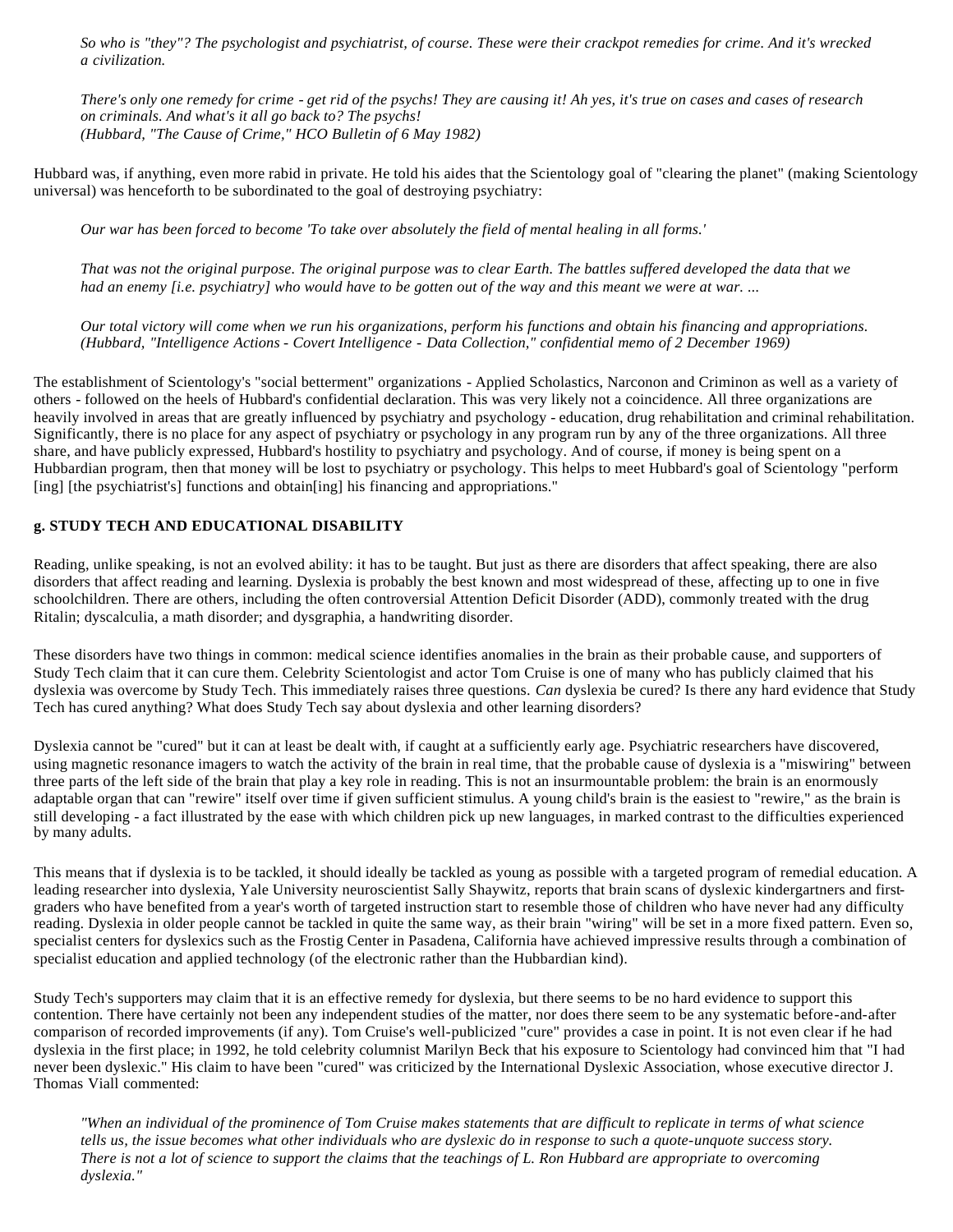*So who is "they"? The psychologist and psychiatrist, of course. These were their crackpot remedies for crime. And it's wrecked a civilization.*

*There's only one remedy for crime - get rid of the psychs! They are causing it! Ah yes, it's true on cases and cases of research on criminals. And what's it all go back to? The psychs!*
*(Hubbard, "The Cause of Crime," HCO Bulletin of 6 May 1982)*

Hubbard was, if anything, even more rabid in private. He told his aides that the Scientology goal of "clearing the planet" (making Scientology universal) was henceforth to be subordinated to the goal of destroying psychiatry:

*Our war has been forced to become 'To take over absolutely the field of mental healing in all forms.'*

*That was not the original purpose. The original purpose was to clear Earth. The battles suffered developed the data that we had an enemy [i.e. psychiatry] who would have to be gotten out of the way and this meant we were at war. ...*

*Our total victory will come when we run his organizations, perform his functions and obtain his financing and appropriations.*
*(Hubbard, "Intelligence Actions - Covert Intelligence - Data Collection," confidential memo of 2 December 1969)*

The establishment of Scientology's "social betterment" organizations - Applied Scholastics, Narconon and Criminon as well as a variety of others - followed on the heels of Hubbard's confidential declaration. This was very likely not a coincidence. All three organizations are heavily involved in areas that are greatly influenced by psychiatry and psychology - education, drug rehabilitation and criminal rehabilitation. Significantly, there is no place for any aspect of psychiatry or psychology in any program run by any of the three organizations. All three share, and have publicly expressed, Hubbard's hostility to psychiatry and psychology. And of course, if money is being spent on a Hubbardian program, then that money will be lost to psychiatry or psychology. This helps to meet Hubbard's goal of Scientology "perform [ing] [the psychiatrist's] functions and obtain[ing] his financing and appropriations."

### g. STUDY TECH AND EDUCATIONAL DISABILITY

Reading, unlike speaking, is not an evolved ability: it has to be taught. But just as there are disorders that affect speaking, there are also disorders that affect reading and learning. Dyslexia is probably the best known and most widespread of these, affecting up to one in five schoolchildren. There are others, including the often controversial Attention Deficit Disorder (ADD), commonly treated with the drug Ritalin; dyscalculia, a math disorder; and dysgraphia, a handwriting disorder.

These disorders have two things in common: medical science identifies anomalies in the brain as their probable cause, and supporters of Study Tech claim that it can cure them. Celebrity Scientologist and actor Tom Cruise is one of many who has publicly claimed that his dyslexia was overcome by Study Tech. This immediately raises three questions. *Can* dyslexia be cured? Is there any hard evidence that Study Tech has cured anything? What does Study Tech say about dyslexia and other learning disorders?

Dyslexia cannot be "cured" but it can at least be dealt with, if caught at a sufficiently early age. Psychiatric researchers have discovered, using magnetic resonance imagers to watch the activity of the brain in real time, that the probable cause of dyslexia is a "miswiring" between three parts of the left side of the brain that play a key role in reading. This is not an insurmountable problem: the brain is an enormously adaptable organ that can "rewire" itself over time if given sufficient stimulus. A young child's brain is the easiest to "rewire," as the brain is still developing - a fact illustrated by the ease with which children pick up new languages, in marked contrast to the difficulties experienced by many adults.

This means that if dyslexia is to be tackled, it should ideally be tackled as young as possible with a targeted program of remedial education. A leading researcher into dyslexia, Yale University neuroscientist Sally Shaywitz, reports that brain scans of dyslexic kindergartners and first-graders who have benefited from a year's worth of targeted instruction start to resemble those of children who have never had any difficulty reading. Dyslexia in older people cannot be tackled in quite the same way, as their brain "wiring" will be set in a more fixed pattern. Even so, specialist centers for dyslexics such as the Frostig Center in Pasadena, California have achieved impressive results through a combination of specialist education and applied technology (of the electronic rather than the Hubbardian kind).

Study Tech's supporters may claim that it is an effective remedy for dyslexia, but there seems to be no hard evidence to support this contention. There have certainly not been any independent studies of the matter, nor does there seem to be any systematic before-and-after comparison of recorded improvements (if any). Tom Cruise's well-publicized "cure" provides a case in point. It is not even clear if he had dyslexia in the first place; in 1992, he told celebrity columnist Marilyn Beck that his exposure to Scientology had convinced him that "I had never been dyslexic." His claim to have been "cured" was criticized by the International Dyslexic Association, whose executive director J. Thomas Viall commented:

*"When an individual of the prominence of Tom Cruise makes statements that are difficult to replicate in terms of what science tells us, the issue becomes what other individuals who are dyslexic do in response to such a quote-unquote success story. There is not a lot of science to support the claims that the teachings of L. Ron Hubbard are appropriate to overcoming dyslexia."*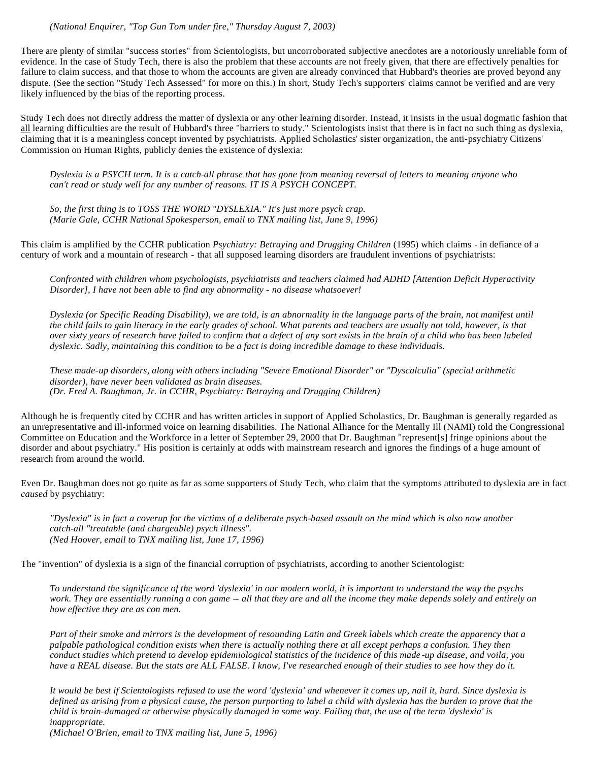*(National Enquirer, "Top Gun Tom under fire," Thursday August 7, 2003)*

There are plenty of similar "success stories" from Scientologists, but uncorroborated subjective anecdotes are a notoriously unreliable form of evidence. In the case of Study Tech, there is also the problem that these accounts are not freely given, that there are effectively penalties for failure to claim success, and that those to whom the accounts are given are already convinced that Hubbard's theories are proved beyond any dispute. (See the section "Study Tech Assessed" for more on this.) In short, Study Tech's supporters' claims cannot be verified and are very likely influenced by the bias of the reporting process.

Study Tech does not directly address the matter of dyslexia or any other learning disorder. Instead, it insists in the usual dogmatic fashion that all learning difficulties are the result of Hubbard's three "barriers to study." Scientologists insist that there is in fact no such thing as dyslexia, claiming that it is a meaningless concept invented by psychiatrists. Applied Scholastics' sister organization, the anti-psychiatry Citizens' Commission on Human Rights, publicly denies the existence of dyslexia:

> *Dyslexia is a PSYCH term. It is a catch-all phrase that has gone from meaning reversal of letters to meaning anyone who can't read or study well for any number of reasons. IT IS A PSYCH CONCEPT.*
>
> *So, the first thing is to TOSS THE WORD "DYSLEXIA." It's just more psych crap.*
> *(Marie Gale, CCHR National Spokesperson, email to TNX mailing list, June 9, 1996)*

This claim is amplified by the CCHR publication *Psychiatry: Betraying and Drugging Children* (1995) which claims - in defiance of a century of work and a mountain of research - that all supposed learning disorders are fraudulent inventions of psychiatrists:

> *Confronted with children whom psychologists, psychiatrists and teachers claimed had ADHD [Attention Deficit Hyperactivity Disorder], I have not been able to find any abnormality - no disease whatsoever!*
>
> *Dyslexia (or Specific Reading Disability), we are told, is an abnormality in the language parts of the brain, not manifest until the child fails to gain literacy in the early grades of school. What parents and teachers are usually not told, however, is that over sixty years of research have failed to confirm that a defect of any sort exists in the brain of a child who has been labeled dyslexic. Sadly, maintaining this condition to be a fact is doing incredible damage to these individuals.*
>
> *These made-up disorders, along with others including "Severe Emotional Disorder" or "Dyscalculia" (special arithmetic disorder), have never been validated as brain diseases.*
> *(Dr. Fred A. Baughman, Jr. in CCHR, Psychiatry: Betraying and Drugging Children)*

Although he is frequently cited by CCHR and has written articles in support of Applied Scholastics, Dr. Baughman is generally regarded as an unrepresentative and ill-informed voice on learning disabilities. The National Alliance for the Mentally Ill (NAMI) told the Congressional Committee on Education and the Workforce in a letter of September 29, 2000 that Dr. Baughman "represent[s] fringe opinions about the disorder and about psychiatry." His position is certainly at odds with mainstream research and ignores the findings of a huge amount of research from around the world.

Even Dr. Baughman does not go quite as far as some supporters of Study Tech, who claim that the symptoms attributed to dyslexia are in fact *caused* by psychiatry:

> *"Dyslexia" is in fact a coverup for the victims of a deliberate psych-based assault on the mind which is also now another catch-all "treatable (and chargeable) psych illness".*
> *(Ned Hoover, email to TNX mailing list, June 17, 1996)*

The "invention" of dyslexia is a sign of the financial corruption of psychiatrists, according to another Scientologist:

> *To understand the significance of the word 'dyslexia' in our modern world, it is important to understand the way the psychs work. They are essentially running a con game -- all that they are and all the income they make depends solely and entirely on how effective they are as con men.*
>
> *Part of their smoke and mirrors is the development of resounding Latin and Greek labels which create the apparency that a palpable pathological condition exists when there is actually nothing there at all except perhaps a confusion. They then conduct studies which pretend to develop epidemiological statistics of the incidence of this made-up disease, and voila, you have a REAL disease. But the stats are ALL FALSE. I know, I've researched enough of their studies to see how they do it.*
>
> *It would be best if Scientologists refused to use the word 'dyslexia' and whenever it comes up, nail it, hard. Since dyslexia is defined as arising from a physical cause, the person purporting to label a child with dyslexia has the burden to prove that the child is brain-damaged or otherwise physically damaged in some way. Failing that, the use of the term 'dyslexia' is inappropriate.*
> *(Michael O'Brien, email to TNX mailing list, June 5, 1996)*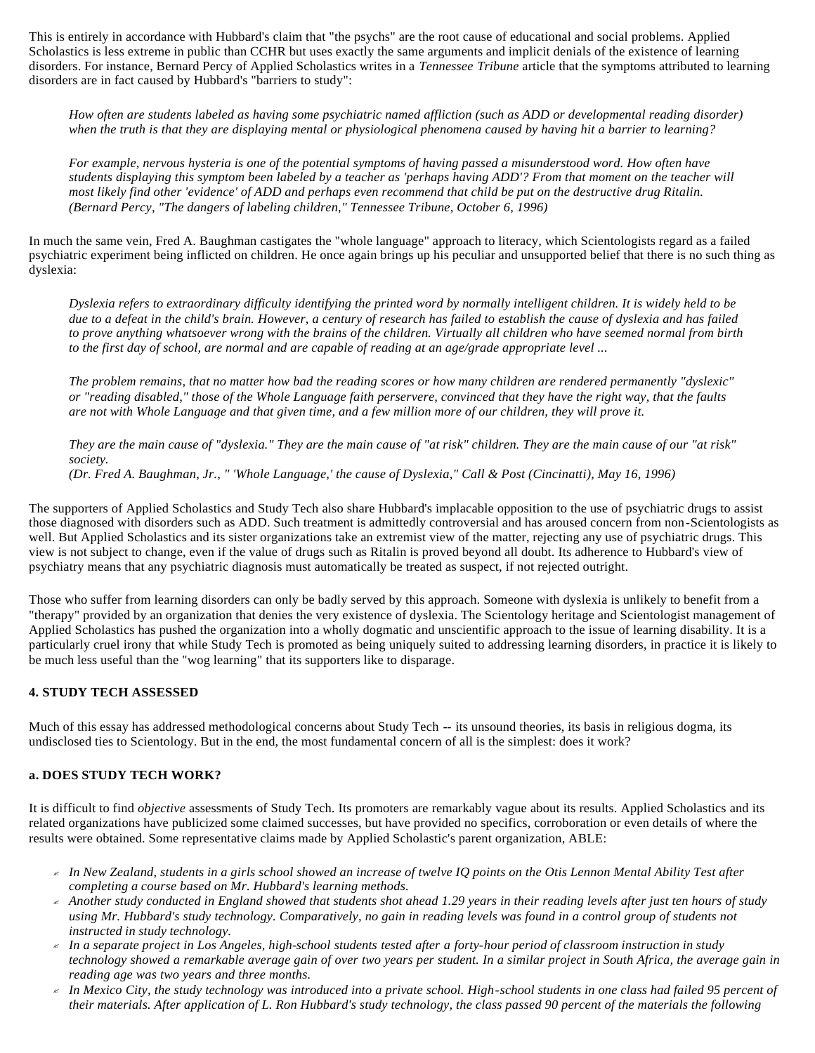This is entirely in accordance with Hubbard's claim that "the psychs" are the root cause of educational and social problems. Applied Scholastics is less extreme in public than CCHR but uses exactly the same arguments and implicit denials of the existence of learning disorders. For instance, Bernard Percy of Applied Scholastics writes in a *Tennessee Tribune* article that the symptoms attributed to learning disorders are in fact caused by Hubbard's "barriers to study":

> *How often are students labeled as having some psychiatric named affliction (such as ADD or developmental reading disorder) when the truth is that they are displaying mental or physiological phenomena caused by having hit a barrier to learning?*
>
> *For example, nervous hysteria is one of the potential symptoms of having passed a misunderstood word. How often have students displaying this symptom been labeled by a teacher as 'perhaps having ADD'? From that moment on the teacher will most likely find other 'evidence' of ADD and perhaps even recommend that child be put on the destructive drug Ritalin. (Bernard Percy, "The dangers of labeling children," Tennessee Tribune, October 6, 1996)*

In much the same vein, Fred A. Baughman castigates the "whole language" approach to literacy, which Scientologists regard as a failed psychiatric experiment being inflicted on children. He once again brings up his peculiar and unsupported belief that there is no such thing as dyslexia:

> *Dyslexia refers to extraordinary difficulty identifying the printed word by normally intelligent children. It is widely held to be due to a defeat in the child's brain. However, a century of research has failed to establish the cause of dyslexia and has failed to prove anything whatsoever wrong with the brains of the children. Virtually all children who have seemed normal from birth to the first day of school, are normal and are capable of reading at an age/grade appropriate level ...*
>
> *The problem remains, that no matter how bad the reading scores or how many children are rendered permanently "dyslexic" or "reading disabled," those of the Whole Language faith perservere, convinced that they have the right way, that the faults are not with Whole Language and that given time, and a few million more of our children, they will prove it.*
>
> *They are the main cause of "dyslexia." They are the main cause of "at risk" children. They are the main cause of our "at risk" society.*
> *(Dr. Fred A. Baughman, Jr., " 'Whole Language,' the cause of Dyslexia," Call & Post (Cincinatti), May 16, 1996)*

The supporters of Applied Scholastics and Study Tech also share Hubbard's implacable opposition to the use of psychiatric drugs to assist those diagnosed with disorders such as ADD. Such treatment is admittedly controversial and has aroused concern from non-Scientologists as well. But Applied Scholastics and its sister organizations take an extremist view of the matter, rejecting any use of psychiatric drugs. This view is not subject to change, even if the value of drugs such as Ritalin is proved beyond all doubt. Its adherence to Hubbard's view of psychiatry means that any psychiatric diagnosis must automatically be treated as suspect, if not rejected outright.

Those who suffer from learning disorders can only be badly served by this approach. Someone with dyslexia is unlikely to benefit from a "therapy" provided by an organization that denies the very existence of dyslexia. The Scientology heritage and Scientologist management of Applied Scholastics has pushed the organization into a wholly dogmatic and unscientific approach to the issue of learning disability. It is a particularly cruel irony that while Study Tech is promoted as being uniquely suited to addressing learning disorders, in practice it is likely to be much less useful than the "wog learning" that its supporters like to disparage.

### 4. STUDY TECH ASSESSED

Much of this essay has addressed methodological concerns about Study Tech -- its unsound theories, its basis in religious dogma, its undisclosed ties to Scientology. But in the end, the most fundamental concern of all is the simplest: does it work?

#### a. DOES STUDY TECH WORK?

It is difficult to find *objective* assessments of Study Tech. Its promoters are remarkably vague about its results. Applied Scholastics and its related organizations have publicized some claimed successes, but have provided no specifics, corroboration or even details of where the results were obtained. Some representative claims made by Applied Scholastic's parent organization, ABLE:

- *In New Zealand, students in a girls school showed an increase of twelve IQ points on the Otis Lennon Mental Ability Test after completing a course based on Mr. Hubbard's learning methods.*
- *Another study conducted in England showed that students shot ahead 1.29 years in their reading levels after just ten hours of study using Mr. Hubbard's study technology. Comparatively, no gain in reading levels was found in a control group of students not instructed in study technology.*
- *In a separate project in Los Angeles, high-school students tested after a forty-hour period of classroom instruction in study technology showed a remarkable average gain of over two years per student. In a similar project in South Africa, the average gain in reading age was two years and three months.*
- *In Mexico City, the study technology was introduced into a private school. High-school students in one class had failed 95 percent of their materials. After application of L. Ron Hubbard's study technology, the class passed 90 percent of the materials the following*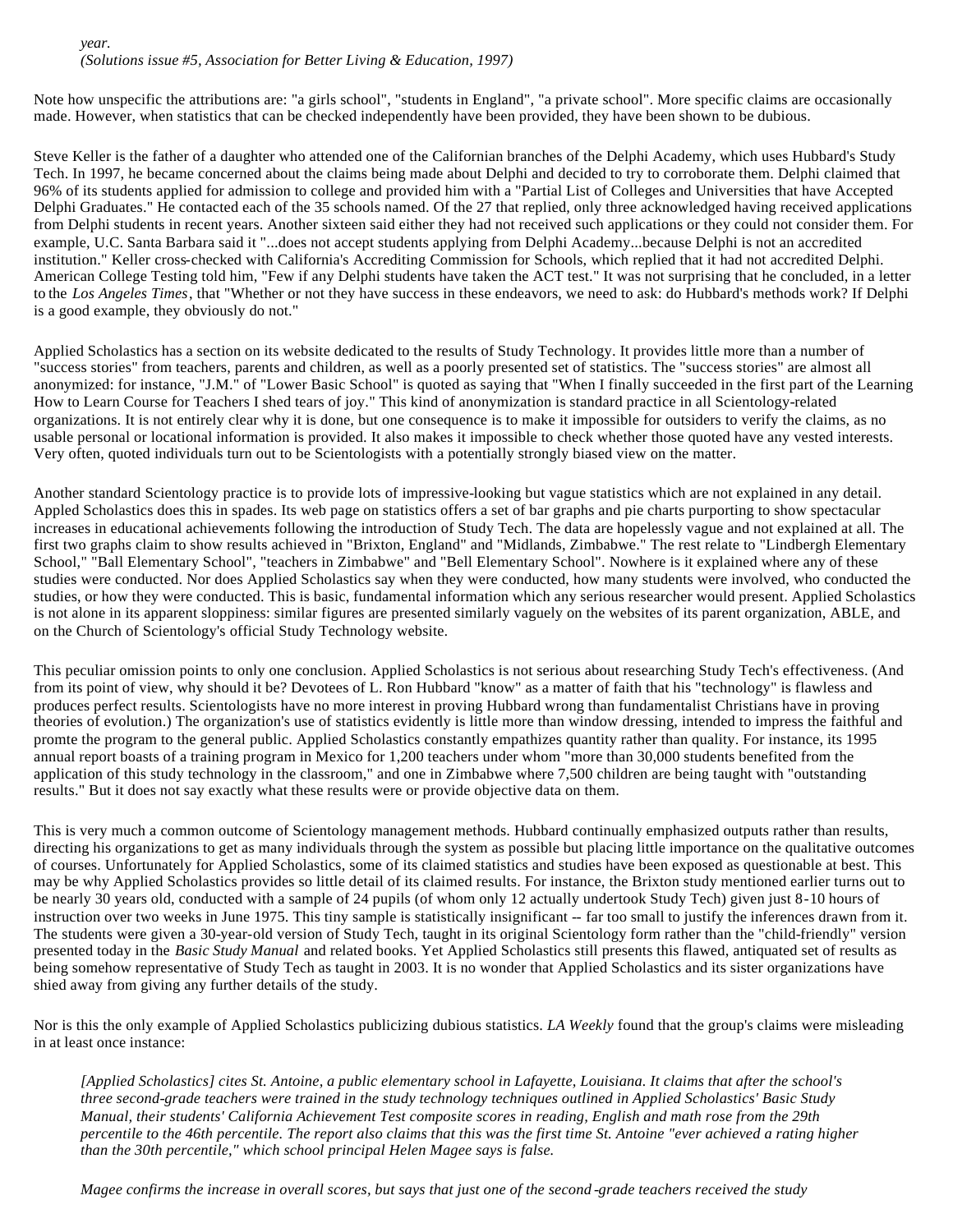*year.*
*(Solutions issue #5, Association for Better Living & Education, 1997)*

Note how unspecific the attributions are: "a girls school", "students in England", "a private school". More specific claims are occasionally made. However, when statistics that can be checked independently have been provided, they have been shown to be dubious.

Steve Keller is the father of a daughter who attended one of the Californian branches of the Delphi Academy, which uses Hubbard's Study Tech. In 1997, he became concerned about the claims being made about Delphi and decided to try to corroborate them. Delphi claimed that 96% of its students applied for admission to college and provided him with a "Partial List of Colleges and Universities that have Accepted Delphi Graduates." He contacted each of the 35 schools named. Of the 27 that replied, only three acknowledged having received applications from Delphi students in recent years. Another sixteen said either they had not received such applications or they could not consider them. For example, U.C. Santa Barbara said it "...does not accept students applying from Delphi Academy...because Delphi is not an accredited institution." Keller cross-checked with California's Accrediting Commission for Schools, which replied that it had not accredited Delphi. American College Testing told him, "Few if any Delphi students have taken the ACT test." It was not surprising that he concluded, in a letter to the *Los Angeles Times*, that "Whether or not they have success in these endeavors, we need to ask: do Hubbard's methods work? If Delphi is a good example, they obviously do not."

Applied Scholastics has a section on its website dedicated to the results of Study Technology. It provides little more than a number of "success stories" from teachers, parents and children, as well as a poorly presented set of statistics. The "success stories" are almost all anonymized: for instance, "J.M." of "Lower Basic School" is quoted as saying that "When I finally succeeded in the first part of the Learning How to Learn Course for Teachers I shed tears of joy." This kind of anonymization is standard practice in all Scientology-related organizations. It is not entirely clear why it is done, but one consequence is to make it impossible for outsiders to verify the claims, as no usable personal or locational information is provided. It also makes it impossible to check whether those quoted have any vested interests. Very often, quoted individuals turn out to be Scientologists with a potentially strongly biased view on the matter.

Another standard Scientology practice is to provide lots of impressive-looking but vague statistics which are not explained in any detail. Appled Scholastics does this in spades. Its web page on statistics offers a set of bar graphs and pie charts purporting to show spectacular increases in educational achievements following the introduction of Study Tech. The data are hopelessly vague and not explained at all. The first two graphs claim to show results achieved in "Brixton, England" and "Midlands, Zimbabwe." The rest relate to "Lindbergh Elementary School," "Ball Elementary School", "teachers in Zimbabwe" and "Bell Elementary School". Nowhere is it explained where any of these studies were conducted. Nor does Applied Scholastics say when they were conducted, how many students were involved, who conducted the studies, or how they were conducted. This is basic, fundamental information which any serious researcher would present. Applied Scholastics is not alone in its apparent sloppiness: similar figures are presented similarly vaguely on the websites of its parent organization, ABLE, and on the Church of Scientology's official Study Technology website.

This peculiar omission points to only one conclusion. Applied Scholastics is not serious about researching Study Tech's effectiveness. (And from its point of view, why should it be? Devotees of L. Ron Hubbard "know" as a matter of faith that his "technology" is flawless and produces perfect results. Scientologists have no more interest in proving Hubbard wrong than fundamentalist Christians have in proving theories of evolution.) The organization's use of statistics evidently is little more than window dressing, intended to impress the faithful and promte the program to the general public. Applied Scholastics constantly empathizes quantity rather than quality. For instance, its 1995 annual report boasts of a training program in Mexico for 1,200 teachers under whom "more than 30,000 students benefited from the application of this study technology in the classroom," and one in Zimbabwe where 7,500 children are being taught with "outstanding results." But it does not say exactly what these results were or provide objective data on them.

This is very much a common outcome of Scientology management methods. Hubbard continually emphasized outputs rather than results, directing his organizations to get as many individuals through the system as possible but placing little importance on the qualitative outcomes of courses. Unfortunately for Applied Scholastics, some of its claimed statistics and studies have been exposed as questionable at best. This may be why Applied Scholastics provides so little detail of its claimed results. For instance, the Brixton study mentioned earlier turns out to be nearly 30 years old, conducted with a sample of 24 pupils (of whom only 12 actually undertook Study Tech) given just 8-10 hours of instruction over two weeks in June 1975. This tiny sample is statistically insignificant -- far too small to justify the inferences drawn from it. The students were given a 30-year-old version of Study Tech, taught in its original Scientology form rather than the "child-friendly" version presented today in the *Basic Study Manual* and related books. Yet Applied Scholastics still presents this flawed, antiquated set of results as being somehow representative of Study Tech as taught in 2003. It is no wonder that Applied Scholastics and its sister organizations have shied away from giving any further details of the study.

Nor is this the only example of Applied Scholastics publicizing dubious statistics. *LA Weekly* found that the group's claims were misleading in at least once instance:

> *[Applied Scholastics] cites St. Antoine, a public elementary school in Lafayette, Louisiana. It claims that after the school's three second-grade teachers were trained in the study technology techniques outlined in Applied Scholastics' Basic Study Manual, their students' California Achievement Test composite scores in reading, English and math rose from the 29th percentile to the 46th percentile. The report also claims that this was the first time St. Antoine "ever achieved a rating higher than the 30th percentile," which school principal Helen Magee says is false.*
>
> *Magee confirms the increase in overall scores, but says that just one of the second-grade teachers received the study*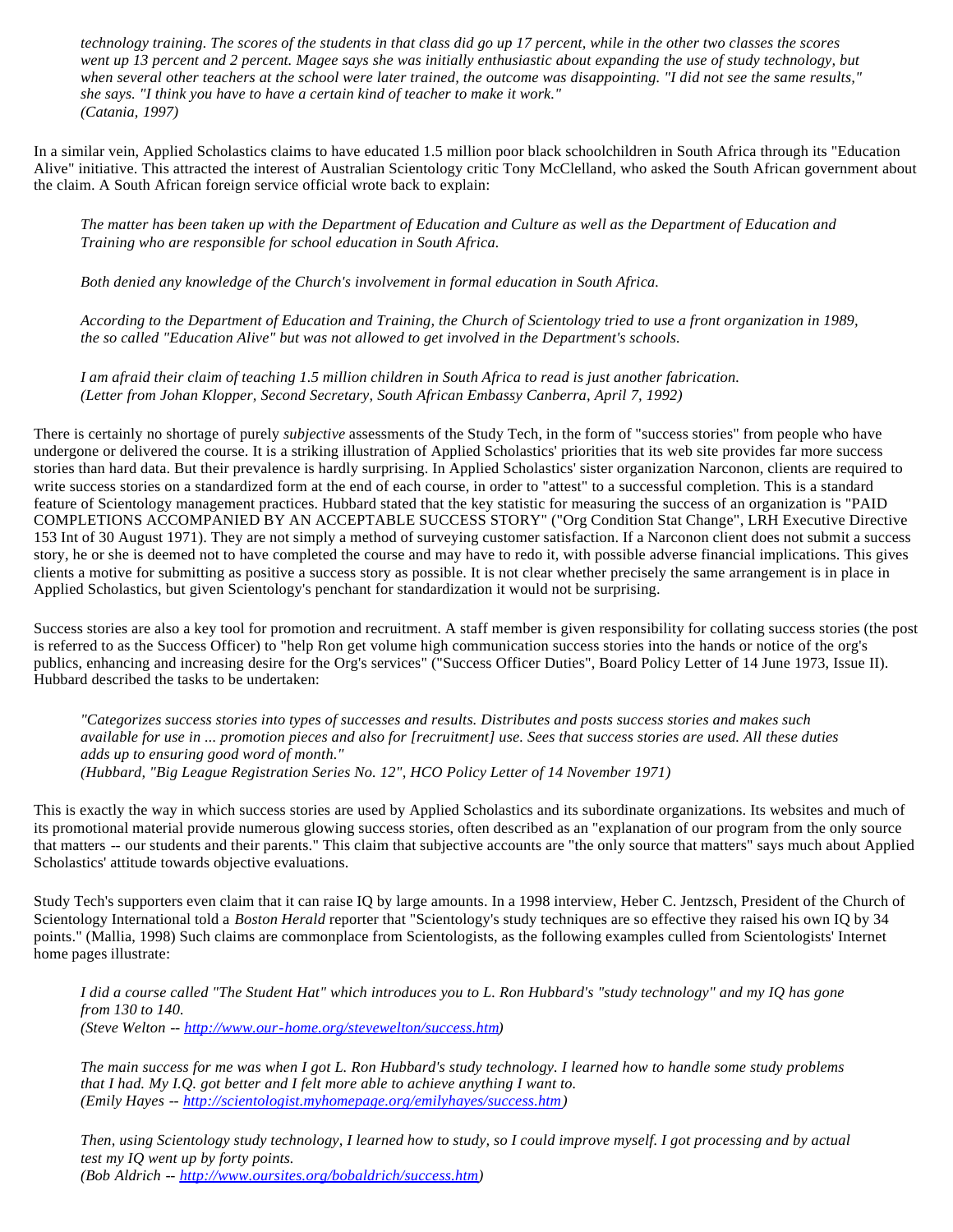> *technology training. The scores of the students in that class did go up 17 percent, while in the other two classes the scores went up 13 percent and 2 percent. Magee says she was initially enthusiastic about expanding the use of study technology, but when several other teachers at the school were later trained, the outcome was disappointing. "I did not see the same results," she says. "I think you have to have a certain kind of teacher to make it work."*
> *(Catania, 1997)*

In a similar vein, Applied Scholastics claims to have educated 1.5 million poor black schoolchildren in South Africa through its "Education Alive" initiative. This attracted the interest of Australian Scientology critic Tony McClelland, who asked the South African government about the claim. A South African foreign service official wrote back to explain:

> *The matter has been taken up with the Department of Education and Culture as well as the Department of Education and Training who are responsible for school education in South Africa.*
>
> *Both denied any knowledge of the Church's involvement in formal education in South Africa.*
>
> *According to the Department of Education and Training, the Church of Scientology tried to use a front organization in 1989, the so called "Education Alive" but was not allowed to get involved in the Department's schools.*
>
> *I am afraid their claim of teaching 1.5 million children in South Africa to read is just another fabrication.*
> *(Letter from Johan Klopper, Second Secretary, South African Embassy Canberra, April 7, 1992)*

There is certainly no shortage of purely *subjective* assessments of the Study Tech, in the form of "success stories" from people who have undergone or delivered the course. It is a striking illustration of Applied Scholastics' priorities that its web site provides far more success stories than hard data. But their prevalence is hardly surprising. In Applied Scholastics' sister organization Narconon, clients are required to write success stories on a standardized form at the end of each course, in order to "attest" to a successful completion. This is a standard feature of Scientology management practices. Hubbard stated that the key statistic for measuring the success of an organization is "PAID COMPLETIONS ACCOMPANIED BY AN ACCEPTABLE SUCCESS STORY" ("Org Condition Stat Change", LRH Executive Directive 153 Int of 30 August 1971). They are not simply a method of surveying customer satisfaction. If a Narconon client does not submit a success story, he or she is deemed not to have completed the course and may have to redo it, with possible adverse financial implications. This gives clients a motive for submitting as positive a success story as possible. It is not clear whether precisely the same arrangement is in place in Applied Scholastics, but given Scientology's penchant for standardization it would not be surprising.

Success stories are also a key tool for promotion and recruitment. A staff member is given responsibility for collating success stories (the post is referred to as the Success Officer) to "help Ron get volume high communication success stories into the hands or notice of the org's publics, enhancing and increasing desire for the Org's services" ("Success Officer Duties", Board Policy Letter of 14 June 1973, Issue II). Hubbard described the tasks to be undertaken:

> *"Categorizes success stories into types of successes and results. Distributes and posts success stories and makes such available for use in ... promotion pieces and also for [recruitment] use. Sees that success stories are used. All these duties adds up to ensuring good word of month."*
> *(Hubbard, "Big League Registration Series No. 12", HCO Policy Letter of 14 November 1971)*

This is exactly the way in which success stories are used by Applied Scholastics and its subordinate organizations. Its websites and much of its promotional material provide numerous glowing success stories, often described as an "explanation of our program from the only source that matters -- our students and their parents." This claim that subjective accounts are "the only source that matters" says much about Applied Scholastics' attitude towards objective evaluations.

Study Tech's supporters even claim that it can raise IQ by large amounts. In a 1998 interview, Heber C. Jentzsch, President of the Church of Scientology International told a *Boston Herald* reporter that "Scientology's study techniques are so effective they raised his own IQ by 34 points." (Mallia, 1998) Such claims are commonplace from Scientologists, as the following examples culled from Scientologists' Internet home pages illustrate:

> *I did a course called "The Student Hat" which introduces you to L. Ron Hubbard's "study technology" and my IQ has gone from 130 to 140.*
> *(Steve Welton -- http://www.our-home.org/stevewelton/success.htm)*
>
> *The main success for me was when I got L. Ron Hubbard's study technology. I learned how to handle some study problems that I had. My I.Q. got better and I felt more able to achieve anything I want to.*
> *(Emily Hayes -- http://scientologist.myhomepage.org/emilyhayes/success.htm)*
>
> *Then, using Scientology study technology, I learned how to study, so I could improve myself. I got processing and by actual test my IQ went up by forty points.*
> *(Bob Aldrich -- http://www.oursites.org/bobaldrich/success.htm)*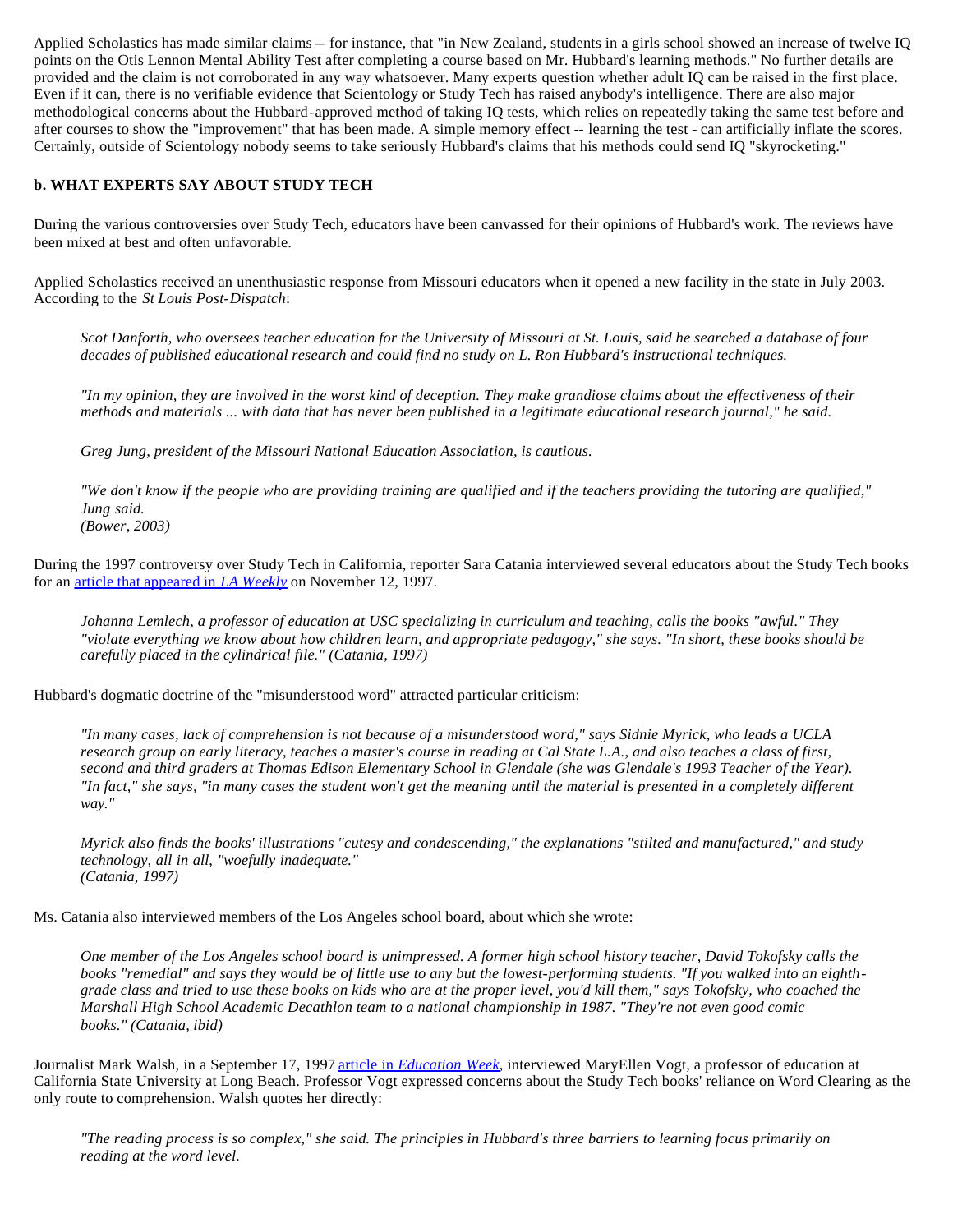Applied Scholastics has made similar claims -- for instance, that "in New Zealand, students in a girls school showed an increase of twelve IQ points on the Otis Lennon Mental Ability Test after completing a course based on Mr. Hubbard's learning methods." No further details are provided and the claim is not corroborated in any way whatsoever. Many experts question whether adult IQ can be raised in the first place. Even if it can, there is no verifiable evidence that Scientology or Study Tech has raised anybody's intelligence. There are also major methodological concerns about the Hubbard-approved method of taking IQ tests, which relies on repeatedly taking the same test before and after courses to show the "improvement" that has been made. A simple memory effect -- learning the test - can artificially inflate the scores. Certainly, outside of Scientology nobody seems to take seriously Hubbard's claims that his methods could send IQ "skyrocketing."

**b. WHAT EXPERTS SAY ABOUT STUDY TECH**

During the various controversies over Study Tech, educators have been canvassed for their opinions of Hubbard's work. The reviews have been mixed at best and often unfavorable.

Applied Scholastics received an unenthusiastic response from Missouri educators when it opened a new facility in the state in July 2003. According to the *St Louis Post-Dispatch*:

> *Scot Danforth, who oversees teacher education for the University of Missouri at St. Louis, said he searched a database of four decades of published educational research and could find no study on L. Ron Hubbard's instructional techniques.*
>
> *"In my opinion, they are involved in the worst kind of deception. They make grandiose claims about the effectiveness of their methods and materials ... with data that has never been published in a legitimate educational research journal," he said.*
>
> *Greg Jung, president of the Missouri National Education Association, is cautious.*
>
> *"We don't know if the people who are providing training are qualified and if the teachers providing the tutoring are qualified," Jung said.*
> *(Bower, 2003)*

During the 1997 controversy over Study Tech in California, reporter Sara Catania interviewed several educators about the Study Tech books for an article that appeared in *LA Weekly* on November 12, 1997.

> *Johanna Lemlech, a professor of education at USC specializing in curriculum and teaching, calls the books "awful." They "violate everything we know about how children learn, and appropriate pedagogy," she says. "In short, these books should be carefully placed in the cylindrical file." (Catania, 1997)*

Hubbard's dogmatic doctrine of the "misunderstood word" attracted particular criticism:

> *"In many cases, lack of comprehension is not because of a misunderstood word," says Sidnie Myrick, who leads a UCLA research group on early literacy, teaches a master's course in reading at Cal State L.A., and also teaches a class of first, second and third graders at Thomas Edison Elementary School in Glendale (she was Glendale's 1993 Teacher of the Year). "In fact," she says, "in many cases the student won't get the meaning until the material is presented in a completely different way."*
>
> *Myrick also finds the books' illustrations "cutesy and condescending," the explanations "stilted and manufactured," and study technology, all in all, "woefully inadequate."*
> *(Catania, 1997)*

Ms. Catania also interviewed members of the Los Angeles school board, about which she wrote:

> *One member of the Los Angeles school board is unimpressed. A former high school history teacher, David Tokofsky calls the books "remedial" and says they would be of little use to any but the lowest-performing students. "If you walked into an eighth-grade class and tried to use these books on kids who are at the proper level, you'd kill them," says Tokofsky, who coached the Marshall High School Academic Decathlon team to a national championship in 1987. "They're not even good comic books." (Catania, ibid)*

Journalist Mark Walsh, in a September 17, 1997 article in *Education Week*, interviewed MaryEllen Vogt, a professor of education at California State University at Long Beach. Professor Vogt expressed concerns about the Study Tech books' reliance on Word Clearing as the only route to comprehension. Walsh quotes her directly:

> *"The reading process is so complex," she said. The principles in Hubbard's three barriers to learning focus primarily on reading at the word level.*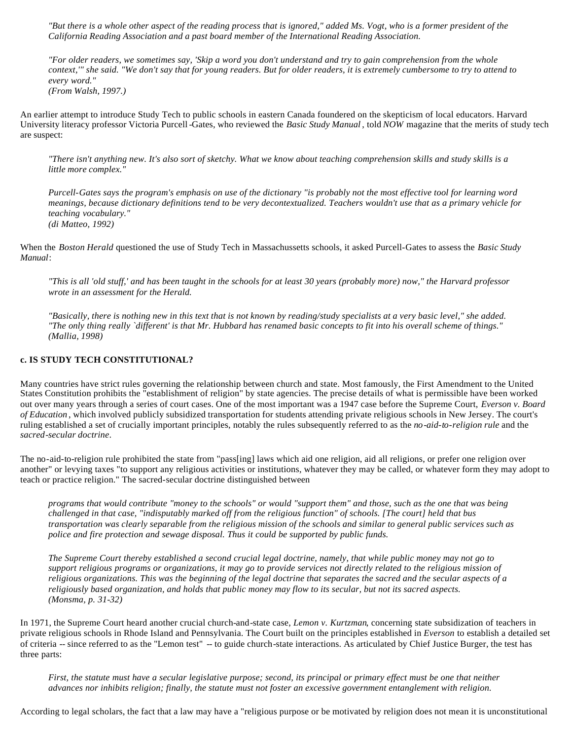*"But there is a whole other aspect of the reading process that is ignored," added Ms. Vogt, who is a former president of the California Reading Association and a past board member of the International Reading Association.*

*"For older readers, we sometimes say, 'Skip a word you don't understand and try to gain comprehension from the whole context,'" she said. "We don't say that for young readers. But for older readers, it is extremely cumbersome to try to attend to every word."*
*(From Walsh, 1997.)*

An earlier attempt to introduce Study Tech to public schools in eastern Canada foundered on the skepticism of local educators. Harvard University literacy professor Victoria Purcell-Gates, who reviewed the *Basic Study Manual*, told *NOW* magazine that the merits of study tech are suspect:

*"There isn't anything new. It's also sort of sketchy. What we know about teaching comprehension skills and study skills is a little more complex."*

*Purcell-Gates says the program's emphasis on use of the dictionary "is probably not the most effective tool for learning word meanings, because dictionary definitions tend to be very decontextualized. Teachers wouldn't use that as a primary vehicle for teaching vocabulary."*
*(di Matteo, 1992)*

When the *Boston Herald* questioned the use of Study Tech in Massachussetts schools, it asked Purcell-Gates to assess the *Basic Study Manual*:

*"This is all 'old stuff,' and has been taught in the schools for at least 30 years (probably more) now," the Harvard professor wrote in an assessment for the Herald.*

*"Basically, there is nothing new in this text that is not known by reading/study specialists at a very basic level," she added. "The only thing really `different' is that Mr. Hubbard has renamed basic concepts to fit into his overall scheme of things."*
*(Mallia, 1998)*

#### c. IS STUDY TECH CONSTITUTIONAL?

Many countries have strict rules governing the relationship between church and state. Most famously, the First Amendment to the United States Constitution prohibits the "establishment of religion" by state agencies. The precise details of what is permissible have been worked out over many years through a series of court cases. One of the most important was a 1947 case before the Supreme Court, *Everson v. Board of Education*, which involved publicly subsidized transportation for students attending private religious schools in New Jersey. The court's ruling established a set of crucially important principles, notably the rules subsequently referred to as the *no-aid-to-religion rule* and the *sacred-secular doctrine*.

The no-aid-to-religion rule prohibited the state from "pass[ing] laws which aid one religion, aid all religions, or prefer one religion over another" or levying taxes "to support any religious activities or institutions, whatever they may be called, or whatever form they may adopt to teach or practice religion." The sacred-secular doctrine distinguished between

*programs that would contribute "money to the schools" or would "support them" and those, such as the one that was being challenged in that case, "indisputably marked off from the religious function" of schools. [The court] held that bus transportation was clearly separable from the religious mission of the schools and similar to general public services such as police and fire protection and sewage disposal. Thus it could be supported by public funds.*

*The Supreme Court thereby established a second crucial legal doctrine, namely, that while public money may not go to support religious programs or organizations, it may go to provide services not directly related to the religious mission of religious organizations. This was the beginning of the legal doctrine that separates the sacred and the secular aspects of a religiously based organization, and holds that public money may flow to its secular, but not its sacred aspects.*
*(Monsma, p. 31-32)*

In 1971, the Supreme Court heard another crucial church-and-state case, *Lemon v. Kurtzman*, concerning state subsidization of teachers in private religious schools in Rhode Island and Pennsylvania. The Court built on the principles established in *Everson* to establish a detailed set of criteria -- since referred to as the "Lemon test" -- to guide church-state interactions. As articulated by Chief Justice Burger, the test has three parts:

*First, the statute must have a secular legislative purpose; second, its principal or primary effect must be one that neither advances nor inhibits religion; finally, the statute must not foster an excessive government entanglement with religion.*

According to legal scholars, the fact that a law may have a "religious purpose or be motivated by religion does not mean it is unconstitutional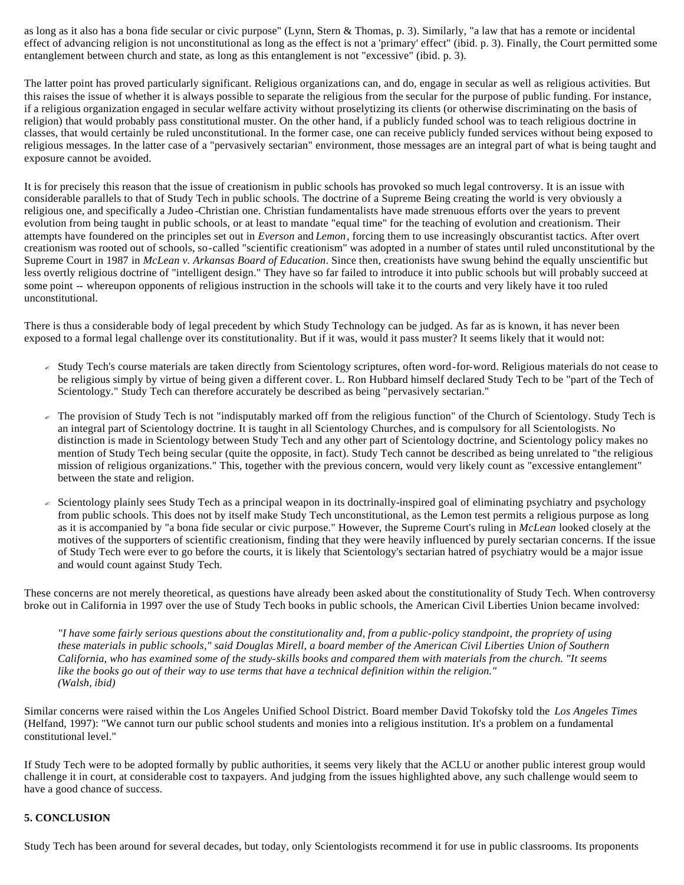as long as it also has a bona fide secular or civic purpose" (Lynn, Stern & Thomas, p. 3). Similarly, "a law that has a remote or incidental effect of advancing religion is not unconstitutional as long as the effect is not a 'primary' effect" (ibid. p. 3). Finally, the Court permitted some entanglement between church and state, as long as this entanglement is not "excessive" (ibid. p. 3).

The latter point has proved particularly significant. Religious organizations can, and do, engage in secular as well as religious activities. But this raises the issue of whether it is always possible to separate the religious from the secular for the purpose of public funding. For instance, if a religious organization engaged in secular welfare activity without proselytizing its clients (or otherwise discriminating on the basis of religion) that would probably pass constitutional muster. On the other hand, if a publicly funded school was to teach religious doctrine in classes, that would certainly be ruled unconstitutional. In the former case, one can receive publicly funded services without being exposed to religious messages. In the latter case of a "pervasively sectarian" environment, those messages are an integral part of what is being taught and exposure cannot be avoided.

It is for precisely this reason that the issue of creationism in public schools has provoked so much legal controversy. It is an issue with considerable parallels to that of Study Tech in public schools. The doctrine of a Supreme Being creating the world is very obviously a religious one, and specifically a Judeo-Christian one. Christian fundamentalists have made strenuous efforts over the years to prevent evolution from being taught in public schools, or at least to mandate "equal time" for the teaching of evolution and creationism. Their attempts have foundered on the principles set out in *Everson* and *Lemon*, forcing them to use increasingly obscurantist tactics. After overt creationism was rooted out of schools, so-called "scientific creationism" was adopted in a number of states until ruled unconstitutional by the Supreme Court in 1987 in *McLean v. Arkansas Board of Education*. Since then, creationists have swung behind the equally unscientific but less overtly religious doctrine of "intelligent design." They have so far failed to introduce it into public schools but will probably succeed at some point -- whereupon opponents of religious instruction in the schools will take it to the courts and very likely have it too ruled unconstitutional.

There is thus a considerable body of legal precedent by which Study Technology can be judged. As far as is known, it has never been exposed to a formal legal challenge over its constitutionality. But if it was, would it pass muster? It seems likely that it would not:

- Study Tech's course materials are taken directly from Scientology scriptures, often word-for-word. Religious materials do not cease to be religious simply by virtue of being given a different cover. L. Ron Hubbard himself declared Study Tech to be "part of the Tech of Scientology." Study Tech can therefore accurately be described as being "pervasively sectarian."
- The provision of Study Tech is not "indisputably marked off from the religious function" of the Church of Scientology. Study Tech is an integral part of Scientology doctrine. It is taught in all Scientology Churches, and is compulsory for all Scientologists. No distinction is made in Scientology between Study Tech and any other part of Scientology doctrine, and Scientology policy makes no mention of Study Tech being secular (quite the opposite, in fact). Study Tech cannot be described as being unrelated to "the religious mission of religious organizations." This, together with the previous concern, would very likely count as "excessive entanglement" between the state and religion.
- Scientology plainly sees Study Tech as a principal weapon in its doctrinally-inspired goal of eliminating psychiatry and psychology from public schools. This does not by itself make Study Tech unconstitutional, as the Lemon test permits a religious purpose as long as it is accompanied by "a bona fide secular or civic purpose." However, the Supreme Court's ruling in *McLean* looked closely at the motives of the supporters of scientific creationism, finding that they were heavily influenced by purely sectarian concerns. If the issue of Study Tech were ever to go before the courts, it is likely that Scientology's sectarian hatred of psychiatry would be a major issue and would count against Study Tech.

These concerns are not merely theoretical, as questions have already been asked about the constitutionality of Study Tech. When controversy broke out in California in 1997 over the use of Study Tech books in public schools, the American Civil Liberties Union became involved:

> *"I have some fairly serious questions about the constitutionality and, from a public-policy standpoint, the propriety of using these materials in public schools," said Douglas Mirell, a board member of the American Civil Liberties Union of Southern California, who has examined some of the study-skills books and compared them with materials from the church. "It seems like the books go out of their way to use terms that have a technical definition within the religion."*
> *(Walsh, ibid)*

Similar concerns were raised within the Los Angeles Unified School District. Board member David Tokofsky told the *Los Angeles Times* (Helfand, 1997): "We cannot turn our public school students and monies into a religious institution. It's a problem on a fundamental constitutional level."

If Study Tech were to be adopted formally by public authorities, it seems very likely that the ACLU or another public interest group would challenge it in court, at considerable cost to taxpayers. And judging from the issues highlighted above, any such challenge would seem to have a good chance of success.

**5. CONCLUSION**

Study Tech has been around for several decades, but today, only Scientologists recommend it for use in public classrooms. Its proponents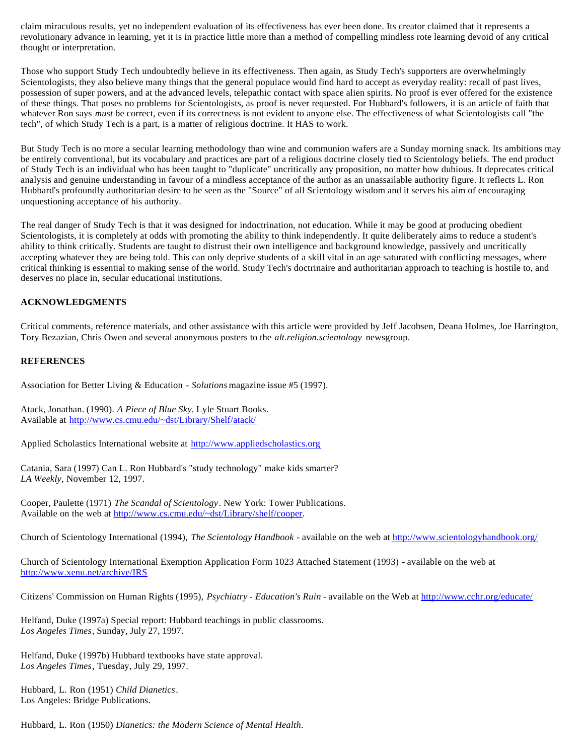claim miraculous results, yet no independent evaluation of its effectiveness has ever been done. Its creator claimed that it represents a revolutionary advance in learning, yet it is in practice little more than a method of compelling mindless rote learning devoid of any critical thought or interpretation.

Those who support Study Tech undoubtedly believe in its effectiveness. Then again, as Study Tech's supporters are overwhelmingly Scientologists, they also believe many things that the general populace would find hard to accept as everyday reality: recall of past lives, possession of super powers, and at the advanced levels, telepathic contact with space alien spirits. No proof is ever offered for the existence of these things. That poses no problems for Scientologists, as proof is never requested. For Hubbard's followers, it is an article of faith that whatever Ron says *must* be correct, even if its correctness is not evident to anyone else. The effectiveness of what Scientologists call "the tech", of which Study Tech is a part, is a matter of religious doctrine. It HAS to work.

But Study Tech is no more a secular learning methodology than wine and communion wafers are a Sunday morning snack. Its ambitions may be entirely conventional, but its vocabulary and practices are part of a religious doctrine closely tied to Scientology beliefs. The end product of Study Tech is an individual who has been taught to "duplicate" uncritically any proposition, no matter how dubious. It deprecates critical analysis and genuine understanding in favour of a mindless acceptance of the author as an unassailable authority figure. It reflects L. Ron Hubbard's profoundly authoritarian desire to be seen as the "Source" of all Scientology wisdom and it serves his aim of encouraging unquestioning acceptance of his authority.

The real danger of Study Tech is that it was designed for indoctrination, not education. While it may be good at producing obedient Scientologists, it is completely at odds with promoting the ability to think independently. It quite deliberately aims to reduce a student's ability to think critically. Students are taught to distrust their own intelligence and background knowledge, passively and uncritically accepting whatever they are being told. This can only deprive students of a skill vital in an age saturated with conflicting messages, where critical thinking is essential to making sense of the world. Study Tech's doctrinaire and authoritarian approach to teaching is hostile to, and deserves no place in, secular educational institutions.

**ACKNOWLEDGMENTS**

Critical comments, reference materials, and other assistance with this article were provided by Jeff Jacobsen, Deana Holmes, Joe Harrington, Tory Bezazian, Chris Owen and several anonymous posters to the *alt.religion.scientology* newsgroup.

**REFERENCES**

Association for Better Living & Education - *Solutions* magazine issue #5 (1997).

Atack, Jonathan. (1990). *A Piece of Blue Sky*. Lyle Stuart Books.
Available at http://www.cs.cmu.edu/~dst/Library/Shelf/atack/

Applied Scholastics International website at http://www.appliedscholastics.org

Catania, Sara (1997) Can L. Ron Hubbard's "study technology" make kids smarter?
*LA Weekly*, November 12, 1997.

Cooper, Paulette (1971) *The Scandal of Scientology*. New York: Tower Publications.
Available on the web at http://www.cs.cmu.edu/~dst/Library/shelf/cooper.

Church of Scientology International (1994), *The Scientology Handbook* - available on the web at http://www.scientologyhandbook.org/

Church of Scientology International Exemption Application Form 1023 Attached Statement (1993) - available on the web at http://www.xenu.net/archive/IRS

Citizens' Commission on Human Rights (1995), *Psychiatry - Education's Ruin* - available on the Web at http://www.cchr.org/educate/

Helfand, Duke (1997a) Special report: Hubbard teachings in public classrooms.
*Los Angeles Times*, Sunday, July 27, 1997.

Helfand, Duke (1997b) Hubbard textbooks have state approval.
*Los Angeles Times*, Tuesday, July 29, 1997.

Hubbard, L. Ron (1951) *Child Dianetics*.
Los Angeles: Bridge Publications.

Hubbard, L. Ron (1950) *Dianetics: the Modern Science of Mental Health*.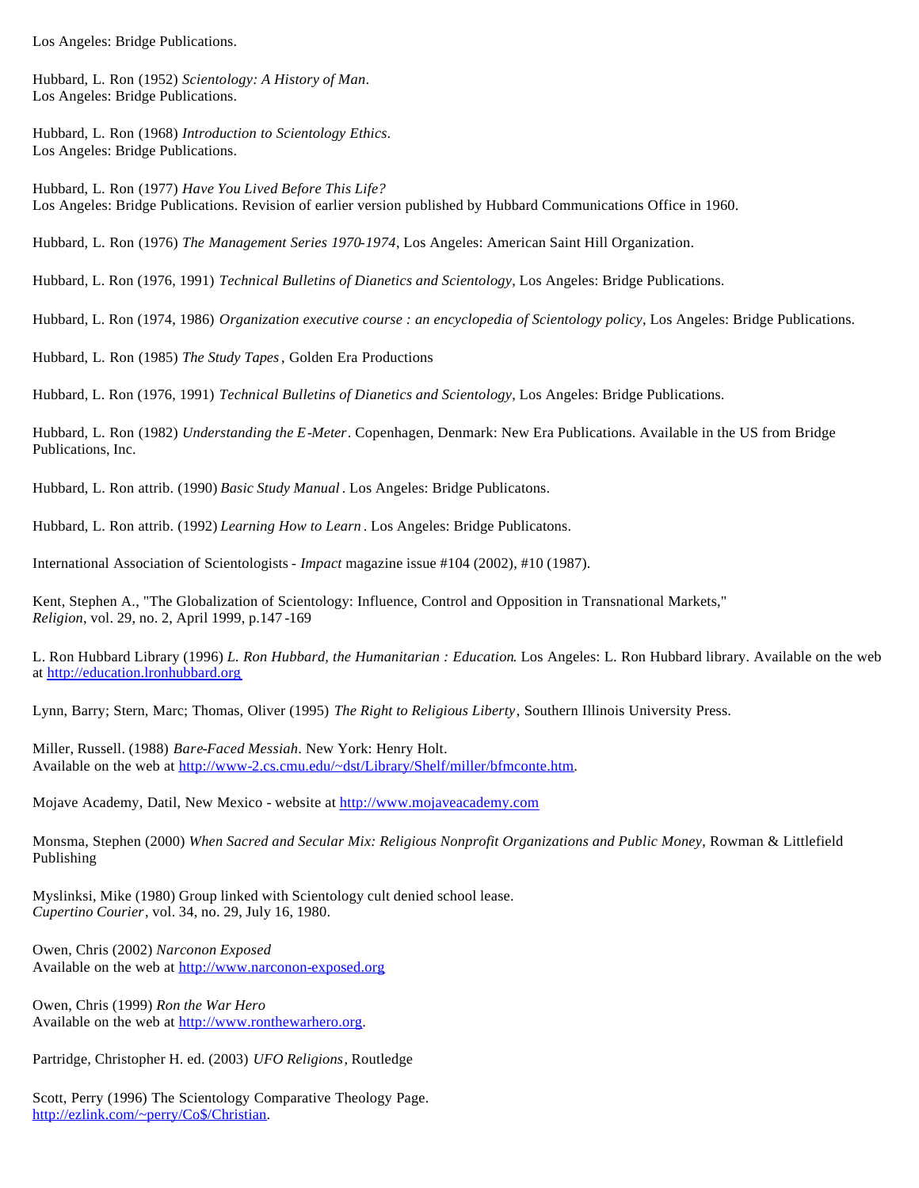Los Angeles: Bridge Publications.

Hubbard, L. Ron (1952) *Scientology: A History of Man*.
Los Angeles: Bridge Publications.

Hubbard, L. Ron (1968) *Introduction to Scientology Ethics*.
Los Angeles: Bridge Publications.

Hubbard, L. Ron (1977) *Have You Lived Before This Life?*
Los Angeles: Bridge Publications. Revision of earlier version published by Hubbard Communications Office in 1960.

Hubbard, L. Ron (1976) *The Management Series 1970-1974*, Los Angeles: American Saint Hill Organization.

Hubbard, L. Ron (1976, 1991) *Technical Bulletins of Dianetics and Scientology*, Los Angeles: Bridge Publications.

Hubbard, L. Ron (1974, 1986) *Organization executive course : an encyclopedia of Scientology policy*, Los Angeles: Bridge Publications.

Hubbard, L. Ron (1985) *The Study Tapes*, Golden Era Productions

Hubbard, L. Ron (1976, 1991) *Technical Bulletins of Dianetics and Scientology*, Los Angeles: Bridge Publications.

Hubbard, L. Ron (1982) *Understanding the E-Meter*. Copenhagen, Denmark: New Era Publications. Available in the US from Bridge Publications, Inc.

Hubbard, L. Ron attrib. (1990) *Basic Study Manual*. Los Angeles: Bridge Publicatons.

Hubbard, L. Ron attrib. (1992) *Learning How to Learn*. Los Angeles: Bridge Publicatons.

International Association of Scientologists - *Impact* magazine issue #104 (2002), #10 (1987).

Kent, Stephen A., "The Globalization of Scientology: Influence, Control and Opposition in Transnational Markets,"
*Religion*, vol. 29, no. 2, April 1999, p.147-169

L. Ron Hubbard Library (1996) *L. Ron Hubbard, the Humanitarian : Education*. Los Angeles: L. Ron Hubbard library. Available on the web at http://education.lronhubbard.org

Lynn, Barry; Stern, Marc; Thomas, Oliver (1995) *The Right to Religious Liberty*, Southern Illinois University Press.

Miller, Russell. (1988) *Bare-Faced Messiah*. New York: Henry Holt.
Available on the web at http://www-2.cs.cmu.edu/~dst/Library/Shelf/miller/bfmconte.htm.

Mojave Academy, Datil, New Mexico - website at http://www.mojaveacademy.com

Monsma, Stephen (2000) *When Sacred and Secular Mix: Religious Nonprofit Organizations and Public Money*, Rowman & Littlefield Publishing

Myslinksi, Mike (1980) Group linked with Scientology cult denied school lease.
*Cupertino Courier*, vol. 34, no. 29, July 16, 1980.

Owen, Chris (2002) *Narconon Exposed*
Available on the web at http://www.narconon-exposed.org

Owen, Chris (1999) *Ron the War Hero*
Available on the web at http://www.ronthewarhero.org.

Partridge, Christopher H. ed. (2003) *UFO Religions*, Routledge

Scott, Perry (1996) The Scientology Comparative Theology Page.
http://ezlink.com/~perry/Co$/Christian.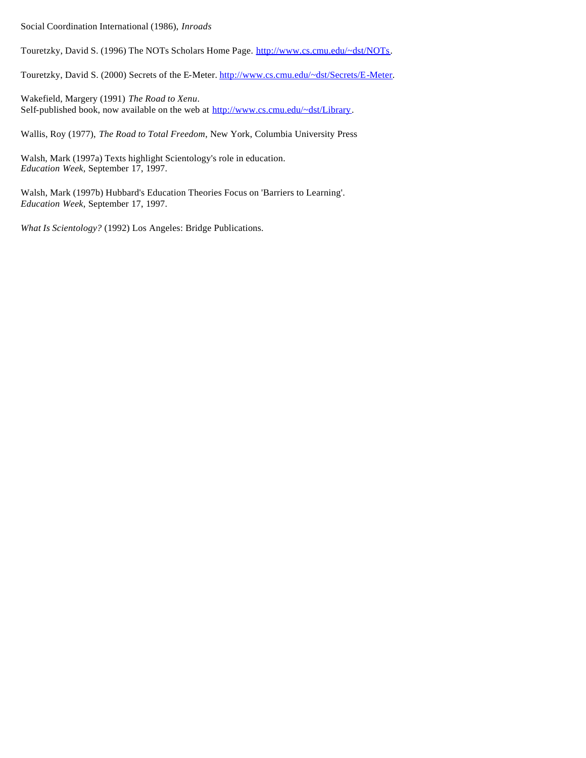Social Coordination International (1986), *Inroads*

Touretzky, David S. (1996) The NOTs Scholars Home Page. http://www.cs.cmu.edu/~dst/NOTs.

Touretzky, David S. (2000) Secrets of the E-Meter. http://www.cs.cmu.edu/~dst/Secrets/E-Meter.

Wakefield, Margery (1991) *The Road to Xenu*.
Self-published book, now available on the web at http://www.cs.cmu.edu/~dst/Library.

Wallis, Roy (1977), *The Road to Total Freedom*, New York, Columbia University Press

Walsh, Mark (1997a) Texts highlight Scientology's role in education.
*Education Week*, September 17, 1997.

Walsh, Mark (1997b) Hubbard's Education Theories Focus on 'Barriers to Learning'.
*Education Week*, September 17, 1997.

*What Is Scientology?* (1992) Los Angeles: Bridge Publications.